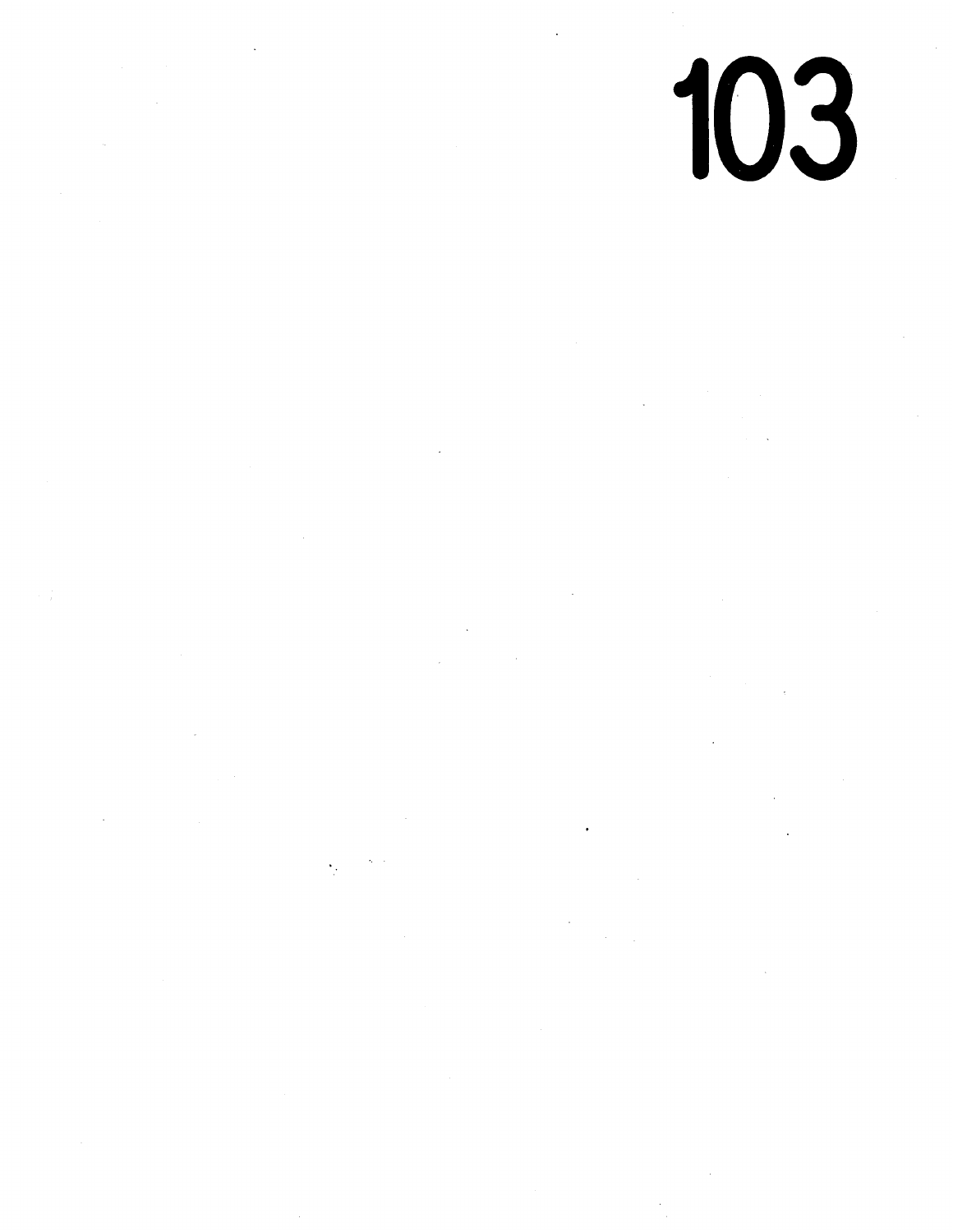103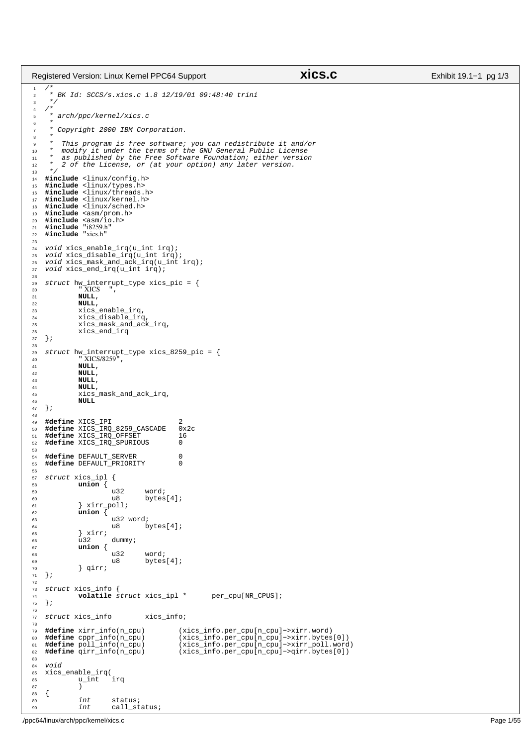```c
/*
 * BK Id: SCCS/s.xics.c 1.8 12/19/01 09:48:40 trini
 */
/*
 * arch/ppc/kernel/xics.c
 *
 * Copyright 2000 IBM Corporation.
 *
 *  This program is free software; you can redistribute it and/or
 *  modify it under the terms of the GNU General Public License
 *  as published by the Free Software Foundation; either version
 *  2 of the License, or (at your option) any later version.
 */
#include <linux/config.h>
#include <linux/types.h>
#include <linux/threads.h>
#include <linux/kernel.h>
#include <linux/sched.h>
#include <asm/prom.h>
#include <asm/io.h>
#include "i8259.h"
#include "xics.h"

void xics_enable_irq(u_int irq);
void xics_disable_irq(u_int irq);
void xics_mask_and_ack_irq(u_int irq);
void xics_end_irq(u_int irq);

struct hw_interrupt_type xics_pic = {
        " XICS    ",
        NULL,
        NULL,
        xics_enable_irq,
        xics_disable_irq,
        xics_mask_and_ack_irq,
        xics_end_irq
};

struct hw_interrupt_type xics_8259_pic = {
        " XICS/8259",
        NULL,
        NULL,
        NULL,
        NULL,
        xics_mask_and_ack_irq,
        NULL
};

#define XICS_IPI                2
#define XICS_IRQ_8259_CASCADE   0x2c
#define XICS_IRQ_OFFSET         16
#define XICS_IRQ_SPURIOUS       0

#define DEFAULT_SERVER          0
#define DEFAULT_PRIORITY        0

struct xics_ipl {
        union {
                u32     word;
                u8      bytes[4];
        } xirr_poll;
        union {
                u32 word;
                u8      bytes[4];
        } xirr;
        u32     dummy;
        union {
                u32     word;
                u8      bytes[4];
        } qirr;
};

struct xics_info {
        volatile struct xics_ipl *      per_cpu[NR_CPUS];
};

struct xics_info        xics_info;

#define xirr_info(n_cpu)        (xics_info.per_cpu[n_cpu]->xirr.word)
#define cppr_info(n_cpu)        (xics_info.per_cpu[n_cpu]->xirr.bytes[0])
#define poll_info(n_cpu)        (xics_info.per_cpu[n_cpu]->xirr_poll.word)
#define qirr_info(n_cpu)        (xics_info.per_cpu[n_cpu]->qirr.bytes[0])

void
xics_enable_irq(
        u_int   irq
        )
{
        int     status;
        int     call_status;
```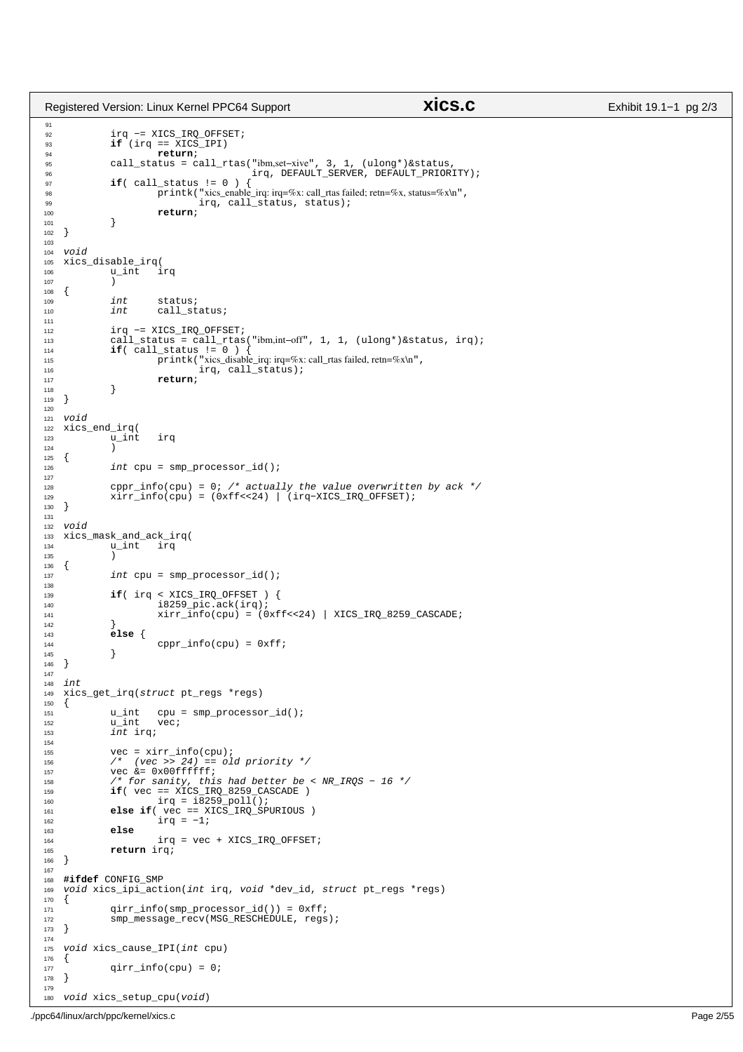```c
	irq -= XICS_IRQ_OFFSET;
	if (irq == XICS_IPI)
		return;
	call_status = call_rtas("ibm,set-xive", 3, 1, (ulong*)&status,
				irq, DEFAULT_SERVER, DEFAULT_PRIORITY);
	if( call_status != 0 ) {
		printk("xics_enable_irq: irq=%x: call_rtas failed; retn=%x, status=%x\n",
		       irq, call_status, status);
		return;
	}
}

void
xics_disable_irq(
	u_int	irq
	)
{
	int	status;
	int	call_status;

	irq -= XICS_IRQ_OFFSET;
	call_status = call_rtas("ibm,int-off", 1, 1, (ulong*)&status, irq);
	if( call_status != 0 ) {
		printk("xics_disable_irq: irq=%x: call_rtas failed, retn=%x\n",
		       irq, call_status);
		return;
	}
}

void
xics_end_irq(
	u_int	irq
	)
{
	int cpu = smp_processor_id();

	cppr_info(cpu) = 0; /* actually the value overwritten by ack */
	xirr_info(cpu) = (0xff<<24) | (irq-XICS_IRQ_OFFSET);
}

void
xics_mask_and_ack_irq(
	u_int	irq
	)
{
	int cpu = smp_processor_id();

	if( irq < XICS_IRQ_OFFSET ) {
		i8259_pic.ack(irq);
		xirr_info(cpu) = (0xff<<24) | XICS_IRQ_8259_CASCADE;
	}
	else {
		cppr_info(cpu) = 0xff;
	}
}

int
xics_get_irq(struct pt_regs *regs)
{
	u_int	cpu = smp_processor_id();
	u_int	vec;
	int irq;

	vec = xirr_info(cpu);
	/*  (vec >> 24) == old priority */
	vec &= 0x00ffffff;
	/* for sanity, this had better be < NR_IRQS - 16 */
	if( vec == XICS_IRQ_8259_CASCADE )
		irq = i8259_poll();
	else if( vec == XICS_IRQ_SPURIOUS )
		irq = -1;
	else
		irq = vec + XICS_IRQ_OFFSET;
	return irq;
}

#ifdef CONFIG_SMP
void xics_ipi_action(int irq, void *dev_id, struct pt_regs *regs)
{
	qirr_info(smp_processor_id()) = 0xff;
	smp_message_recv(MSG_RESCHEDULE, regs);
}

void xics_cause_IPI(int cpu)
{
	qirr_info(cpu) = 0;
}

void xics_setup_cpu(void)
```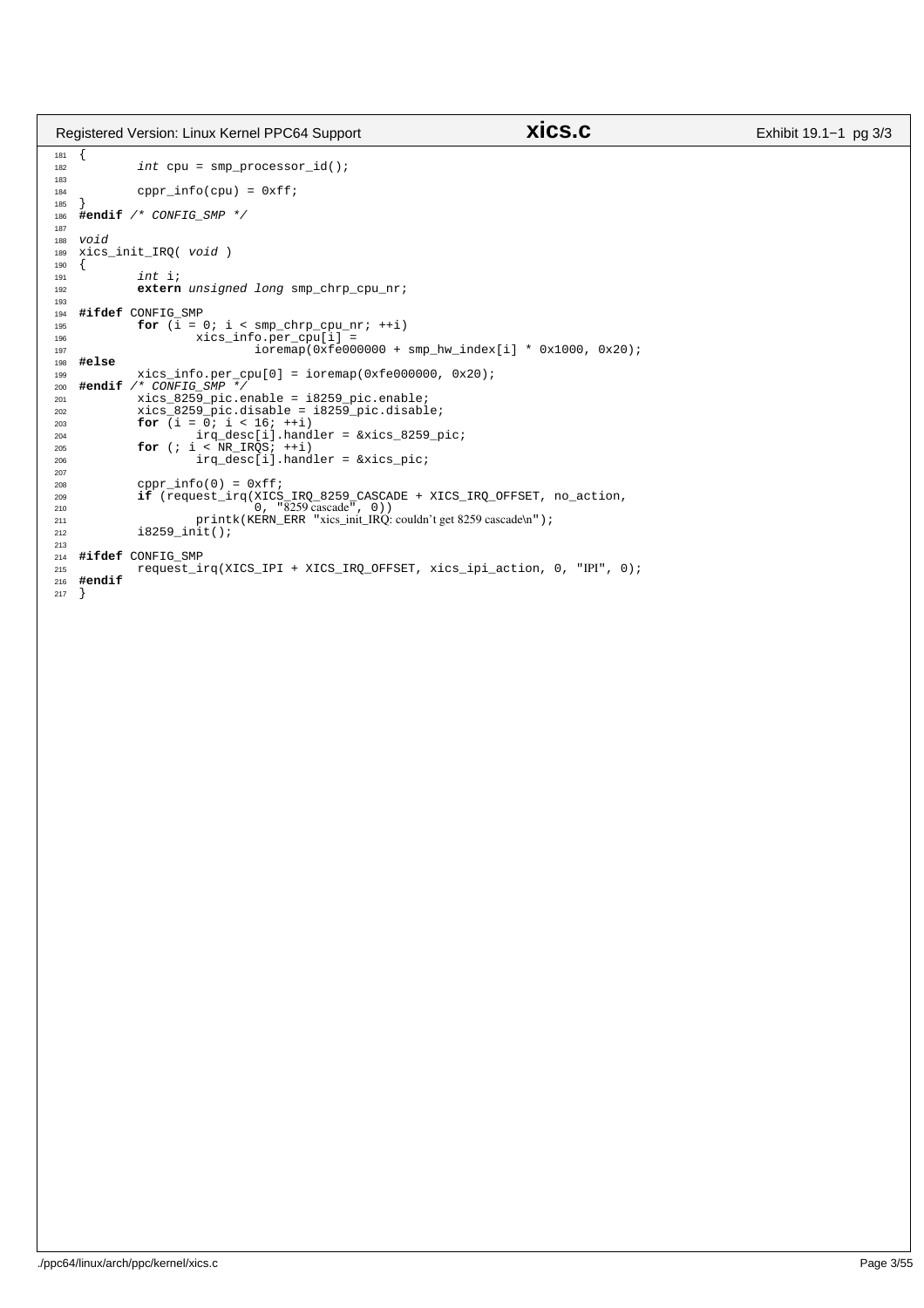```c
{
        int cpu = smp_processor_id();

        cppr_info(cpu) = 0xff;
}
#endif /* CONFIG_SMP */

void
xics_init_IRQ( void )
{
        int i;
        extern unsigned long smp_chrp_cpu_nr;

#ifdef CONFIG_SMP
        for (i = 0; i < smp_chrp_cpu_nr; ++i)
                xics_info.per_cpu[i] =
                        ioremap(0xfe000000 + smp_hw_index[i] * 0x1000, 0x20);
#else
        xics_info.per_cpu[0] = ioremap(0xfe000000, 0x20);
#endif /* CONFIG_SMP */
        xics_8259_pic.enable = i8259_pic.enable;
        xics_8259_pic.disable = i8259_pic.disable;
        for (i = 0; i < 16; ++i)
                irq_desc[i].handler = &xics_8259_pic;
        for (; i < NR_IRQS; ++i)
                irq_desc[i].handler = &xics_pic;

        cppr_info(0) = 0xff;
        if (request_irq(XICS_IRQ_8259_CASCADE + XICS_IRQ_OFFSET, no_action,
                        0, "8259 cascade", 0))
                printk(KERN_ERR "xics_init_IRQ: couldn't get 8259 cascade\n");
        i8259_init();

#ifdef CONFIG_SMP
        request_irq(XICS_IPI + XICS_IRQ_OFFSET, xics_ipi_action, 0, "IPI", 0);
#endif
}
```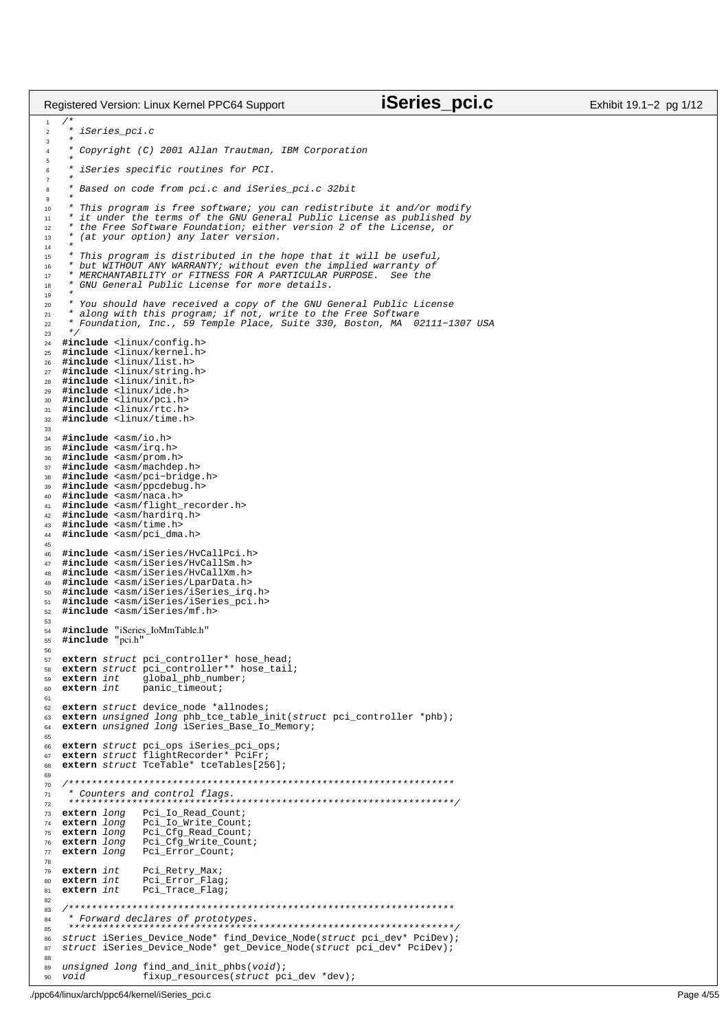```c
/*
 * iSeries_pci.c
 *
 * Copyright (C) 2001 Allan Trautman, IBM Corporation
 *
 * iSeries specific routines for PCI.
 *
 * Based on code from pci.c and iSeries_pci.c 32bit
 *
 * This program is free software; you can redistribute it and/or modify
 * it under the terms of the GNU General Public License as published by
 * the Free Software Foundation; either version 2 of the License, or
 * (at your option) any later version.
 *
 * This program is distributed in the hope that it will be useful,
 * but WITHOUT ANY WARRANTY; without even the implied warranty of
 * MERCHANTABILITY or FITNESS FOR A PARTICULAR PURPOSE.  See the
 * GNU General Public License for more details.
 *
 * You should have received a copy of the GNU General Public License
 * along with this program; if not, write to the Free Software
 * Foundation, Inc., 59 Temple Place, Suite 330, Boston, MA  02111-1307 USA
 */
#include <linux/config.h>
#include <linux/kernel.h>
#include <linux/list.h>
#include <linux/string.h>
#include <linux/init.h>
#include <linux/ide.h>
#include <linux/pci.h>
#include <linux/rtc.h>
#include <linux/time.h>

#include <asm/io.h>
#include <asm/irq.h>
#include <asm/prom.h>
#include <asm/machdep.h>
#include <asm/pci-bridge.h>
#include <asm/ppcdebug.h>
#include <asm/naca.h>
#include <asm/flight_recorder.h>
#include <asm/hardirq.h>
#include <asm/time.h>
#include <asm/pci_dma.h>

#include <asm/iSeries/HvCallPci.h>
#include <asm/iSeries/HvCallSm.h>
#include <asm/iSeries/HvCallXm.h>
#include <asm/iSeries/LparData.h>
#include <asm/iSeries/iSeries_irq.h>
#include <asm/iSeries/iSeries_pci.h>
#include <asm/iSeries/mf.h>

#include "iSeries_IoMmTable.h"
#include "pci.h"

extern struct pci_controller* hose_head;
extern struct pci_controller** hose_tail;
extern int      global_phb_number;
extern int      panic_timeout;

extern struct device_node *allnodes;
extern unsigned long phb_tce_table_init(struct pci_controller *phb);
extern unsigned long iSeries_Base_Io_Memory;

extern struct pci_ops iSeries_pci_ops;
extern struct flightRecorder* PciFr;
extern struct TceTable* tceTables[256];

/*******************************************************************
 * Counters and control flags.
 *******************************************************************/
extern long   Pci_Io_Read_Count;
extern long   Pci_Io_Write_Count;
extern long   Pci_Cfg_Read_Count;
extern long   Pci_Cfg_Write_Count;
extern long   Pci_Error_Count;

extern int    Pci_Retry_Max;
extern int    Pci_Error_Flag;
extern int    Pci_Trace_Flag;

/*******************************************************************
 * Forward declares of prototypes.
 *******************************************************************/
struct iSeries_Device_Node* find_Device_Node(struct pci_dev* PciDev);
struct iSeries_Device_Node* get_Device_Node(struct pci_dev* PciDev);

unsigned long find_and_init_phbs(void);
void          fixup_resources(struct pci_dev *dev);
```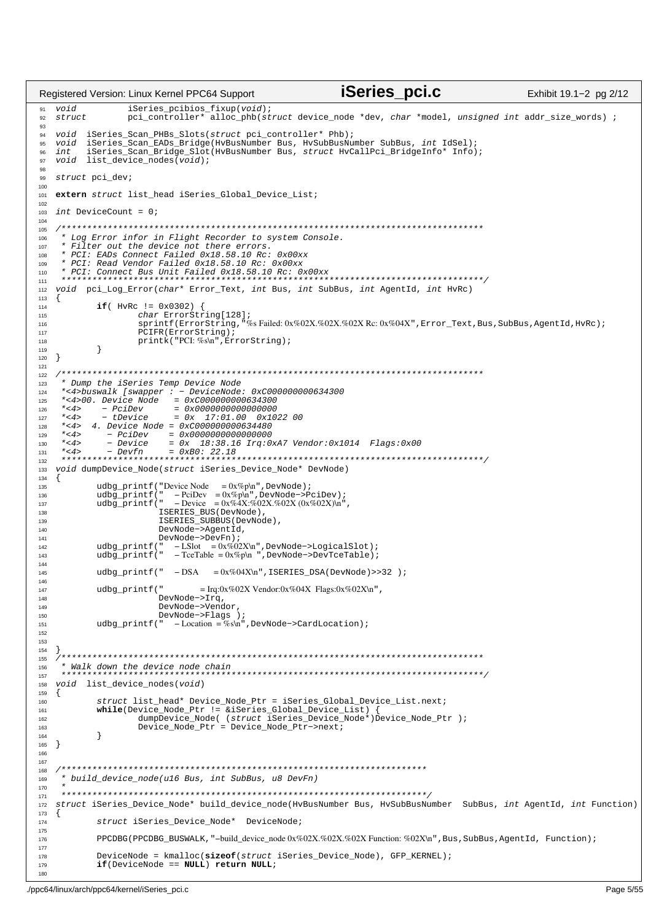```c
void            iSeries_pcibios_fixup(void);
struct          pci_controller* alloc_phb(struct device_node *dev, char *model, unsigned int addr_size_words) ;

void  iSeries_Scan_PHBs_Slots(struct pci_controller* Phb);
void  iSeries_Scan_EADs_Bridge(HvBusNumber Bus, HvSubBusNumber SubBus, int IdSel);
int   iSeries_Scan_Bridge_Slot(HvBusNumber Bus, struct HvCallPci_BridgeInfo* Info);
void  list_device_nodes(void);

struct pci_dev;

extern struct list_head iSeries_Global_Device_List;

int DeviceCount = 0;

/**********************************************************************************
 * Log Error infor in Flight Recorder to system Console.
 * Filter out the device not there errors.
 * PCI: EADs Connect Failed 0x18.58.10 Rc: 0x00xx
 * PCI: Read Vendor Failed 0x18.58.10 Rc: 0x00xx
 * PCI: Connect Bus Unit Failed 0x18.58.10 Rc: 0x00xx
 **********************************************************************************/
void  pci_Log_Error(char* Error_Text, int Bus, int SubBus, int AgentId, int HvRc)
{
        if( HvRc != 0x0302) {
                char ErrorString[128];
                sprintf(ErrorString,"%s Failed: 0x%02X.%02X.%02X Rc: 0x%04X",Error_Text,Bus,SubBus,AgentId,HvRc);
                PCIFR(ErrorString);
                printk("PCI: %s\n",ErrorString);
        }
}

/**********************************************************************************
 * Dump the iSeries Temp Device Node
 *<4>buswalk [swapper : - DeviceNode: 0xC000000000634300
 *<4>00. Device Node   = 0xC000000000634300
 *<4>    - PciDev      = 0x0000000000000000
 *<4>    - tDevice     = 0x  17:01.00  0x1022 00
 *<4>  4. Device Node = 0xC000000000634480
 *<4>     - PciDev    = 0x0000000000000000
 *<4>     - Device    = 0x  18:38.16 Irq:0xA7 Vendor:0x1014  Flags:0x00
 *<4>     - Devfn     = 0xB0: 22.18
 **********************************************************************************/
void dumpDevice_Node(struct iSeries_Device_Node* DevNode)
{
        udbg_printf("Device Node    = 0x%p\n",DevNode);
        udbg_printf("  - PciDev   = 0x%p\n",DevNode->PciDev);
        udbg_printf("  - Device   = 0x%4X:%02X.%02X (0x%02X)\n",
                    ISERIES_BUS(DevNode),
                    ISERIES_SUBBUS(DevNode),
                    DevNode->AgentId,
                    DevNode->DevFn);
        udbg_printf("  - LSlot    = 0x%02X\n",DevNode->LogicalSlot);
        udbg_printf("  - TceTable = 0x%p\n ",DevNode->DevTceTable);

        udbg_printf("  - DSA      = 0x%04X\n",ISERIES_DSA(DevNode)>>32 );

        udbg_printf("           = Irq:0x%02X Vendor:0x%04X  Flags:0x%02X\n",
                    DevNode->Irq,
                    DevNode->Vendor,
                    DevNode->Flags );
        udbg_printf("  - Location = %s\n",DevNode->CardLocation);


}
/**********************************************************************************
 * Walk down the device node chain
 **********************************************************************************/
void  list_device_nodes(void)
{
        struct list_head* Device_Node_Ptr = iSeries_Global_Device_List.next;
        while(Device_Node_Ptr != &iSeries_Global_Device_List) {
                dumpDevice_Node( (struct iSeries_Device_Node*)Device_Node_Ptr );
                Device_Node_Ptr = Device_Node_Ptr->next;
        }
}


/***********************************************************************
 * build_device_node(u16 Bus, int SubBus, u8 DevFn)
 *
 ***********************************************************************/
struct iSeries_Device_Node* build_device_node(HvBusNumber Bus, HvSubBusNumber  SubBus, int AgentId, int Function)
{
        struct iSeries_Device_Node*  DeviceNode;

        PPCDBG(PPCDBG_BUSWALK,"-build_device_node 0x%02X.%02X.%02X Function: %02X\n",Bus,SubBus,AgentId, Function);

        DeviceNode = kmalloc(sizeof(struct iSeries_Device_Node), GFP_KERNEL);
        if(DeviceNode == NULL) return NULL;

```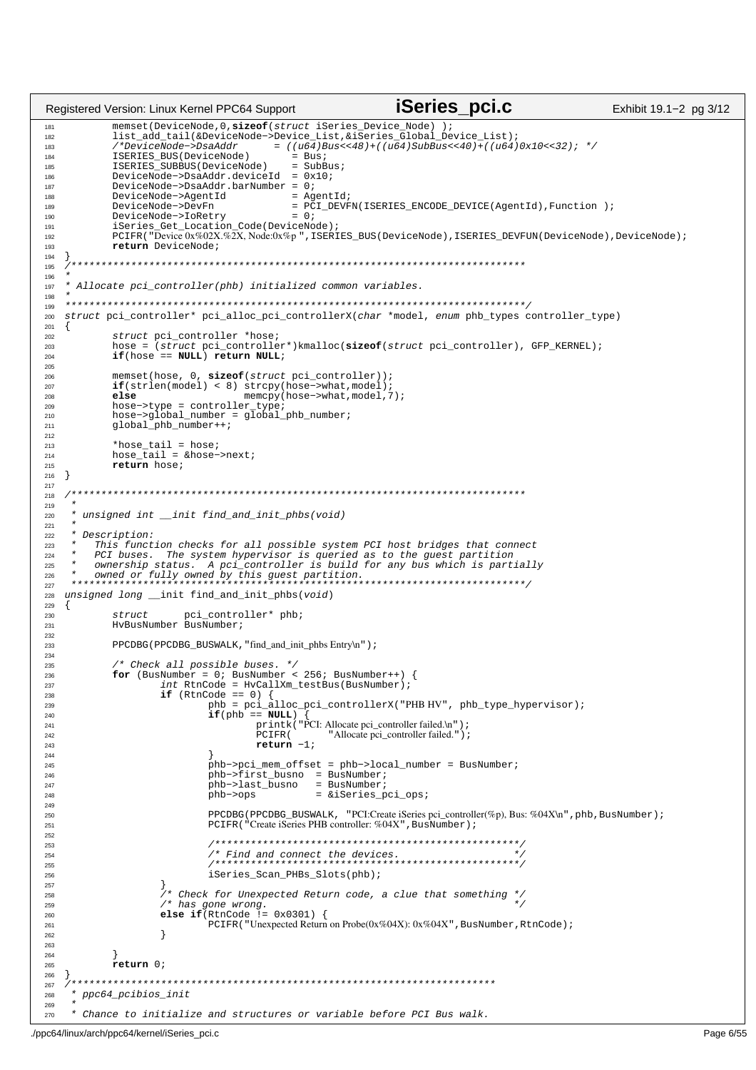```c
181         memset(DeviceNode,0,sizeof(struct iSeries_Device_Node) );
182         list_add_tail(&DeviceNode->Device_List,&iSeries_Global_Device_List);
183         /*DeviceNode->DsaAddr      = ((u64)Bus<<48)+((u64)SubBus<<40)+((u64)0x10<<32); */
184         ISERIES_BUS(DeviceNode)       = Bus;
185         ISERIES_SUBBUS(DeviceNode)    = SubBus;
186         DeviceNode->DsaAddr.deviceId  = 0x10;
187         DeviceNode->DsaAddr.barNumber = 0;
188         DeviceNode->AgentId           = AgentId;
189         DeviceNode->DevFn             = PCI_DEVFN(ISERIES_ENCODE_DEVICE(AgentId),Function );
190         DeviceNode->IoRetry           = 0;
191         iSeries_Get_Location_Code(DeviceNode);
192         PCIFR("Device 0x%02X.%2X, Node:0x%p ",ISERIES_BUS(DeviceNode),ISERIES_DEVFUN(DeviceNode),DeviceNode);
193         return DeviceNode;
194 }
195 /****************************************************************************
196  *
197  * Allocate pci_controller(phb) initialized common variables.
198  *
199  ****************************************************************************/
200 struct pci_controller* pci_alloc_pci_controllerX(char *model, enum phb_types controller_type)
201 {
202         struct pci_controller *hose;
203         hose = (struct pci_controller*)kmalloc(sizeof(struct pci_controller), GFP_KERNEL);
204         if(hose == NULL) return NULL;
205 
206         memset(hose, 0, sizeof(struct pci_controller));
207         if(strlen(model) < 8) strcpy(hose->what,model);
208         else                  memcpy(hose->what,model,7);
209         hose->type = controller_type;
210         hose->global_number = global_phb_number;
211         global_phb_number++;
212 
213         *hose_tail = hose;
214         hose_tail = &hose->next;
215         return hose;
216 }
217 
218 /****************************************************************************
219  *
220  * unsigned int __init find_and_init_phbs(void)
221  *
222  * Description:
223  *   This function checks for all possible system PCI host bridges that connect
224  *   PCI buses.  The system hypervisor is queried as to the guest partition
225  *   ownership status.  A pci_controller is build for any bus which is partially
226  *   owned or fully owned by this guest partition.
227  ****************************************************************************/
228 unsigned long __init find_and_init_phbs(void)
229 {
230         struct      pci_controller* phb;
231         HvBusNumber BusNumber;
232 
233         PPCDBG(PPCDBG_BUSWALK,"find_and_init_phbs Entry\n");
234 
235         /* Check all possible buses. */
236         for (BusNumber = 0; BusNumber < 256; BusNumber++) {
237                 int RtnCode = HvCallXm_testBus(BusNumber);
238                 if (RtnCode == 0) {
239                         phb = pci_alloc_pci_controllerX("PHB HV", phb_type_hypervisor);
240                         if(phb == NULL) {
241                                 printk("PCI: Allocate pci_controller failed.\n");
242                                 PCIFR(       "Allocate pci_controller failed.");
243                                 return -1;
244                         }
245                         phb->pci_mem_offset = phb->local_number = BusNumber;
246                         phb->first_busno  = BusNumber;
247                         phb->last_busno   = BusNumber;
248                         phb->ops          = &iSeries_pci_ops;
249 
250                         PPCDBG(PPCDBG_BUSWALK, "PCI:Create iSeries pci_controller(%p), Bus: %04X\n",phb,BusNumber);
251                         PCIFR("Create iSeries PHB controller: %04X",BusNumber);
252 
253                         /***************************************************/
254                         /* Find and connect the devices.                   */
255                         /***************************************************/
256                         iSeries_Scan_PHBs_Slots(phb);
257                 }
258                 /* Check for Unexpected Return code, a clue that something */
259                 /* has gone wrong.                                         */
260                 else if(RtnCode != 0x0301) {
261                         PCIFR("Unexpected Return on Probe(0x%04X): 0x%04X",BusNumber,RtnCode);
262                 }
263 
264         }
265         return 0;
266 }
267 /***********************************************************************
268  * ppc64_pcibios_init
269  *
270  * Chance to initialize and structures or variable before PCI Bus walk.
```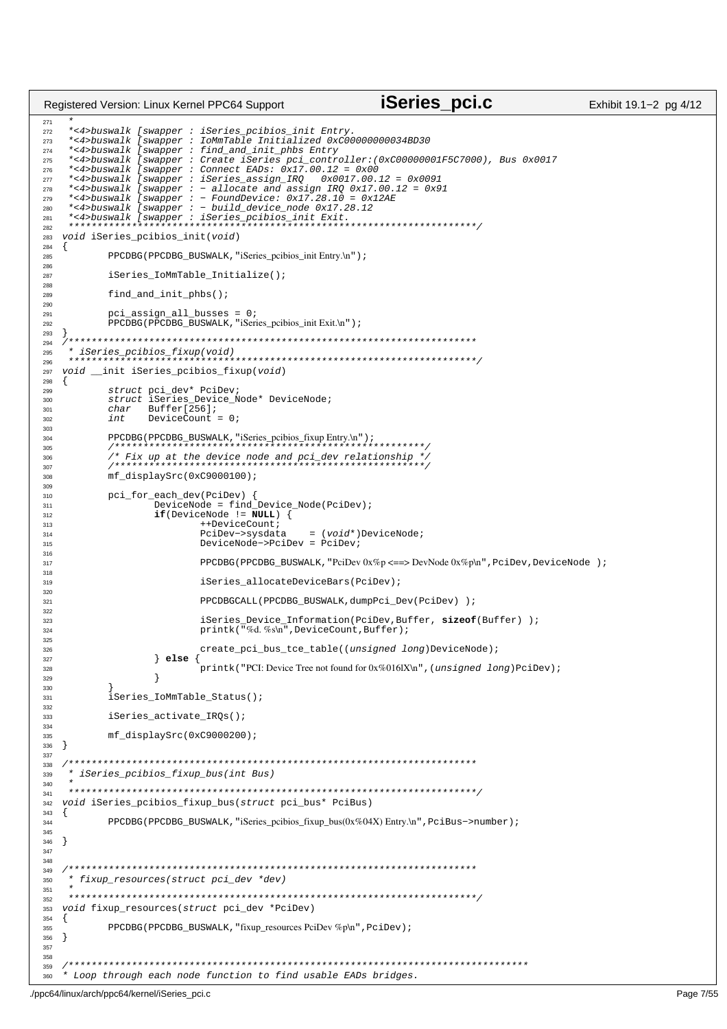```c
 *
 *<4>buswalk [swapper : iSeries_pcibios_init Entry.
 *<4>buswalk [swapper : IoMmTable Initialized 0xC00000000034BD30
 *<4>buswalk [swapper : find_and_init_phbs Entry
 *<4>buswalk [swapper : Create iSeries pci_controller:(0xC00000001F5C7000), Bus 0x0017
 *<4>buswalk [swapper : Connect EADs: 0x17.00.12 = 0x00
 *<4>buswalk [swapper : iSeries_assign_IRQ   0x0017.00.12 = 0x0091
 *<4>buswalk [swapper : - allocate and assign IRQ 0x17.00.12 = 0x91
 *<4>buswalk [swapper : - FoundDevice: 0x17.28.10 = 0x12AE
 *<4>buswalk [swapper : - build_device_node 0x17.28.12
 *<4>buswalk [swapper : iSeries_pcibios_init Exit.
 ***********************************************************************/
void iSeries_pcibios_init(void)
{
        PPCDBG(PPCDBG_BUSWALK,"iSeries_pcibios_init Entry.\n");

        iSeries_IoMmTable_Initialize();

        find_and_init_phbs();

        pci_assign_all_busses = 0;
        PPCDBG(PPCDBG_BUSWALK,"iSeries_pcibios_init Exit.\n");
}
/***********************************************************************
 * iSeries_pcibios_fixup(void)
 ***********************************************************************/
void __init iSeries_pcibios_fixup(void)
{
        struct pci_dev* PciDev;
        struct iSeries_Device_Node* DeviceNode;
        char   Buffer[256];
        int    DeviceCount = 0;

        PPCDBG(PPCDBG_BUSWALK,"iSeries_pcibios_fixup Entry.\n");
        /*******************************************************/
        /* Fix up at the device node and pci_dev relationship */
        /*******************************************************/
        mf_displaySrc(0xC9000100);

        pci_for_each_dev(PciDev) {
                DeviceNode = find_Device_Node(PciDev);
                if(DeviceNode != NULL) {
                        ++DeviceCount;
                        PciDev->sysdata    = (void*)DeviceNode;
                        DeviceNode->PciDev = PciDev;

                        PPCDBG(PPCDBG_BUSWALK,"PciDev 0x%p <==> DevNode 0x%p\n",PciDev,DeviceNode );

                        iSeries_allocateDeviceBars(PciDev);

                        PPCDBGCALL(PPCDBG_BUSWALK,dumpPci_Dev(PciDev) );

                        iSeries_Device_Information(PciDev,Buffer, sizeof(Buffer) );
                        printk("%d. %s\n",DeviceCount,Buffer);

                        create_pci_bus_tce_table((unsigned long)DeviceNode);
                } else {
                        printk("PCI: Device Tree not found for 0x%016lX\n",(unsigned long)PciDev);
                }
        }
        iSeries_IoMmTable_Status();

        iSeries_activate_IRQs();

        mf_displaySrc(0xC9000200);
}

/***********************************************************************
 * iSeries_pcibios_fixup_bus(int Bus)
 *
 ***********************************************************************/
void iSeries_pcibios_fixup_bus(struct pci_bus* PciBus)
{
        PPCDBG(PPCDBG_BUSWALK,"iSeries_pcibios_fixup_bus(0x%04X) Entry.\n",PciBus->number);

}


/***********************************************************************
 * fixup_resources(struct pci_dev *dev)
 *
 ***********************************************************************/
void fixup_resources(struct pci_dev *PciDev)
{
        PPCDBG(PPCDBG_BUSWALK,"fixup_resources PciDev %p\n",PciDev);
}


/********************************************************************************
* Loop through each node function to find usable EADs bridges.
```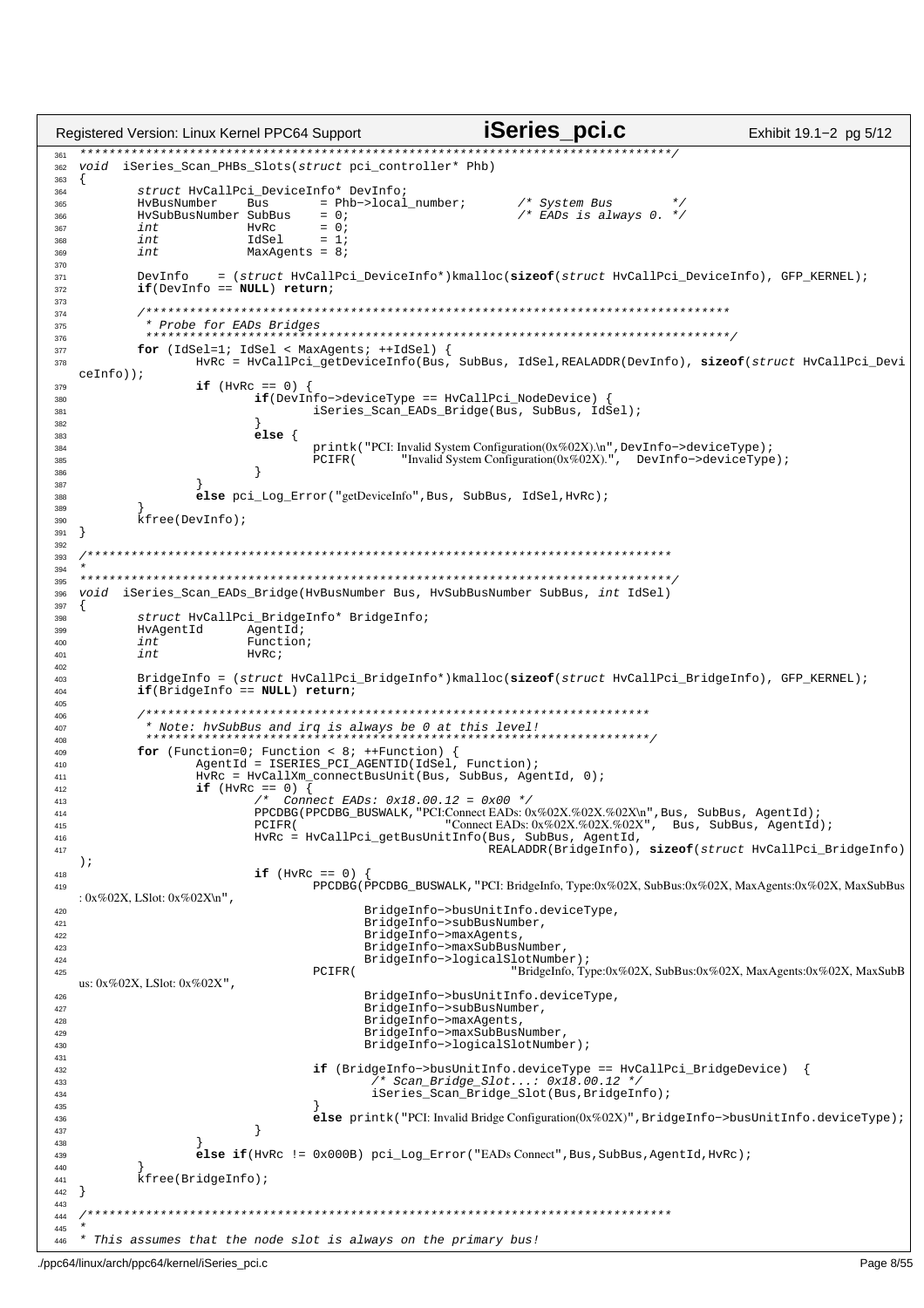```c
*******************************************************************************/
void  iSeries_Scan_PHBs_Slots(struct pci_controller* Phb)
{
        struct HvCallPci_DeviceInfo* DevInfo;
        HvBusNumber    Bus       = Phb->local_number;       /* System Bus        */
        HvSubBusNumber SubBus    = 0;                       /* EADs is always 0. */
        int            HvRc      = 0;
        int            IdSel     = 1;
        int            MaxAgents = 8;

        DevInfo    = (struct HvCallPci_DeviceInfo*)kmalloc(sizeof(struct HvCallPci_DeviceInfo), GFP_KERNEL);
        if(DevInfo == NULL) return;

        /******************************************************************************
         * Probe for EADs Bridges
         ******************************************************************************/
        for (IdSel=1; IdSel < MaxAgents; ++IdSel) {
                HvRc = HvCallPci_getDeviceInfo(Bus, SubBus, IdSel,REALADDR(DevInfo), sizeof(struct HvCallPci_DeviceInfo));
                if (HvRc == 0) {
                        if(DevInfo->deviceType == HvCallPci_NodeDevice) {
                                iSeries_Scan_EADs_Bridge(Bus, SubBus, IdSel);
                        }
                        else {
                                printk("PCI: Invalid System Configuration(0x%02X).\n",DevInfo->deviceType);
                                PCIFR(       "Invalid System Configuration(0x%02X).",  DevInfo->deviceType);
                        }
                }
                else pci_Log_Error("getDeviceInfo",Bus, SubBus, IdSel,HvRc);
        }
        kfree(DevInfo);
}

/*******************************************************************************
 *
 *******************************************************************************/
void  iSeries_Scan_EADs_Bridge(HvBusNumber Bus, HvSubBusNumber SubBus, int IdSel)
{
        struct HvCallPci_BridgeInfo* BridgeInfo;
        HvAgentId      AgentId;
        int            Function;
        int            HvRc;

        BridgeInfo = (struct HvCallPci_BridgeInfo*)kmalloc(sizeof(struct HvCallPci_BridgeInfo), GFP_KERNEL);
        if(BridgeInfo == NULL) return;

        /*********************************************************************
         * Note: hvSubBus and irq is always be 0 at this level!
         *********************************************************************/
        for (Function=0; Function < 8; ++Function) {
                AgentId = ISERIES_PCI_AGENTID(IdSel, Function);
                HvRc = HvCallXm_connectBusUnit(Bus, SubBus, AgentId, 0);
                if (HvRc == 0) {
                        /*  Connect EADs: 0x18.00.12 = 0x00 */
                        PPCDBG(PPCDBG_BUSWALK,"PCI:Connect EADs: 0x%02X.%02X.%02X\n",Bus, SubBus, AgentId);
                        PCIFR(                "Connect EADs: 0x%02X.%02X.%02X",  Bus, SubBus, AgentId);
                        HvRc = HvCallPci_getBusUnitInfo(Bus, SubBus, AgentId,
                                                        REALADDR(BridgeInfo), sizeof(struct HvCallPci_BridgeInfo));
                        if (HvRc == 0) {
                                PPCDBG(PPCDBG_BUSWALK,"PCI: BridgeInfo, Type:0x%02X, SubBus:0x%02X, MaxAgents:0x%02X, MaxSubBus: 0x%02X, LSlot: 0x%02X\n",
                                        BridgeInfo->busUnitInfo.deviceType,
                                        BridgeInfo->subBusNumber,
                                        BridgeInfo->maxAgents,
                                        BridgeInfo->maxSubBusNumber,
                                        BridgeInfo->logicalSlotNumber);
                                PCIFR(                     "BridgeInfo, Type:0x%02X, SubBus:0x%02X, MaxAgents:0x%02X, MaxSubBus: 0x%02X, LSlot: 0x%02X",
                                        BridgeInfo->busUnitInfo.deviceType,
                                        BridgeInfo->subBusNumber,
                                        BridgeInfo->maxAgents,
                                        BridgeInfo->maxSubBusNumber,
                                        BridgeInfo->logicalSlotNumber);

                                if (BridgeInfo->busUnitInfo.deviceType == HvCallPci_BridgeDevice)  {
                                        /* Scan_Bridge_Slot...: 0x18.00.12 */
                                        iSeries_Scan_Bridge_Slot(Bus,BridgeInfo);
                                }
                                else printk("PCI: Invalid Bridge Configuration(0x%02X)",BridgeInfo->busUnitInfo.deviceType);
                        }
                }
                else if(HvRc != 0x000B) pci_Log_Error("EADs Connect",Bus,SubBus,AgentId,HvRc);
        }
        kfree(BridgeInfo);
}

/*******************************************************************************
 *
 * This assumes that the node slot is always on the primary bus!
```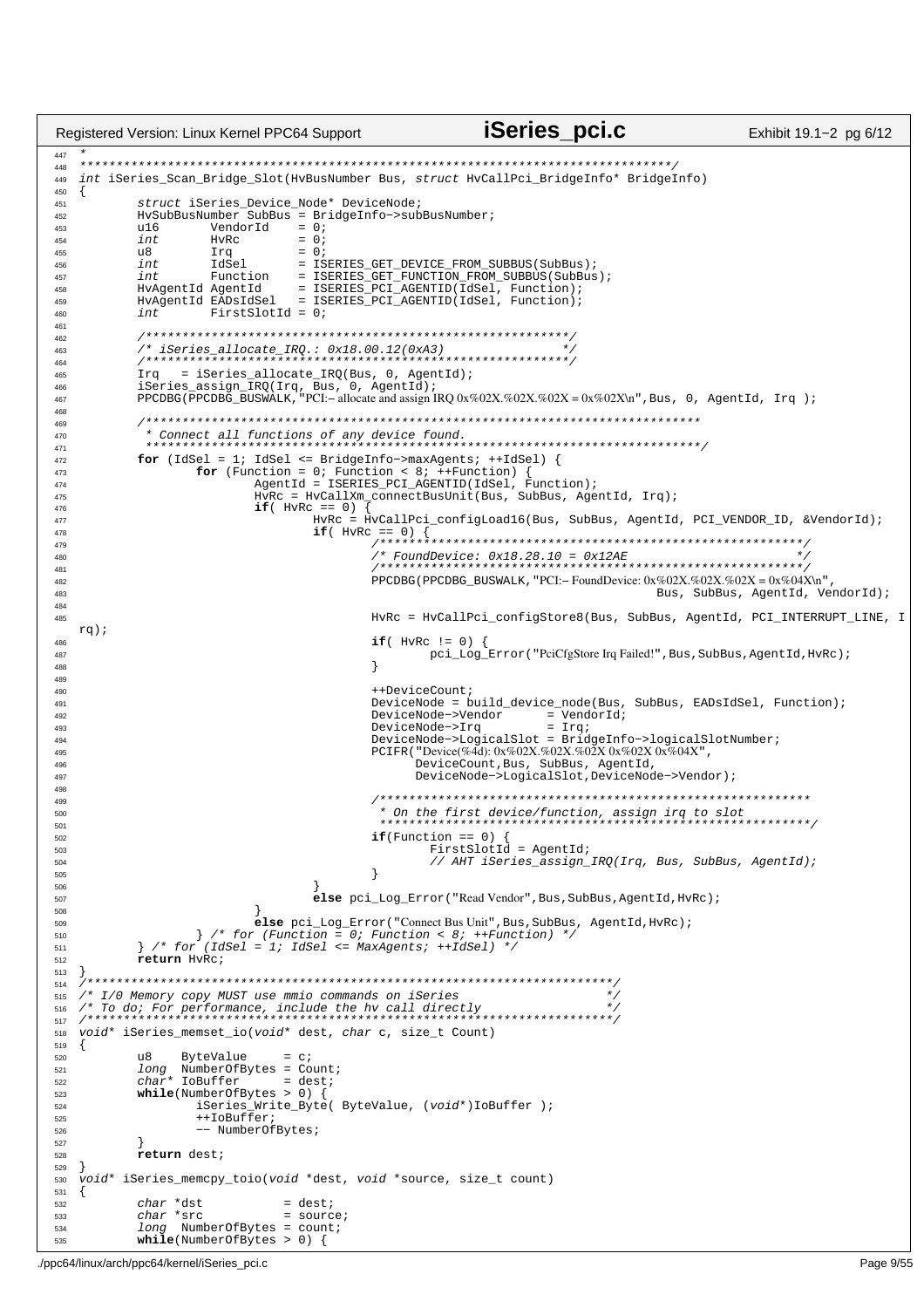```c
 *
*******************************************************************************/
int iSeries_Scan_Bridge_Slot(HvBusNumber Bus, struct HvCallPci_BridgeInfo* BridgeInfo)
{
	struct iSeries_Device_Node* DeviceNode;
	HvSubBusNumber SubBus = BridgeInfo->subBusNumber;
	u16       VendorId    = 0;
	int       HvRc        = 0;
	u8        Irq         = 0;
	int       IdSel       = ISERIES_GET_DEVICE_FROM_SUBBUS(SubBus);
	int       Function    = ISERIES_GET_FUNCTION_FROM_SUBBUS(SubBus);
	HvAgentId AgentId     = ISERIES_PCI_AGENTID(IdSel, Function);
	HvAgentId EADsIdSel   = ISERIES_PCI_AGENTID(IdSel, Function);
	int       FirstSlotId = 0;

	/**********************************************************/
	/* iSeries_allocate_IRQ.: 0x18.00.12(0xA3)                */
	/**********************************************************/
	Irq   = iSeries_allocate_IRQ(Bus, 0, AgentId);
	iSeries_assign_IRQ(Irq, Bus, 0, AgentId);
	PPCDBG(PPCDBG_BUSWALK,"PCI:- allocate and assign IRQ 0x%02X.%02X.%02X = 0x%02X\n",Bus, 0, AgentId, Irq );

	/****************************************************************************
	 * Connect all functions of any device found.
	 ****************************************************************************/
	for (IdSel = 1; IdSel <= BridgeInfo->maxAgents; ++IdSel) {
		for (Function = 0; Function < 8; ++Function) {
			AgentId = ISERIES_PCI_AGENTID(IdSel, Function);
			HvRc = HvCallXm_connectBusUnit(Bus, SubBus, AgentId, Irq);
			if( HvRc == 0) {
				HvRc = HvCallPci_configLoad16(Bus, SubBus, AgentId, PCI_VENDOR_ID, &VendorId);
				if( HvRc == 0) {
					/**********************************************************/
					/* FoundDevice: 0x18.28.10 = 0x12AE                       */
					/**********************************************************/
					PPCDBG(PPCDBG_BUSWALK,"PCI:- FoundDevice: 0x%02X.%02X.%02X = 0x%04X\n",
					                                       Bus, SubBus, AgentId, VendorId);

					HvRc = HvCallPci_configStore8(Bus, SubBus, AgentId, PCI_INTERRUPT_LINE, Irq);
					if( HvRc != 0) {
						pci_Log_Error("PciCfgStore Irq Failed!",Bus,SubBus,AgentId,HvRc);
					}

					++DeviceCount;
					DeviceNode = build_device_node(Bus, SubBus, EADsIdSel, Function);
					DeviceNode->Vendor      = VendorId;
					DeviceNode->Irq         = Irq;
					DeviceNode->LogicalSlot = BridgeInfo->logicalSlotNumber;
					PCIFR("Device(%4d): 0x%02X.%02X.%02X 0x%02X 0x%04X",
					      DeviceCount,Bus, SubBus, AgentId,
					      DeviceNode->LogicalSlot,DeviceNode->Vendor);

					/***********************************************************
					 * On the first device/function, assign irq to slot
					 ***********************************************************/
					if(Function == 0) {
						FirstSlotId = AgentId;
						// AHT iSeries_assign_IRQ(Irq, Bus, SubBus, AgentId);
					}
				}
				else pci_Log_Error("Read Vendor",Bus,SubBus,AgentId,HvRc);
			}
			else pci_Log_Error("Connect Bus Unit",Bus,SubBus, AgentId,HvRc);
		} /* for (Function = 0; Function < 8; ++Function) */
	} /* for (IdSel = 1; IdSel <= MaxAgents; ++IdSel) */
	return HvRc;
}
/************************************************************************/
/* I/0 Memory copy MUST use mmio commands on iSeries                    */
/* To do; For performance, include the hv call directly                 */
/************************************************************************/
void* iSeries_memset_io(void* dest, char c, size_t Count)
{
	u8    ByteValue     = c;
	long  NumberOfBytes = Count;
	char* IoBuffer      = dest;
	while(NumberOfBytes > 0) {
		iSeries_Write_Byte( ByteValue, (void*)IoBuffer );
		++IoBuffer;
		-- NumberOfBytes;
	}
	return dest;
}
void* iSeries_memcpy_toio(void *dest, void *source, size_t count)
{
	char *dst           = dest;
	char *src           = source;
	long  NumberOfBytes = count;
	while(NumberOfBytes > 0) {
```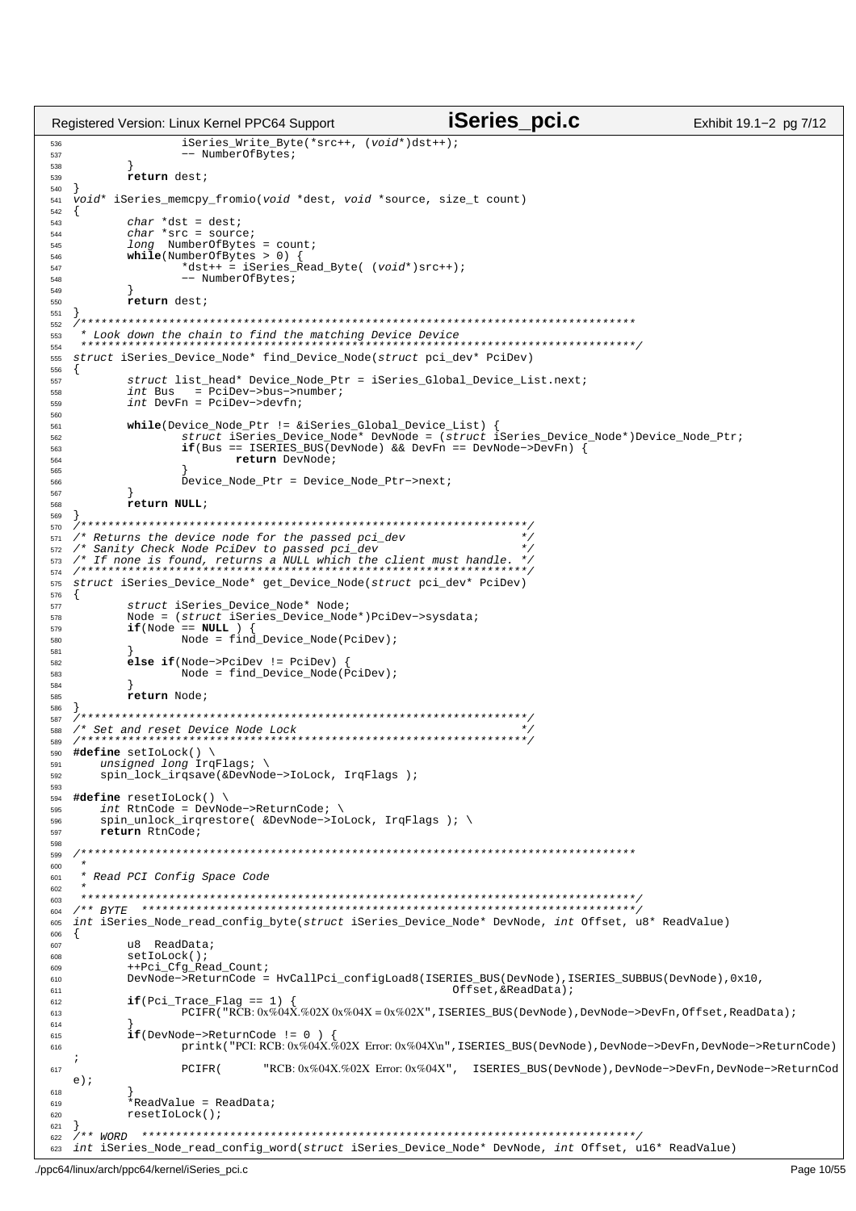```c
                iSeries_Write_Byte(*src++, (void*)dst++);
                -- NumberOfBytes;
        }
        return dest;
}
void* iSeries_memcpy_fromio(void *dest, void *source, size_t count)
{
        char *dst = dest;
        char *src = source;
        long  NumberOfBytes = count;
        while(NumberOfBytes > 0) {
                *dst++ = iSeries_Read_Byte( (void*)src++);
                -- NumberOfBytes;
        }
        return dest;
}
/**********************************************************************************
 * Look down the chain to find the matching Device Device
 **********************************************************************************/
struct iSeries_Device_Node* find_Device_Node(struct pci_dev* PciDev)
{
        struct list_head* Device_Node_Ptr = iSeries_Global_Device_List.next;
        int Bus   = PciDev->bus->number;
        int DevFn = PciDev->devfn;

        while(Device_Node_Ptr != &iSeries_Global_Device_List) {
                struct iSeries_Device_Node* DevNode = (struct iSeries_Device_Node*)Device_Node_Ptr;
                if(Bus == ISERIES_BUS(DevNode) && DevFn == DevNode->DevFn) {
                        return DevNode;
                }
                Device_Node_Ptr = Device_Node_Ptr->next;
        }
        return NULL;
}
/******************************************************************/
/* Returns the device node for the passed pci_dev                 */
/* Sanity Check Node PciDev to passed pci_dev                     */
/* If none is found, returns a NULL which the client must handle. */
/******************************************************************/
struct iSeries_Device_Node* get_Device_Node(struct pci_dev* PciDev)
{
        struct iSeries_Device_Node* Node;
        Node = (struct iSeries_Device_Node*)PciDev->sysdata;
        if(Node == NULL ) {
                Node = find_Device_Node(PciDev);
        }
        else if(Node->PciDev != PciDev) {
                Node = find_Device_Node(PciDev);
        }
        return Node;
}
/******************************************************************/
/* Set and reset Device Node Lock                                 */
/******************************************************************/
#define setIoLock() \
    unsigned long IrqFlags; \
    spin_lock_irqsave(&DevNode->IoLock, IrqFlags );

#define resetIoLock() \
    int RtnCode = DevNode->ReturnCode; \
    spin_unlock_irqrestore( &DevNode->IoLock, IrqFlags ); \
    return RtnCode;

/**********************************************************************************
 *
 * Read PCI Config Space Code
 *
 **********************************************************************************/
/** BYTE  *************************************************************************/
int iSeries_Node_read_config_byte(struct iSeries_Device_Node* DevNode, int Offset, u8* ReadValue)
{
        u8  ReadData;
        setIoLock();
        ++Pci_Cfg_Read_Count;
        DevNode->ReturnCode = HvCallPci_configLoad8(ISERIES_BUS(DevNode),ISERIES_SUBBUS(DevNode),0x10,
                                                         Offset,&ReadData);
        if(Pci_Trace_Flag == 1) {
                PCIFR("RCB: 0x%04X.%02X 0x%04X = 0x%02X",ISERIES_BUS(DevNode),DevNode->DevFn,Offset,ReadData);
        }
        if(DevNode->ReturnCode != 0 ) {
                printk("PCI: RCB: 0x%04X.%02X  Error: 0x%04X\n",ISERIES_BUS(DevNode),DevNode->DevFn,DevNode->ReturnCode);
                PCIFR(      "RCB: 0x%04X.%02X  Error: 0x%04X",  ISERIES_BUS(DevNode),DevNode->DevFn,DevNode->ReturnCode);
        }
        *ReadValue = ReadData;
        resetIoLock();
}
/** WORD  *************************************************************************/
int iSeries_Node_read_config_word(struct iSeries_Device_Node* DevNode, int Offset, u16* ReadValue)
```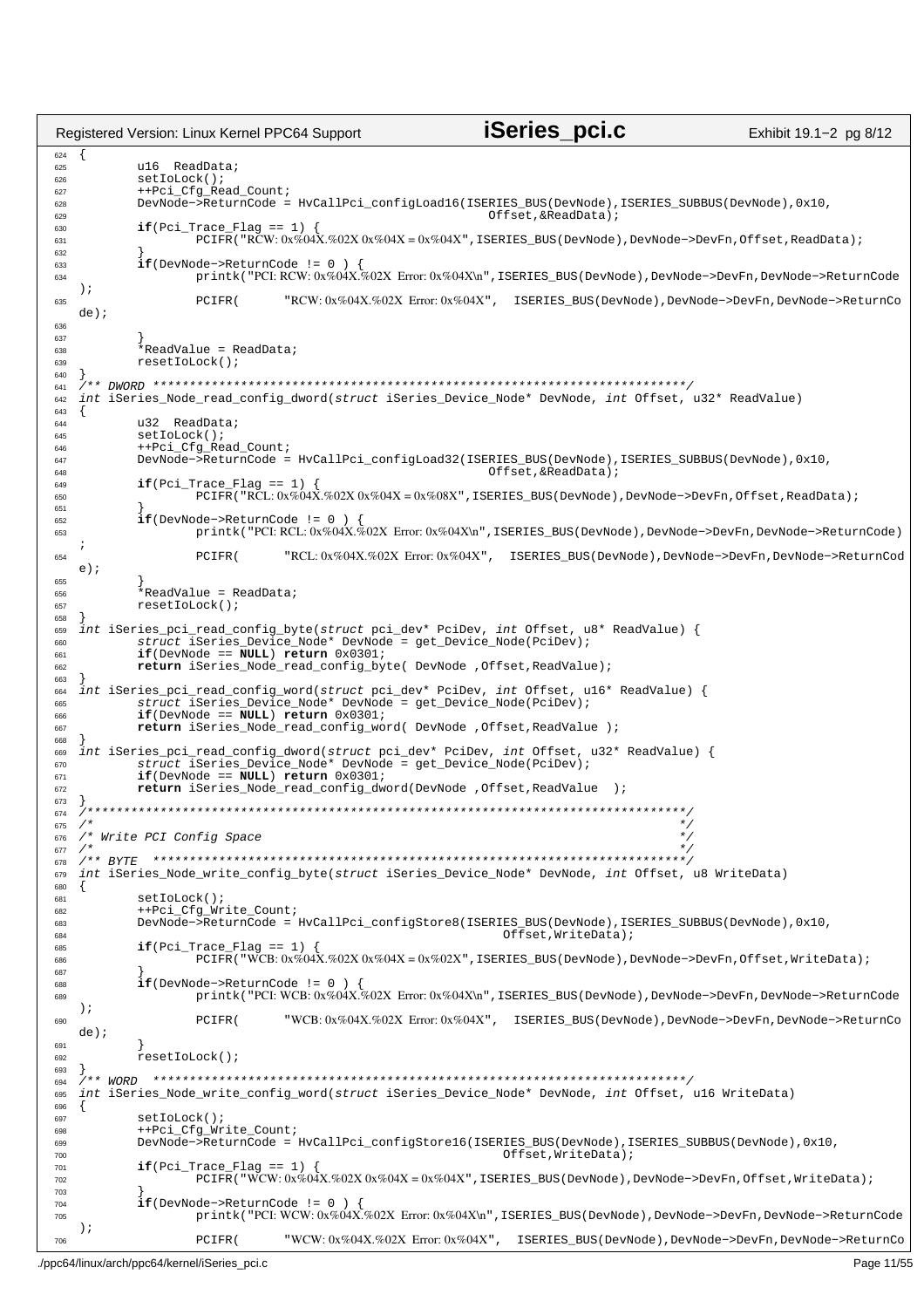```c
624 {
625         u16  ReadData;
626         setIoLock();
627         ++Pci_Cfg_Read_Count;
628         DevNode->ReturnCode = HvCallPci_configLoad16(ISERIES_BUS(DevNode),ISERIES_SUBBUS(DevNode),0x10,
629                                                      Offset,&ReadData);
630         if(Pci_Trace_Flag == 1) {
631                 PCIFR("RCW: 0x%04X.%02X 0x%04X = 0x%04X",ISERIES_BUS(DevNode),DevNode->DevFn,Offset,ReadData);
632         }
633         if(DevNode->ReturnCode != 0 ) {
634                 printk("PCI: RCW: 0x%04X.%02X  Error: 0x%04X\n",ISERIES_BUS(DevNode),DevNode->DevFn,DevNode->ReturnCode
    );
635                 PCIFR(      "RCW: 0x%04X.%02X  Error: 0x%04X",   ISERIES_BUS(DevNode),DevNode->DevFn,DevNode->ReturnCo
    de);
636 
637         }
638         *ReadValue = ReadData;
639         resetIoLock();
640 }
641 /** DWORD *************************************************************************/
642 int iSeries_Node_read_config_dword(struct iSeries_Device_Node* DevNode, int Offset, u32* ReadValue)
643 {
644         u32  ReadData;
645         setIoLock();
646         ++Pci_Cfg_Read_Count;
647         DevNode->ReturnCode = HvCallPci_configLoad32(ISERIES_BUS(DevNode),ISERIES_SUBBUS(DevNode),0x10,
648                                                      Offset,&ReadData);
649         if(Pci_Trace_Flag == 1) {
650                 PCIFR("RCL: 0x%04X.%02X 0x%04X = 0x%08X",ISERIES_BUS(DevNode),DevNode->DevFn,Offset,ReadData);
651         }
652         if(DevNode->ReturnCode != 0 ) {
653                 printk("PCI: RCL: 0x%04X.%02X  Error: 0x%04X\n",ISERIES_BUS(DevNode),DevNode->DevFn,DevNode->ReturnCode)
    ;
654                 PCIFR(      "RCL: 0x%04X.%02X  Error: 0x%04X",   ISERIES_BUS(DevNode),DevNode->DevFn,DevNode->ReturnCod
    e);
655         }
656         *ReadValue = ReadData;
657         resetIoLock();
658 }
659 int iSeries_pci_read_config_byte(struct pci_dev* PciDev, int Offset, u8* ReadValue) {
660         struct iSeries_Device_Node* DevNode = get_Device_Node(PciDev);
661         if(DevNode == NULL) return 0x0301;
662         return iSeries_Node_read_config_byte( DevNode ,Offset,ReadValue);
663 }
664 int iSeries_pci_read_config_word(struct pci_dev* PciDev, int Offset, u16* ReadValue) {
665         struct iSeries_Device_Node* DevNode = get_Device_Node(PciDev);
666         if(DevNode == NULL) return 0x0301;
667         return iSeries_Node_read_config_word( DevNode ,Offset,ReadValue );
668 }
669 int iSeries_pci_read_config_dword(struct pci_dev* PciDev, int Offset, u32* ReadValue) {
670         struct iSeries_Device_Node* DevNode = get_Device_Node(PciDev);
671         if(DevNode == NULL) return 0x0301;
672         return iSeries_Node_read_config_dword(DevNode ,Offset,ReadValue  );
673 }
674 /************************************************************************************/
675 /*                                                                                  */
676 /* Write PCI Config Space                                                           */
677 /*                                                                                  */
678 /** BYTE  *************************************************************************/
679 int iSeries_Node_write_config_byte(struct iSeries_Device_Node* DevNode, int Offset, u8 WriteData)
680 {
681         setIoLock();
682         ++Pci_Cfg_Write_Count;
683         DevNode->ReturnCode = HvCallPci_configStore8(ISERIES_BUS(DevNode),ISERIES_SUBBUS(DevNode),0x10,
684                                                       Offset,WriteData);
685         if(Pci_Trace_Flag == 1) {
686                 PCIFR("WCB: 0x%04X.%02X 0x%04X = 0x%02X",ISERIES_BUS(DevNode),DevNode->DevFn,Offset,WriteData);
687         }
688         if(DevNode->ReturnCode != 0 ) {
689                 printk("PCI: WCB: 0x%04X.%02X  Error: 0x%04X\n",ISERIES_BUS(DevNode),DevNode->DevFn,DevNode->ReturnCode
    );
690                 PCIFR(      "WCB: 0x%04X.%02X  Error: 0x%04X",   ISERIES_BUS(DevNode),DevNode->DevFn,DevNode->ReturnCo
    de);
691         }
692         resetIoLock();
693 }
694 /** WORD  *************************************************************************/
695 int iSeries_Node_write_config_word(struct iSeries_Device_Node* DevNode, int Offset, u16 WriteData)
696 {
697         setIoLock();
698         ++Pci_Cfg_Write_Count;
699         DevNode->ReturnCode = HvCallPci_configStore16(ISERIES_BUS(DevNode),ISERIES_SUBBUS(DevNode),0x10,
700                                                       Offset,WriteData);
701         if(Pci_Trace_Flag == 1) {
702                 PCIFR("WCW: 0x%04X.%02X 0x%04X = 0x%04X",ISERIES_BUS(DevNode),DevNode->DevFn,Offset,WriteData);
703         }
704         if(DevNode->ReturnCode != 0 ) {
705                 printk("PCI: WCW: 0x%04X.%02X  Error: 0x%04X\n",ISERIES_BUS(DevNode),DevNode->DevFn,DevNode->ReturnCode
    );
706                 PCIFR(      "WCW: 0x%04X.%02X  Error: 0x%04X",   ISERIES_BUS(DevNode),DevNode->DevFn,DevNode->ReturnCo
```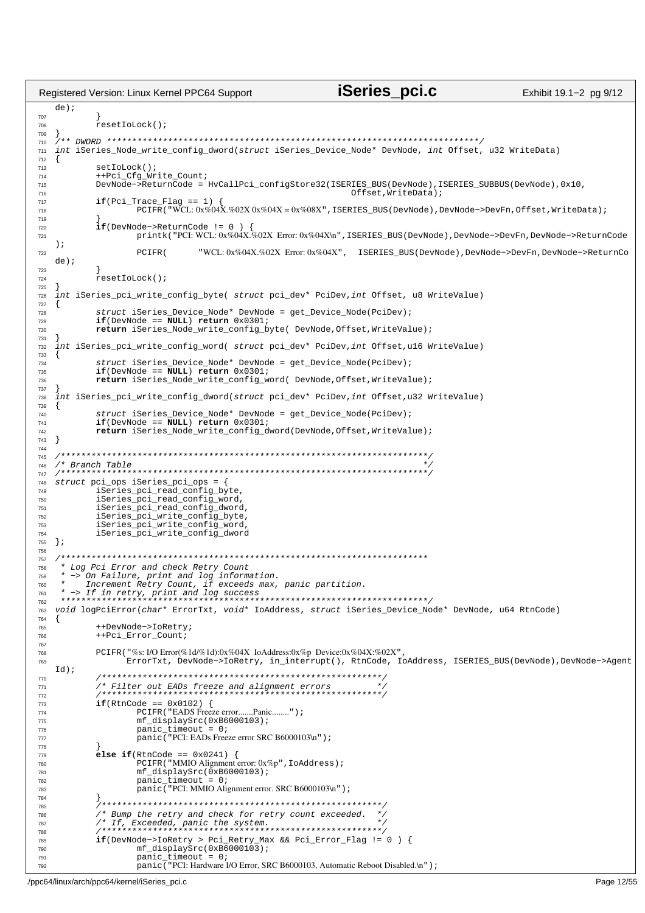```c
de);
        }
        resetIoLock();
}
/** DWORD *************************************************************************/
int iSeries_Node_write_config_dword(struct iSeries_Device_Node* DevNode, int Offset, u32 WriteData)
{
        setIoLock();
        ++Pci_Cfg_Write_Count;
        DevNode->ReturnCode = HvCallPci_configStore32(ISERIES_BUS(DevNode),ISERIES_SUBBUS(DevNode),0x10,
                                                                Offset,WriteData);
        if(Pci_Trace_Flag == 1) {
                PCIFR("WCL: 0x%04X.%02X 0x%04X = 0x%08X",ISERIES_BUS(DevNode),DevNode->DevFn,Offset,WriteData);
        }
        if(DevNode->ReturnCode != 0 ) {
                printk("PCI: WCL: 0x%04X.%02X  Error: 0x%04X\n",ISERIES_BUS(DevNode),DevNode->DevFn,DevNode->ReturnCode
);
                PCIFR(      "WCL: 0x%04X.%02X  Error: 0x%04X",  ISERIES_BUS(DevNode),DevNode->DevFn,DevNode->ReturnCo
de);
        }
        resetIoLock();
}
int iSeries_pci_write_config_byte( struct pci_dev* PciDev,int Offset, u8 WriteValue)
{
        struct iSeries_Device_Node* DevNode = get_Device_Node(PciDev);
        if(DevNode == NULL) return 0x0301;
        return iSeries_Node_write_config_byte( DevNode,Offset,WriteValue);
}
int iSeries_pci_write_config_word( struct pci_dev* PciDev,int Offset,u16 WriteValue)
{
        struct iSeries_Device_Node* DevNode = get_Device_Node(PciDev);
        if(DevNode == NULL) return 0x0301;
        return iSeries_Node_write_config_word( DevNode,Offset,WriteValue);
}
int iSeries_pci_write_config_dword(struct pci_dev* PciDev,int Offset,u32 WriteValue)
{
        struct iSeries_Device_Node* DevNode = get_Device_Node(PciDev);
        if(DevNode == NULL) return 0x0301;
        return iSeries_Node_write_config_dword(DevNode,Offset,WriteValue);
}

/************************************************************************/
/* Branch Table                                                         */
/************************************************************************/
struct pci_ops iSeries_pci_ops = {
        iSeries_pci_read_config_byte,
        iSeries_pci_read_config_word,
        iSeries_pci_read_config_dword,
        iSeries_pci_write_config_byte,
        iSeries_pci_write_config_word,
        iSeries_pci_write_config_dword
};

/************************************************************************
 * Log Pci Error and check Retry Count
 * -> On Failure, print and log information.
 *    Increment Retry Count, if exceeds max, panic partition.
 * -> If in retry, print and log success
 ************************************************************************/
void logPciError(char* ErrorTxt, void* IoAddress, struct iSeries_Device_Node* DevNode, u64 RtnCode)
{
        ++DevNode->IoRetry;
        ++Pci_Error_Count;

        PCIFR("%s: I/O Error(%1d/%1d):0x%04X  IoAddress:0x%p  Device:0x%04X:%02X",
              ErrorTxt, DevNode->IoRetry, in_interrupt(), RtnCode, IoAddress, ISERIES_BUS(DevNode),DevNode->Agent
Id);
        /*******************************************************/
        /* Filter out EADs freeze and alignment errors          */
        /*******************************************************/
        if(RtnCode == 0x0102) {
                PCIFR("EADS Freeze error.......Panic........");
                mf_displaySrc(0xB6000103);
                panic_timeout = 0;
                panic("PCI: EADs Freeze error SRC B6000103\n");
        }
        else if(RtnCode == 0x0241) {
                PCIFR("MMIO Alignment error: 0x%p",IoAddress);
                mf_displaySrc(0xB6000103);
                panic_timeout = 0;
                panic("PCI: MMIO Alignment error. SRC B6000103\n");
        }
        /*******************************************************/
        /* Bump the retry and check for retry count exceeded.  */
        /* If, Exceeded, panic the system.                     */
        /*******************************************************/
        if(DevNode->IoRetry > Pci_Retry_Max && Pci_Error_Flag != 0 ) {
                mf_displaySrc(0xB6000103);
                panic_timeout = 0;
                panic("PCI: Hardware I/O Error, SRC B6000103, Automatic Reboot Disabled.\n");
```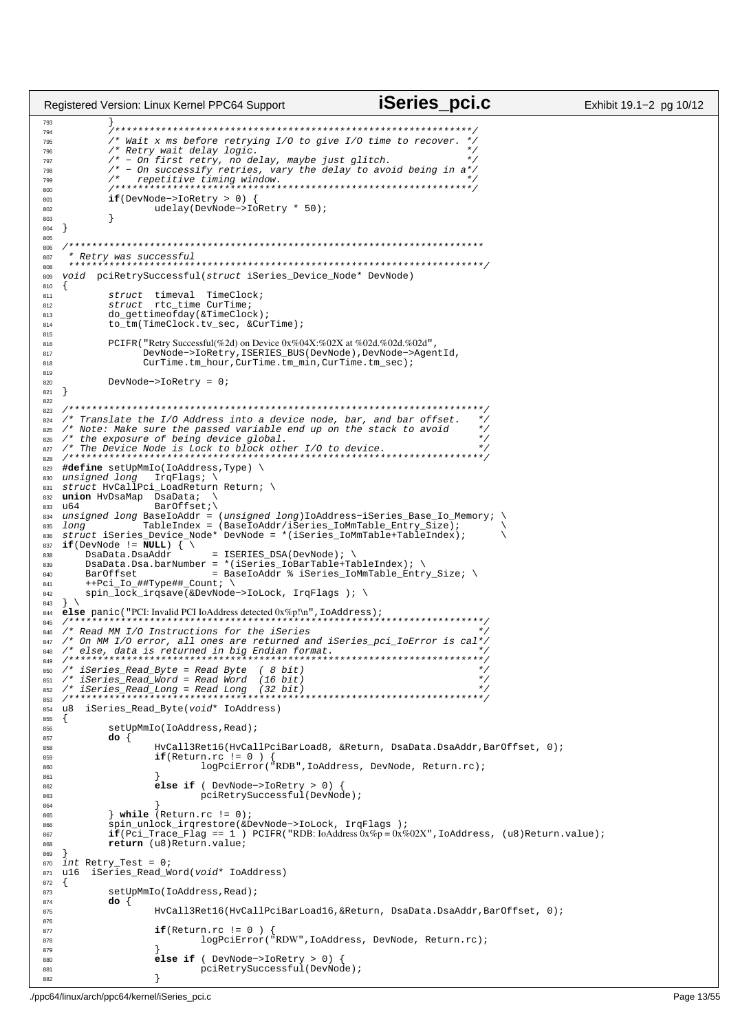```c
        }
        /***************************************************************/
        /* Wait x ms before retrying I/O to give I/O time to recover. */
        /* Retry wait delay logic.                                     */
        /* - On first retry, no delay, maybe just glitch.              */
        /* - On successify retries, vary the delay to avoid being in a*/
        /*   repetitive timing window.                                 */
        /***************************************************************/
        if(DevNode->IoRetry > 0) {
                udelay(DevNode->IoRetry * 50);
        }
}

/***********************************************************************
 * Retry was successful
 ***********************************************************************/
void  pciRetrySuccessful(struct iSeries_Device_Node* DevNode)
{
        struct  timeval  TimeClock;
        struct  rtc_time CurTime;
        do_gettimeofday(&TimeClock);
        to_tm(TimeClock.tv_sec, &CurTime);

        PCIFR("Retry Successful(%2d) on Device 0x%04X:%02X at %02d.%02d.%02d",
              DevNode->IoRetry,ISERIES_BUS(DevNode),DevNode->AgentId,
              CurTime.tm_hour,CurTime.tm_min,CurTime.tm_sec);

        DevNode->IoRetry = 0;
}

/***********************************************************************/
/* Translate the I/O Address into a device node, bar, and bar offset.  */
/* Note: Make sure the passed variable end up on the stack to avoid    */
/* the exposure of being device global.                                */
/* The Device Node is Lock to block other I/O to device.               */
/***********************************************************************/
#define setUpMmIo(IoAddress,Type) \
unsigned long   IrqFlags; \
struct HvCallPci_LoadReturn Return; \
union HvDsaMap  DsaData;  \
u64             BarOffset;\
unsigned long BaseIoAddr = (unsigned long)IoAddress-iSeries_Base_Io_Memory; \
long          TableIndex = (BaseIoAddr/iSeries_IoMmTable_Entry_Size);      \
struct iSeries_Device_Node* DevNode = *(iSeries_IoMmTable+TableIndex);      \
if(DevNode != NULL) { \
    DsaData.DsaAddr       = ISERIES_DSA(DevNode); \
    DsaData.Dsa.barNumber = *(iSeries_IoBarTable+TableIndex); \
    BarOffset             = BaseIoAddr % iSeries_IoMmTable_Entry_Size; \
    ++Pci_Io_##Type##_Count; \
    spin_lock_irqsave(&DevNode->IoLock, IrqFlags ); \
} \
else panic("PCI: Invalid PCI IoAddress detected 0x%p!\n",IoAddress);
/***********************************************************************/
/* Read MM I/O Instructions for the iSeries                            */
/* On MM I/O error, all ones are returned and iSeries_pci_IoError is cal*/
/* else, data is returned in big Endian format.                        */
/***********************************************************************/
/* iSeries_Read_Byte = Read Byte  ( 8 bit)                             */
/* iSeries_Read_Word = Read Word  (16 bit)                             */
/* iSeries_Read_Long = Read Long  (32 bit)                             */
/***********************************************************************/
u8  iSeries_Read_Byte(void* IoAddress)
{
        setUpMmIo(IoAddress,Read);
        do {
                HvCall3Ret16(HvCallPciBarLoad8, &Return, DsaData.DsaAddr,BarOffset, 0);
                if(Return.rc != 0 ) {
                        logPciError("RDB",IoAddress, DevNode, Return.rc);
                }
                else if ( DevNode->IoRetry > 0) {
                        pciRetrySuccessful(DevNode);
                }
        } while (Return.rc != 0);
        spin_unlock_irqrestore(&DevNode->IoLock, IrqFlags );
        if(Pci_Trace_Flag == 1 ) PCIFR("RDB: IoAddress 0x%p = 0x%02X",IoAddress, (u8)Return.value);
        return (u8)Return.value;
}
int Retry_Test = 0;
u16  iSeries_Read_Word(void* IoAddress)
{
        setUpMmIo(IoAddress,Read);
        do {
                HvCall3Ret16(HvCallPciBarLoad16,&Return, DsaData.DsaAddr,BarOffset, 0);

                if(Return.rc != 0 ) {
                        logPciError("RDW",IoAddress, DevNode, Return.rc);
                }
                else if ( DevNode->IoRetry > 0) {
                        pciRetrySuccessful(DevNode);
                }
```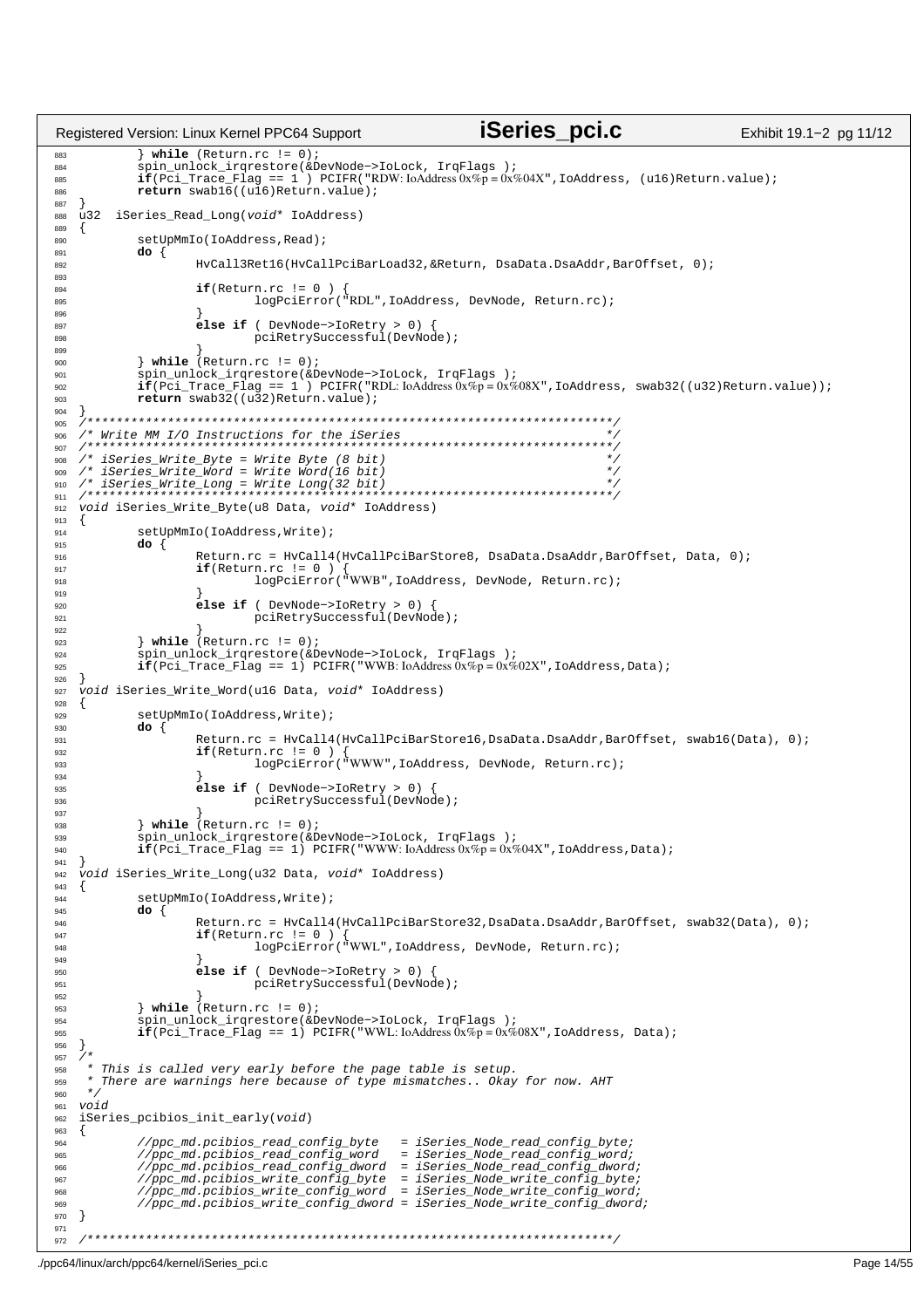```c
        } while (Return.rc != 0);
        spin_unlock_irqrestore(&DevNode->IoLock, IrqFlags );
        if(Pci_Trace_Flag == 1 ) PCIFR("RDW: IoAddress 0x%p = 0x%04X",IoAddress, (u16)Return.value);
        return swab16((u16)Return.value);
}
u32  iSeries_Read_Long(void* IoAddress)
{
        setUpMmIo(IoAddress,Read);
        do {
                HvCall3Ret16(HvCallPciBarLoad32,&Return, DsaData.DsaAddr,BarOffset, 0);

                if(Return.rc != 0 ) {
                        logPciError("RDL",IoAddress, DevNode, Return.rc);
                }
                else if ( DevNode->IoRetry > 0) {
                        pciRetrySuccessful(DevNode);
                }
        } while (Return.rc != 0);
        spin_unlock_irqrestore(&DevNode->IoLock, IrqFlags );
        if(Pci_Trace_Flag == 1 ) PCIFR("RDL: IoAddress 0x%p = 0x%08X",IoAddress, swab32((u32)Return.value));
        return swab32((u32)Return.value);
}
/************************************************************************/
/* Write MM I/O Instructions for the iSeries                            */
/************************************************************************/
/* iSeries_Write_Byte = Write Byte (8 bit)                              */
/* iSeries_Write_Word = Write Word(16 bit)                              */
/* iSeries_Write_Long = Write Long(32 bit)                              */
/************************************************************************/
void iSeries_Write_Byte(u8 Data, void* IoAddress)
{
        setUpMmIo(IoAddress,Write);
        do {
                Return.rc = HvCall4(HvCallPciBarStore8, DsaData.DsaAddr,BarOffset, Data, 0);
                if(Return.rc != 0 ) {
                        logPciError("WWB",IoAddress, DevNode, Return.rc);
                }
                else if ( DevNode->IoRetry > 0) {
                        pciRetrySuccessful(DevNode);
                }
        } while (Return.rc != 0);
        spin_unlock_irqrestore(&DevNode->IoLock, IrqFlags );
        if(Pci_Trace_Flag == 1) PCIFR("WWB: IoAddress 0x%p = 0x%02X",IoAddress,Data);
}
void iSeries_Write_Word(u16 Data, void* IoAddress)
{
        setUpMmIo(IoAddress,Write);
        do {
                Return.rc = HvCall4(HvCallPciBarStore16,DsaData.DsaAddr,BarOffset, swab16(Data), 0);
                if(Return.rc != 0 ) {
                        logPciError("WWW",IoAddress, DevNode, Return.rc);
                }
                else if ( DevNode->IoRetry > 0) {
                        pciRetrySuccessful(DevNode);
                }
        } while (Return.rc != 0);
        spin_unlock_irqrestore(&DevNode->IoLock, IrqFlags );
        if(Pci_Trace_Flag == 1) PCIFR("WWW: IoAddress 0x%p = 0x%04X",IoAddress,Data);
}
void iSeries_Write_Long(u32 Data, void* IoAddress)
{
        setUpMmIo(IoAddress,Write);
        do {
                Return.rc = HvCall4(HvCallPciBarStore32,DsaData.DsaAddr,BarOffset, swab32(Data), 0);
                if(Return.rc != 0 ) {
                        logPciError("WWL",IoAddress, DevNode, Return.rc);
                }
                else if ( DevNode->IoRetry > 0) {
                        pciRetrySuccessful(DevNode);
                }
        } while (Return.rc != 0);
        spin_unlock_irqrestore(&DevNode->IoLock, IrqFlags );
        if(Pci_Trace_Flag == 1) PCIFR("WWL: IoAddress 0x%p = 0x%08X",IoAddress, Data);
}
/*
 * This is called very early before the page table is setup.
 * There are warnings here because of type mismatches.. Okay for now. AHT
 */
void
iSeries_pcibios_init_early(void)
{
        //ppc_md.pcibios_read_config_byte   = iSeries_Node_read_config_byte;
        //ppc_md.pcibios_read_config_word   = iSeries_Node_read_config_word;
        //ppc_md.pcibios_read_config_dword  = iSeries_Node_read_config_dword;
        //ppc_md.pcibios_write_config_byte  = iSeries_Node_write_config_byte;
        //ppc_md.pcibios_write_config_word  = iSeries_Node_write_config_word;
        //ppc_md.pcibios_write_config_dword = iSeries_Node_write_config_dword;
}

/************************************************************************/
```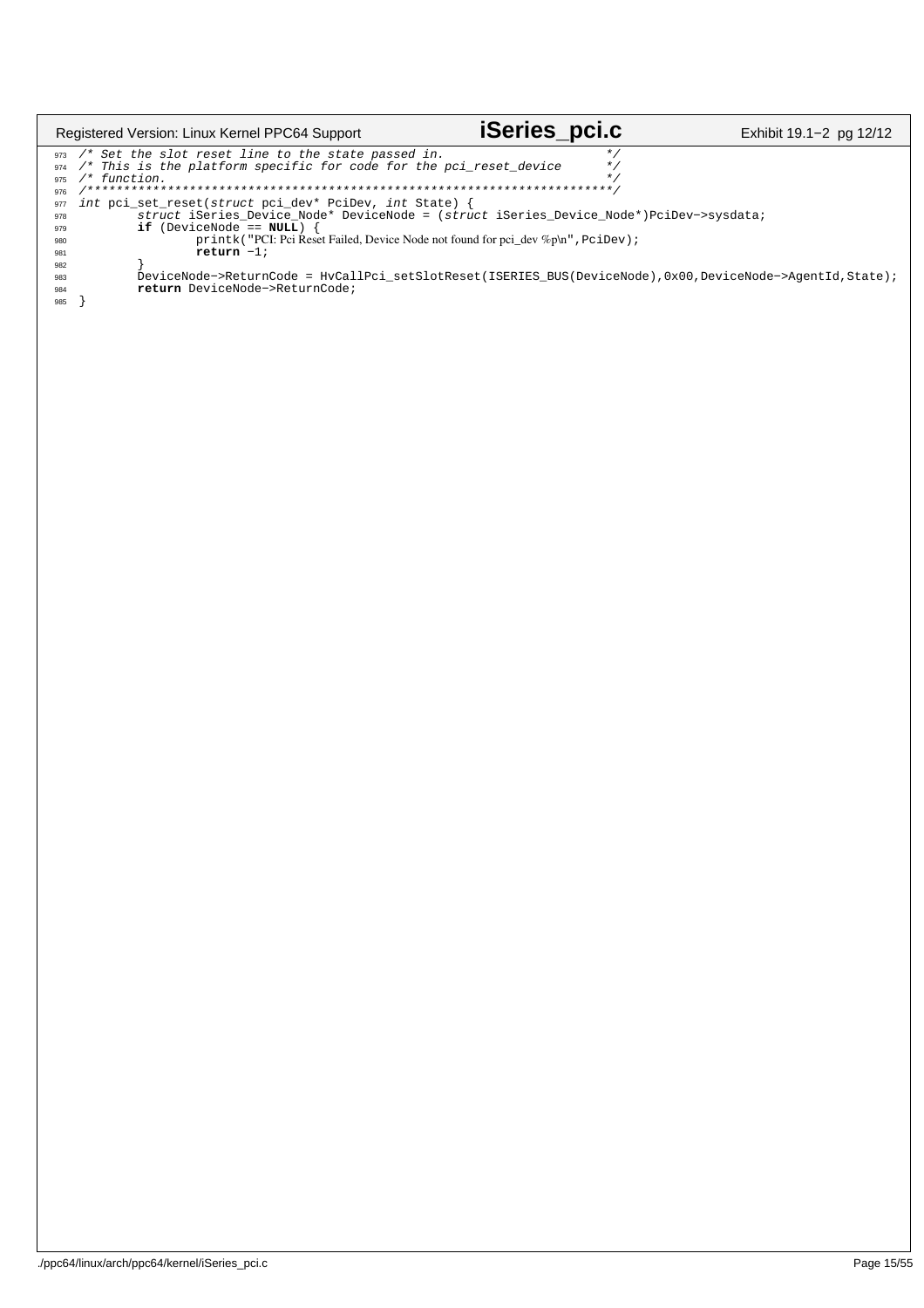```
/* Set the slot reset line to the state passed in.                    */
/* This is the platform specific for code for the pci_reset_device    */
/* function.                                                           */
/************************************************************************/
int pci_set_reset(struct pci_dev* PciDev, int State) {
        struct iSeries_Device_Node* DeviceNode = (struct iSeries_Device_Node*)PciDev->sysdata;
        if (DeviceNode == NULL) {
                printk("PCI: Pci Reset Failed, Device Node not found for pci_dev %p\n",PciDev);
                return -1;
        }
        DeviceNode->ReturnCode = HvCallPci_setSlotReset(ISERIES_BUS(DeviceNode),0x00,DeviceNode->AgentId,State);
        return DeviceNode->ReturnCode;
}
```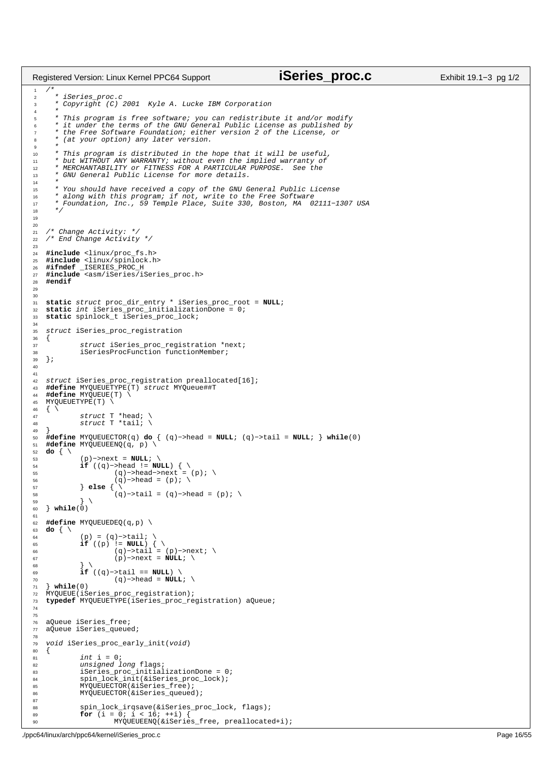```c
/*
 * iSeries_proc.c
 * Copyright (C) 2001  Kyle A. Lucke IBM Corporation
 *
 * This program is free software; you can redistribute it and/or modify
 * it under the terms of the GNU General Public License as published by
 * the Free Software Foundation; either version 2 of the License, or
 * (at your option) any later version.
 *
 * This program is distributed in the hope that it will be useful,
 * but WITHOUT ANY WARRANTY; without even the implied warranty of
 * MERCHANTABILITY or FITNESS FOR A PARTICULAR PURPOSE.  See the
 * GNU General Public License for more details.
 *
 * You should have received a copy of the GNU General Public License
 * along with this program; if not, write to the Free Software
 * Foundation, Inc., 59 Temple Place, Suite 330, Boston, MA  02111-1307 USA
 */


/* Change Activity: */
/* End Change Activity */

#include <linux/proc_fs.h>
#include <linux/spinlock.h>
#ifndef _ISERIES_PROC_H
#include <asm/iSeries/iSeries_proc.h>
#endif


static struct proc_dir_entry * iSeries_proc_root = NULL;
static int iSeries_proc_initializationDone = 0;
static spinlock_t iSeries_proc_lock;

struct iSeries_proc_registration
{
	struct iSeries_proc_registration *next;
	iSeriesProcFunction functionMember;
};


struct iSeries_proc_registration preallocated[16];
#define MYQUEUETYPE(T) struct MYQueue##T
#define MYQUEUE(T) \
MYQUEUETYPE(T) \
{ \
	struct T *head; \
	struct T *tail; \
}
#define MYQUEUECTOR(q) do { (q)->head = NULL; (q)->tail = NULL; } while(0)
#define MYQUEUEENQ(q, p) \
do { \
	(p)->next = NULL; \
	if ((q)->head != NULL) { \
		(q)->head->next = (p); \
		(q)->head = (p); \
	} else { \
		(q)->tail = (q)->head = (p); \
	} \
} while(0)

#define MYQUEUEDEQ(q,p) \
do { \
	(p) = (q)->tail; \
	if ((p) != NULL) { \
		(q)->tail = (p)->next; \
		(p)->next = NULL; \
	} \
	if ((q)->tail == NULL) \
		(q)->head = NULL; \
} while(0)
MYQUEUE(iSeries_proc_registration);
typedef MYQUEUETYPE(iSeries_proc_registration) aQueue;


aQueue iSeries_free;
aQueue iSeries_queued;

void iSeries_proc_early_init(void)
{
	int i = 0;
	unsigned long flags;
	iSeries_proc_initializationDone = 0;
	spin_lock_init(&iSeries_proc_lock);
	MYQUEUECTOR(&iSeries_free);
	MYQUEUECTOR(&iSeries_queued);

	spin_lock_irqsave(&iSeries_proc_lock, flags);
	for (i = 0; i < 16; ++i) {
		MYQUEUEENQ(&iSeries_free, preallocated+i);
```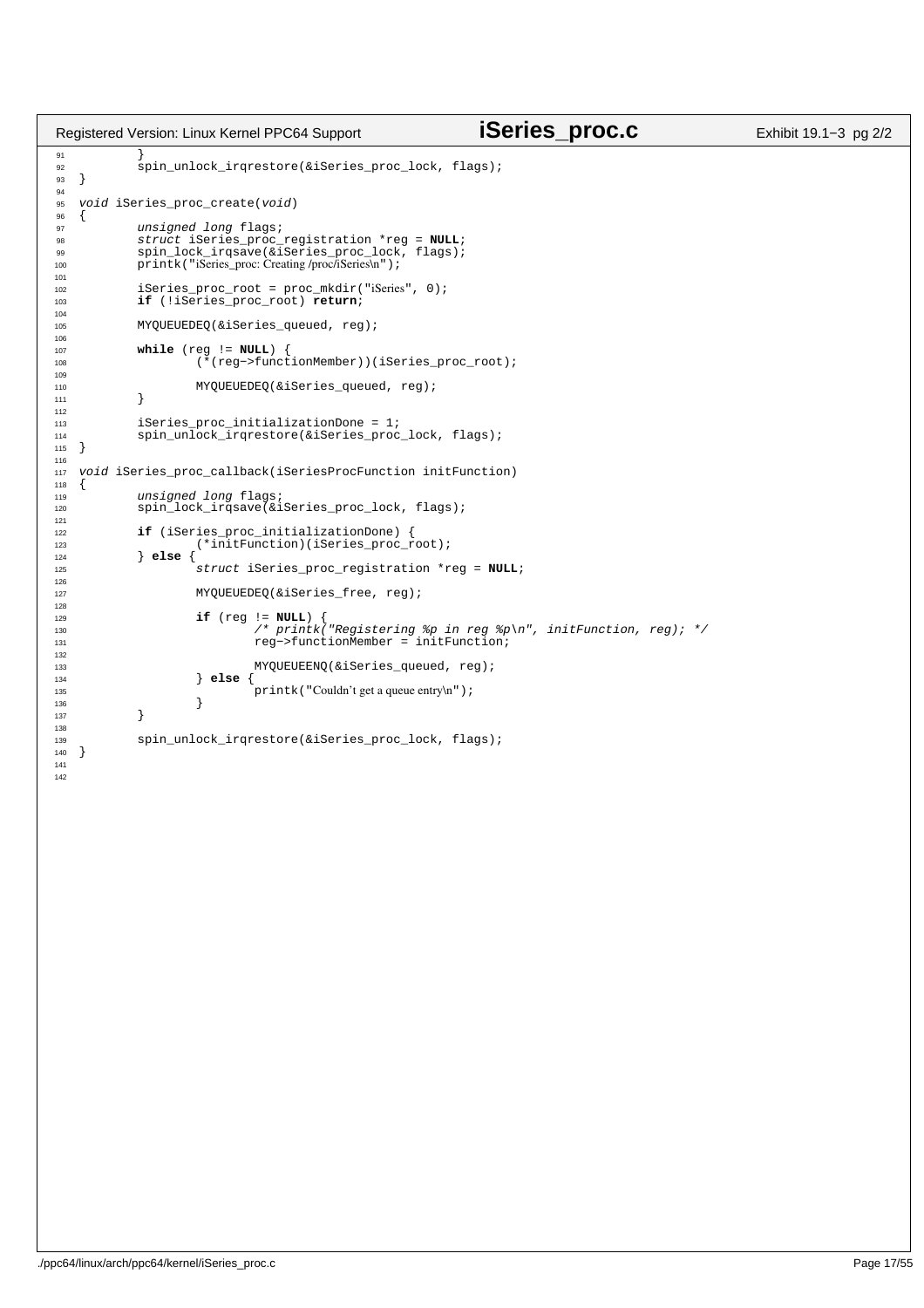```c
        }
        spin_unlock_irqrestore(&iSeries_proc_lock, flags);
}

void iSeries_proc_create(void)
{
        unsigned long flags;
        struct iSeries_proc_registration *reg = NULL;
        spin_lock_irqsave(&iSeries_proc_lock, flags);
        printk("iSeries_proc: Creating /proc/iSeries\n");

        iSeries_proc_root = proc_mkdir("iSeries", 0);
        if (!iSeries_proc_root) return;

        MYQUEUEDEQ(&iSeries_queued, reg);

        while (reg != NULL) {
                (*(reg->functionMember))(iSeries_proc_root);

                MYQUEUEDEQ(&iSeries_queued, reg);
        }

        iSeries_proc_initializationDone = 1;
        spin_unlock_irqrestore(&iSeries_proc_lock, flags);
}

void iSeries_proc_callback(iSeriesProcFunction initFunction)
{
        unsigned long flags;
        spin_lock_irqsave(&iSeries_proc_lock, flags);

        if (iSeries_proc_initializationDone) {
                (*initFunction)(iSeries_proc_root);
        } else {
                struct iSeries_proc_registration *reg = NULL;

                MYQUEUEDEQ(&iSeries_free, reg);

                if (reg != NULL) {
                        /* printk("Registering %p in reg %p\n", initFunction, reg); */
                        reg->functionMember = initFunction;

                        MYQUEUEENQ(&iSeries_queued, reg);
                } else {
                        printk("Couldn't get a queue entry\n");
                }
        }

        spin_unlock_irqrestore(&iSeries_proc_lock, flags);
}
```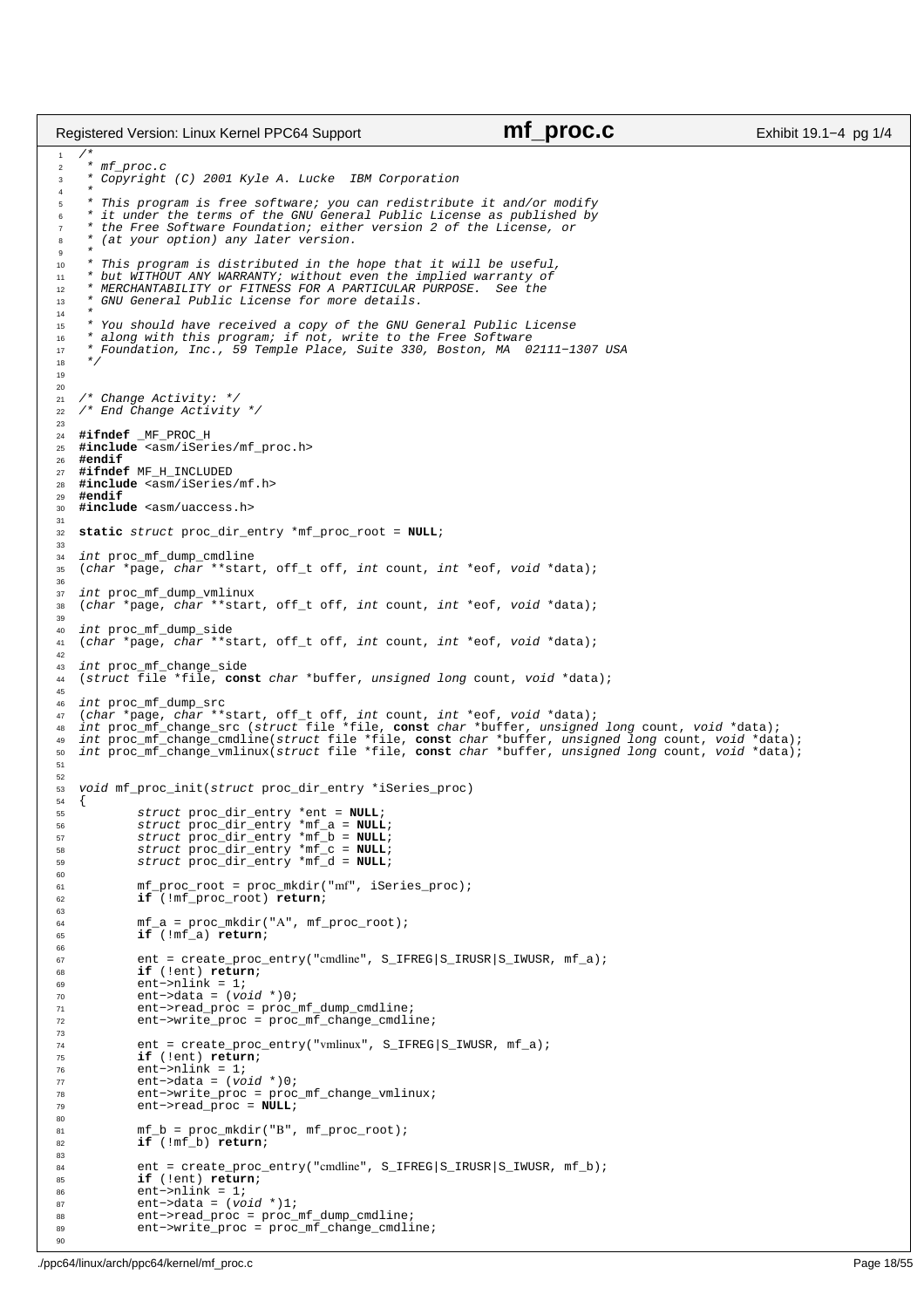```c
/*
 * mf_proc.c
 * Copyright (C) 2001 Kyle A. Lucke  IBM Corporation
 *
 * This program is free software; you can redistribute it and/or modify
 * it under the terms of the GNU General Public License as published by
 * the Free Software Foundation; either version 2 of the License, or
 * (at your option) any later version.
 *
 * This program is distributed in the hope that it will be useful,
 * but WITHOUT ANY WARRANTY; without even the implied warranty of
 * MERCHANTABILITY or FITNESS FOR A PARTICULAR PURPOSE.  See the
 * GNU General Public License for more details.
 *
 * You should have received a copy of the GNU General Public License
 * along with this program; if not, write to the Free Software
 * Foundation, Inc., 59 Temple Place, Suite 330, Boston, MA  02111-1307 USA
 */


/* Change Activity: */
/* End Change Activity */

#ifndef _MF_PROC_H
#include <asm/iSeries/mf_proc.h>
#endif
#ifndef MF_H_INCLUDED
#include <asm/iSeries/mf.h>
#endif
#include <asm/uaccess.h>

static struct proc_dir_entry *mf_proc_root = NULL;

int proc_mf_dump_cmdline
(char *page, char **start, off_t off, int count, int *eof, void *data);

int proc_mf_dump_vmlinux
(char *page, char **start, off_t off, int count, int *eof, void *data);

int proc_mf_dump_side
(char *page, char **start, off_t off, int count, int *eof, void *data);

int proc_mf_change_side
(struct file *file, const char *buffer, unsigned long count, void *data);

int proc_mf_dump_src
(char *page, char **start, off_t off, int count, int *eof, void *data);
int proc_mf_change_src (struct file *file, const char *buffer, unsigned long count, void *data);
int proc_mf_change_cmdline(struct file *file, const char *buffer, unsigned long count, void *data);
int proc_mf_change_vmlinux(struct file *file, const char *buffer, unsigned long count, void *data);


void mf_proc_init(struct proc_dir_entry *iSeries_proc)
{
        struct proc_dir_entry *ent = NULL;
        struct proc_dir_entry *mf_a = NULL;
        struct proc_dir_entry *mf_b = NULL;
        struct proc_dir_entry *mf_c = NULL;
        struct proc_dir_entry *mf_d = NULL;

        mf_proc_root = proc_mkdir("mf", iSeries_proc);
        if (!mf_proc_root) return;

        mf_a = proc_mkdir("A", mf_proc_root);
        if (!mf_a) return;

        ent = create_proc_entry("cmdline", S_IFREG|S_IRUSR|S_IWUSR, mf_a);
        if (!ent) return;
        ent->nlink = 1;
        ent->data = (void *)0;
        ent->read_proc = proc_mf_dump_cmdline;
        ent->write_proc = proc_mf_change_cmdline;

        ent = create_proc_entry("vmlinux", S_IFREG|S_IWUSR, mf_a);
        if (!ent) return;
        ent->nlink = 1;
        ent->data = (void *)0;
        ent->write_proc = proc_mf_change_vmlinux;
        ent->read_proc = NULL;

        mf_b = proc_mkdir("B", mf_proc_root);
        if (!mf_b) return;

        ent = create_proc_entry("cmdline", S_IFREG|S_IRUSR|S_IWUSR, mf_b);
        if (!ent) return;
        ent->nlink = 1;
        ent->data = (void *)1;
        ent->read_proc = proc_mf_dump_cmdline;
        ent->write_proc = proc_mf_change_cmdline;

```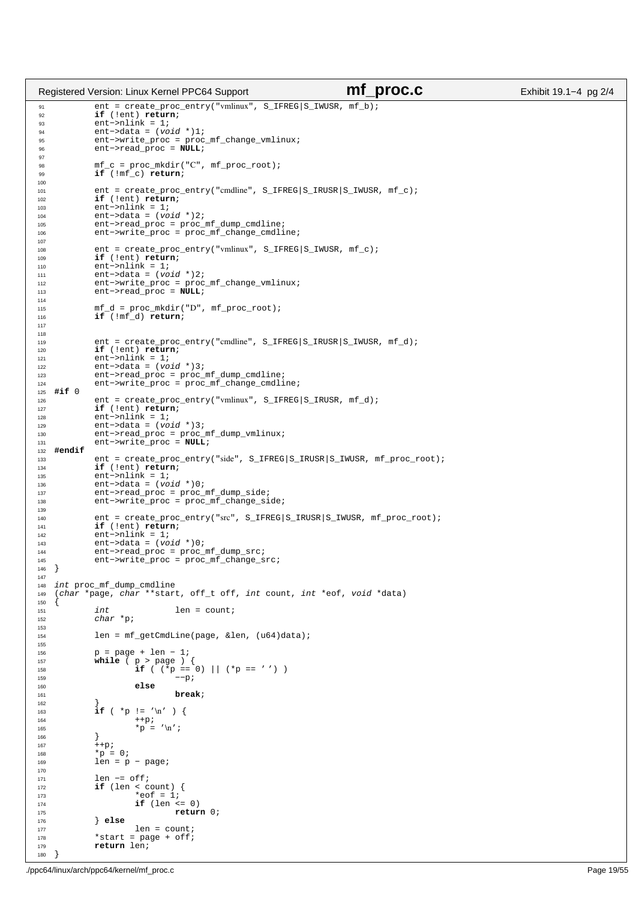```c
	ent = create_proc_entry("vmlinux", S_IFREG|S_IWUSR, mf_b);
	if (!ent) return;
	ent->nlink = 1;
	ent->data = (void *)1;
	ent->write_proc = proc_mf_change_vmlinux;
	ent->read_proc = NULL;

	mf_c = proc_mkdir("C", mf_proc_root);
	if (!mf_c) return;

	ent = create_proc_entry("cmdline", S_IFREG|S_IRUSR|S_IWUSR, mf_c);
	if (!ent) return;
	ent->nlink = 1;
	ent->data = (void *)2;
	ent->read_proc = proc_mf_dump_cmdline;
	ent->write_proc = proc_mf_change_cmdline;

	ent = create_proc_entry("vmlinux", S_IFREG|S_IWUSR, mf_c);
	if (!ent) return;
	ent->nlink = 1;
	ent->data = (void *)2;
	ent->write_proc = proc_mf_change_vmlinux;
	ent->read_proc = NULL;

	mf_d = proc_mkdir("D", mf_proc_root);
	if (!mf_d) return;


	ent = create_proc_entry("cmdline", S_IFREG|S_IRUSR|S_IWUSR, mf_d);
	if (!ent) return;
	ent->nlink = 1;
	ent->data = (void *)3;
	ent->read_proc = proc_mf_dump_cmdline;
	ent->write_proc = proc_mf_change_cmdline;
#if 0
	ent = create_proc_entry("vmlinux", S_IFREG|S_IRUSR, mf_d);
	if (!ent) return;
	ent->nlink = 1;
	ent->data = (void *)3;
	ent->read_proc = proc_mf_dump_vmlinux;
	ent->write_proc = NULL;
#endif
	ent = create_proc_entry("side", S_IFREG|S_IRUSR|S_IWUSR, mf_proc_root);
	if (!ent) return;
	ent->nlink = 1;
	ent->data = (void *)0;
	ent->read_proc = proc_mf_dump_side;
	ent->write_proc = proc_mf_change_side;

	ent = create_proc_entry("src", S_IFREG|S_IRUSR|S_IWUSR, mf_proc_root);
	if (!ent) return;
	ent->nlink = 1;
	ent->data = (void *)0;
	ent->read_proc = proc_mf_dump_src;
	ent->write_proc = proc_mf_change_src;
}

int proc_mf_dump_cmdline
(char *page, char **start, off_t off, int count, int *eof, void *data)
{
	int		len = count;
	char *p;

	len = mf_getCmdLine(page, &len, (u64)data);

	p = page + len - 1;
	while ( p > page ) {
		if ( (*p == 0) || (*p == ' ') )
			--p;
		else
			break;
	}
	if ( *p != '\n' ) {
		++p;
		*p = '\n';
	}
	++p;
	*p = 0;
	len = p - page;

	len -= off;
	if (len < count) {
		*eof = 1;
		if (len <= 0)
			return 0;
	} else
		len = count;
	*start = page + off;
	return len;
}
```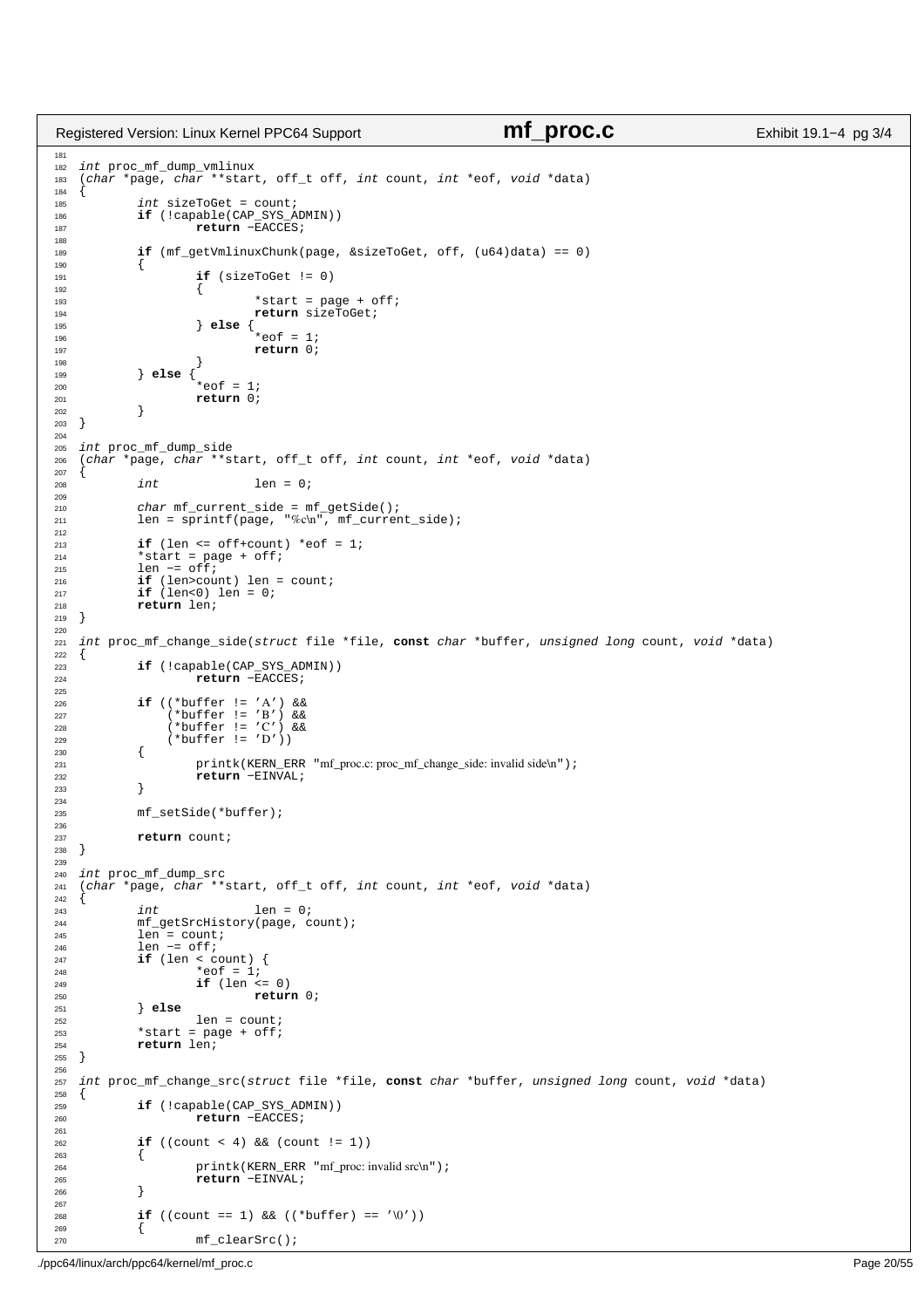```c
int proc_mf_dump_vmlinux
(char *page, char **start, off_t off, int count, int *eof, void *data)
{
        int sizeToGet = count;
        if (!capable(CAP_SYS_ADMIN))
                return -EACCES;

        if (mf_getVmlinuxChunk(page, &sizeToGet, off, (u64)data) == 0)
        {
                if (sizeToGet != 0)
                {
                        *start = page + off;
                        return sizeToGet;
                } else {
                        *eof = 1;
                        return 0;
                }
        } else {
                *eof = 1;
                return 0;
        }
}

int proc_mf_dump_side
(char *page, char **start, off_t off, int count, int *eof, void *data)
{
        int             len = 0;

        char mf_current_side = mf_getSide();
        len = sprintf(page, "%c\n", mf_current_side);

        if (len <= off+count) *eof = 1;
        *start = page + off;
        len -= off;
        if (len>count) len = count;
        if (len<0) len = 0;
        return len;
}

int proc_mf_change_side(struct file *file, const char *buffer, unsigned long count, void *data)
{
        if (!capable(CAP_SYS_ADMIN))
                return -EACCES;

        if ((*buffer != 'A') &&
            (*buffer != 'B') &&
            (*buffer != 'C') &&
            (*buffer != 'D'))
        {
                printk(KERN_ERR "mf_proc.c: proc_mf_change_side: invalid side\n");
                return -EINVAL;
        }

        mf_setSide(*buffer);

        return count;
}

int proc_mf_dump_src
(char *page, char **start, off_t off, int count, int *eof, void *data)
{
        int             len = 0;
        mf_getSrcHistory(page, count);
        len = count;
        len -= off;
        if (len < count) {
                *eof = 1;
                if (len <= 0)
                        return 0;
        } else
                len = count;
        *start = page + off;
        return len;
}

int proc_mf_change_src(struct file *file, const char *buffer, unsigned long count, void *data)
{
        if (!capable(CAP_SYS_ADMIN))
                return -EACCES;

        if ((count < 4) && (count != 1))
        {
                printk(KERN_ERR "mf_proc: invalid src\n");
                return -EINVAL;
        }

        if ((count == 1) && ((*buffer) == '\0'))
        {
                mf_clearSrc();
```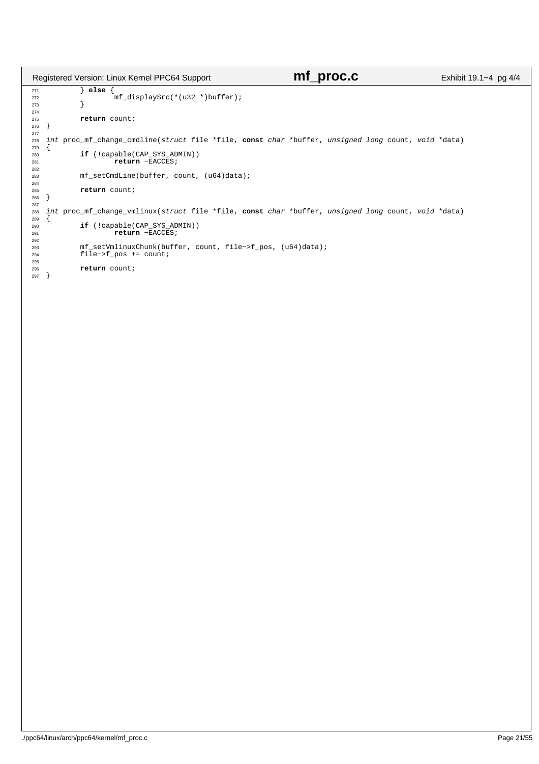```c
	} else {
		mf_displaySrc(*(u32 *)buffer);
	}

	return count;
}

int proc_mf_change_cmdline(struct file *file, const char *buffer, unsigned long count, void *data)
{
	if (!capable(CAP_SYS_ADMIN))
		return -EACCES;

	mf_setCmdLine(buffer, count, (u64)data);

	return count;
}

int proc_mf_change_vmlinux(struct file *file, const char *buffer, unsigned long count, void *data)
{
	if (!capable(CAP_SYS_ADMIN))
		return -EACCES;

	mf_setVmlinuxChunk(buffer, count, file->f_pos, (u64)data);
	file->f_pos += count;

	return count;
}
```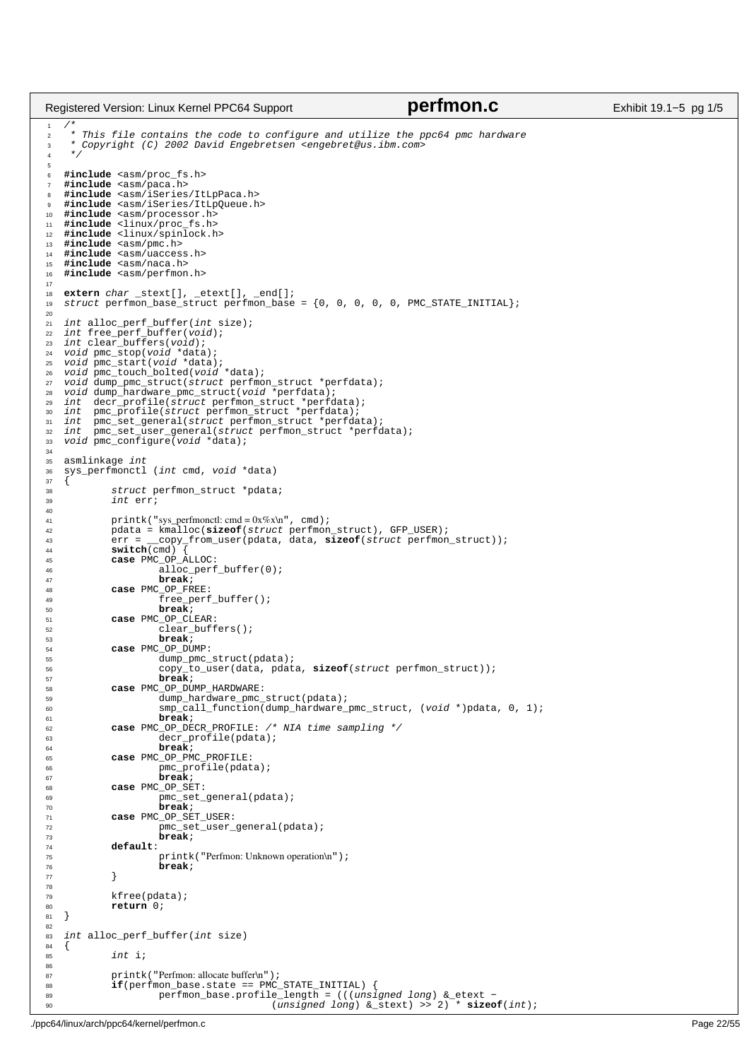```c
/*
 * This file contains the code to configure and utilize the ppc64 pmc hardware
 * Copyright (C) 2002 David Engebretsen <engebret@us.ibm.com>
 */

#include <asm/proc_fs.h>
#include <asm/paca.h>
#include <asm/iSeries/ItLpPaca.h>
#include <asm/iSeries/ItLpQueue.h>
#include <asm/processor.h>
#include <linux/proc_fs.h>
#include <linux/spinlock.h>
#include <asm/pmc.h>
#include <asm/uaccess.h>
#include <asm/naca.h>
#include <asm/perfmon.h>

extern char _stext[], _etext[], _end[];
struct perfmon_base_struct perfmon_base = {0, 0, 0, 0, 0, PMC_STATE_INITIAL};

int alloc_perf_buffer(int size);
int free_perf_buffer(void);
int clear_buffers(void);
void pmc_stop(void *data);
void pmc_start(void *data);
void pmc_touch_bolted(void *data);
void dump_pmc_struct(struct perfmon_struct *perfdata);
void dump_hardware_pmc_struct(void *perfdata);
int  decr_profile(struct perfmon_struct *perfdata);
int  pmc_profile(struct perfmon_struct *perfdata);
int  pmc_set_general(struct perfmon_struct *perfdata);
int  pmc_set_user_general(struct perfmon_struct *perfdata);
void pmc_configure(void *data);

asmlinkage int
sys_perfmonctl (int cmd, void *data)
{
        struct perfmon_struct *pdata;
        int err;

        printk("sys_perfmonctl: cmd = 0x%x\n", cmd);
        pdata = kmalloc(sizeof(struct perfmon_struct), GFP_USER);
        err = __copy_from_user(pdata, data, sizeof(struct perfmon_struct));
        switch(cmd) {
        case PMC_OP_ALLOC:
                alloc_perf_buffer(0);
                break;
        case PMC_OP_FREE:
                free_perf_buffer();
                break;
        case PMC_OP_CLEAR:
                clear_buffers();
                break;
        case PMC_OP_DUMP:
                dump_pmc_struct(pdata);
                copy_to_user(data, pdata, sizeof(struct perfmon_struct));
                break;
        case PMC_OP_DUMP_HARDWARE:
                dump_hardware_pmc_struct(pdata);
                smp_call_function(dump_hardware_pmc_struct, (void *)pdata, 0, 1);
                break;
        case PMC_OP_DECR_PROFILE: /* NIA time sampling */
                decr_profile(pdata);
                break;
        case PMC_OP_PMC_PROFILE:
                pmc_profile(pdata);
                break;
        case PMC_OP_SET:
                pmc_set_general(pdata);
                break;
        case PMC_OP_SET_USER:
                pmc_set_user_general(pdata);
                break;
        default:
                printk("Perfmon: Unknown operation\n");
                break;
        }

        kfree(pdata);
        return 0;
}

int alloc_perf_buffer(int size)
{
        int i;

        printk("Perfmon: allocate buffer\n");
        if(perfmon_base.state == PMC_STATE_INITIAL) {
                perfmon_base.profile_length = (((unsigned long) &_etext -
                                   (unsigned long) &_stext) >> 2) * sizeof(int);
```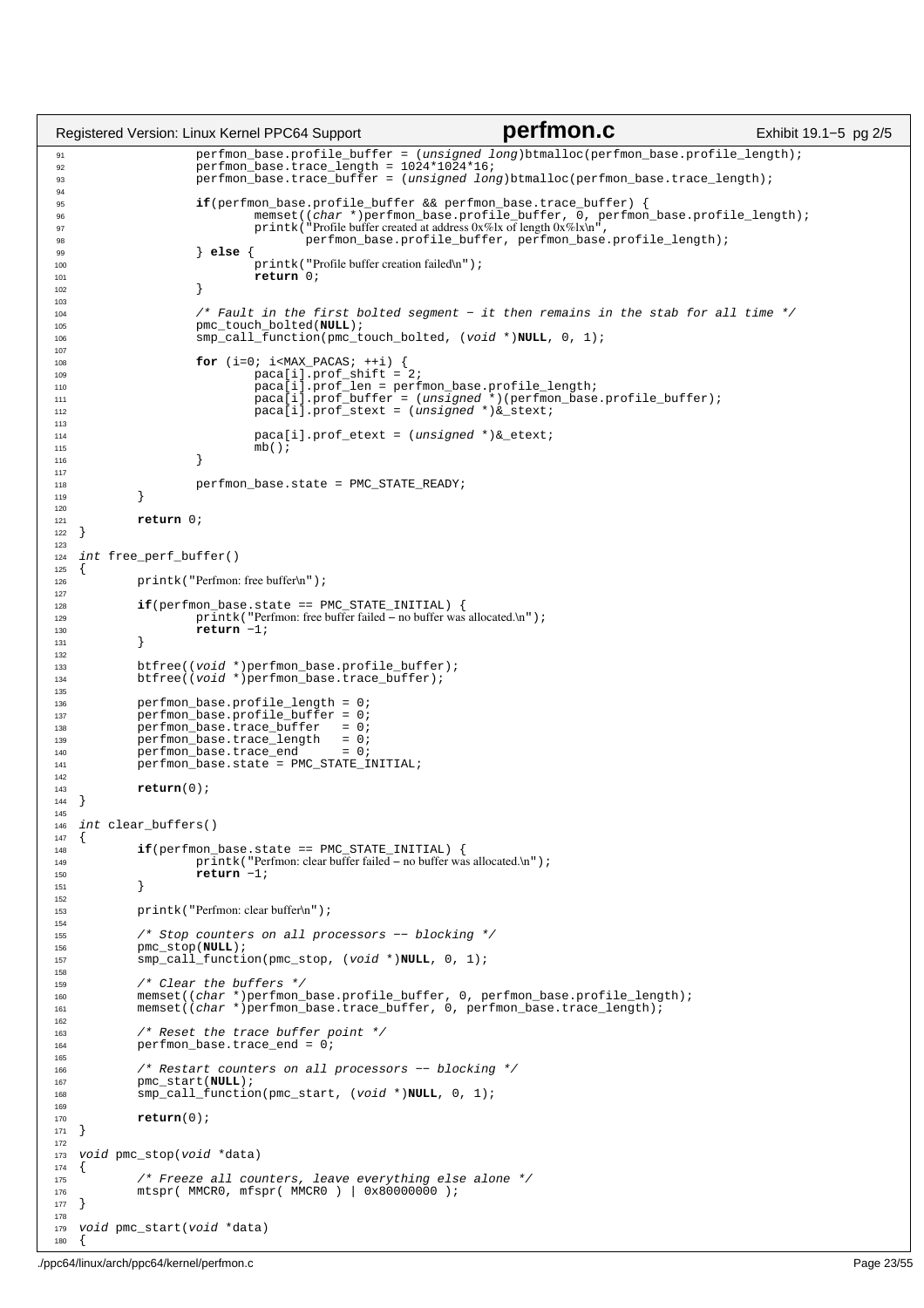```c
                perfmon_base.profile_buffer = (unsigned long)btmalloc(perfmon_base.profile_length);
                perfmon_base.trace_length = 1024*1024*16;
                perfmon_base.trace_buffer = (unsigned long)btmalloc(perfmon_base.trace_length);

                if(perfmon_base.profile_buffer && perfmon_base.trace_buffer) {
                        memset((char *)perfmon_base.profile_buffer, 0, perfmon_base.profile_length);
                        printk("Profile buffer created at address 0x%lx of length 0x%lx\n",
                               perfmon_base.profile_buffer, perfmon_base.profile_length);
                } else {
                        printk("Profile buffer creation failed\n");
                        return 0;
                }

                /* Fault in the first bolted segment - it then remains in the stab for all time */
                pmc_touch_bolted(NULL);
                smp_call_function(pmc_touch_bolted, (void *)NULL, 0, 1);

                for (i=0; i<MAX_PACAS; ++i) {
                        paca[i].prof_shift = 2;
                        paca[i].prof_len = perfmon_base.profile_length;
                        paca[i].prof_buffer = (unsigned *)(perfmon_base.profile_buffer);
                        paca[i].prof_stext = (unsigned *)&_stext;

                        paca[i].prof_etext = (unsigned *)&_etext;
                        mb();
                }

                perfmon_base.state = PMC_STATE_READY;
        }

        return 0;
}

int free_perf_buffer()
{
        printk("Perfmon: free buffer\n");

        if(perfmon_base.state == PMC_STATE_INITIAL) {
                printk("Perfmon: free buffer failed - no buffer was allocated.\n");
                return -1;
        }

        btfree((void *)perfmon_base.profile_buffer);
        btfree((void *)perfmon_base.trace_buffer);

        perfmon_base.profile_length = 0;
        perfmon_base.profile_buffer = 0;
        perfmon_base.trace_buffer   = 0;
        perfmon_base.trace_length   = 0;
        perfmon_base.trace_end      = 0;
        perfmon_base.state = PMC_STATE_INITIAL;

        return(0);
}

int clear_buffers()
{
        if(perfmon_base.state == PMC_STATE_INITIAL) {
                printk("Perfmon: clear buffer failed - no buffer was allocated.\n");
                return -1;
        }

        printk("Perfmon: clear buffer\n");

        /* Stop counters on all processors -- blocking */
        pmc_stop(NULL);
        smp_call_function(pmc_stop, (void *)NULL, 0, 1);

        /* Clear the buffers */
        memset((char *)perfmon_base.profile_buffer, 0, perfmon_base.profile_length);
        memset((char *)perfmon_base.trace_buffer, 0, perfmon_base.trace_length);

        /* Reset the trace buffer point */
        perfmon_base.trace_end = 0;

        /* Restart counters on all processors -- blocking */
        pmc_start(NULL);
        smp_call_function(pmc_start, (void *)NULL, 0, 1);

        return(0);
}

void pmc_stop(void *data)
{
        /* Freeze all counters, leave everything else alone */
        mtspr( MMCR0, mfspr( MMCR0 ) | 0x80000000 );
}

void pmc_start(void *data)
{
```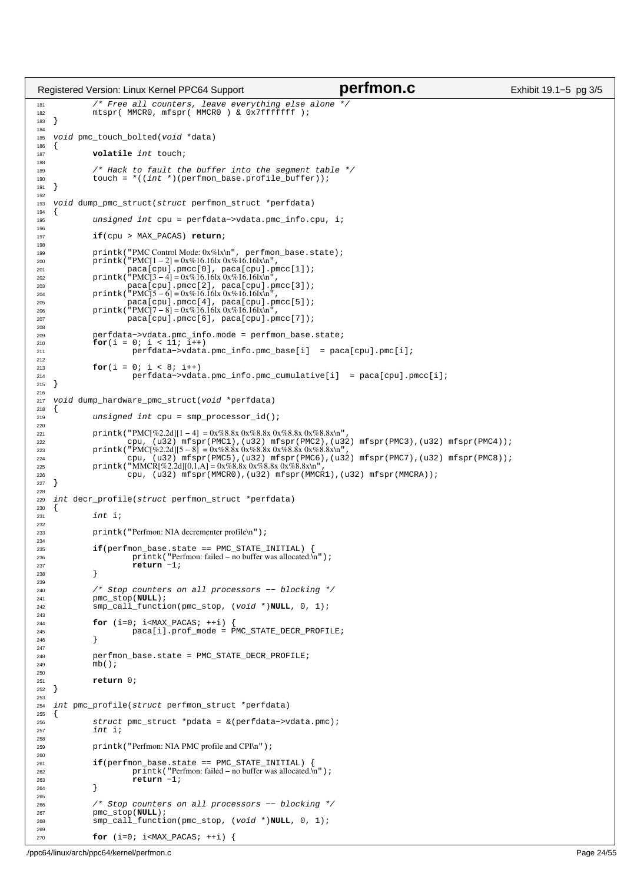```c
        /* Free all counters, leave everything else alone */
        mtspr( MMCR0, mfspr( MMCR0 ) & 0x7fffffff );
}

void pmc_touch_bolted(void *data)
{
        volatile int touch;

        /* Hack to fault the buffer into the segment table */
        touch = *((int *)(perfmon_base.profile_buffer));
}

void dump_pmc_struct(struct perfmon_struct *perfdata)
{
        unsigned int cpu = perfdata->vdata.pmc_info.cpu, i;

        if(cpu > MAX_PACAS) return;

        printk("PMC Control Mode: 0x%lx\n", perfmon_base.state);
        printk("PMC[1 - 2] = 0x%16.16lx 0x%16.16lx\n",
               paca[cpu].pmcc[0], paca[cpu].pmcc[1]);
        printk("PMC[3 - 4] = 0x%16.16lx 0x%16.16lx\n",
               paca[cpu].pmcc[2], paca[cpu].pmcc[3]);
        printk("PMC[5 - 6] = 0x%16.16lx 0x%16.16lx\n",
               paca[cpu].pmcc[4], paca[cpu].pmcc[5]);
        printk("PMC[7 - 8] = 0x%16.16lx 0x%16.16lx\n",
               paca[cpu].pmcc[6], paca[cpu].pmcc[7]);

        perfdata->vdata.pmc_info.mode = perfmon_base.state;
        for(i = 0; i < 11; i++)
                perfdata->vdata.pmc_info.pmc_base[i]  = paca[cpu].pmc[i];

        for(i = 0; i < 8; i++)
                perfdata->vdata.pmc_info.pmc_cumulative[i]  = paca[cpu].pmcc[i];
}

void dump_hardware_pmc_struct(void *perfdata)
{
        unsigned int cpu = smp_processor_id();

        printk("PMC[%2.2d][1 - 4]  = 0x%8.8x 0x%8.8x 0x%8.8x 0x%8.8x\n",
               cpu, (u32) mfspr(PMC1),(u32) mfspr(PMC2),(u32) mfspr(PMC3),(u32) mfspr(PMC4));
        printk("PMC[%2.2d][5 - 8]  = 0x%8.8x 0x%8.8x 0x%8.8x 0x%8.8x\n",
               cpu, (u32) mfspr(PMC5),(u32) mfspr(PMC6),(u32) mfspr(PMC7),(u32) mfspr(PMC8));
        printk("MMCR[%2.2d][0,1,A] = 0x%8.8x 0x%8.8x 0x%8.8x\n",
               cpu, (u32) mfspr(MMCR0),(u32) mfspr(MMCR1),(u32) mfspr(MMCRA));
}

int decr_profile(struct perfmon_struct *perfdata)
{
        int i;

        printk("Perfmon: NIA decrementer profile\n");

        if(perfmon_base.state == PMC_STATE_INITIAL) {
                printk("Perfmon: failed - no buffer was allocated.\n");
                return -1;
        }

        /* Stop counters on all processors -- blocking */
        pmc_stop(NULL);
        smp_call_function(pmc_stop, (void *)NULL, 0, 1);

        for (i=0; i<MAX_PACAS; ++i) {
                paca[i].prof_mode = PMC_STATE_DECR_PROFILE;
        }

        perfmon_base.state = PMC_STATE_DECR_PROFILE;
        mb();

        return 0;
}

int pmc_profile(struct perfmon_struct *perfdata)
{
        struct pmc_struct *pdata = &(perfdata->vdata.pmc);
        int i;

        printk("Perfmon: NIA PMC profile and CPI\n");

        if(perfmon_base.state == PMC_STATE_INITIAL) {
                printk("Perfmon: failed - no buffer was allocated.\n");
                return -1;
        }

        /* Stop counters on all processors -- blocking */
        pmc_stop(NULL);
        smp_call_function(pmc_stop, (void *)NULL, 0, 1);

        for (i=0; i<MAX_PACAS; ++i) {
```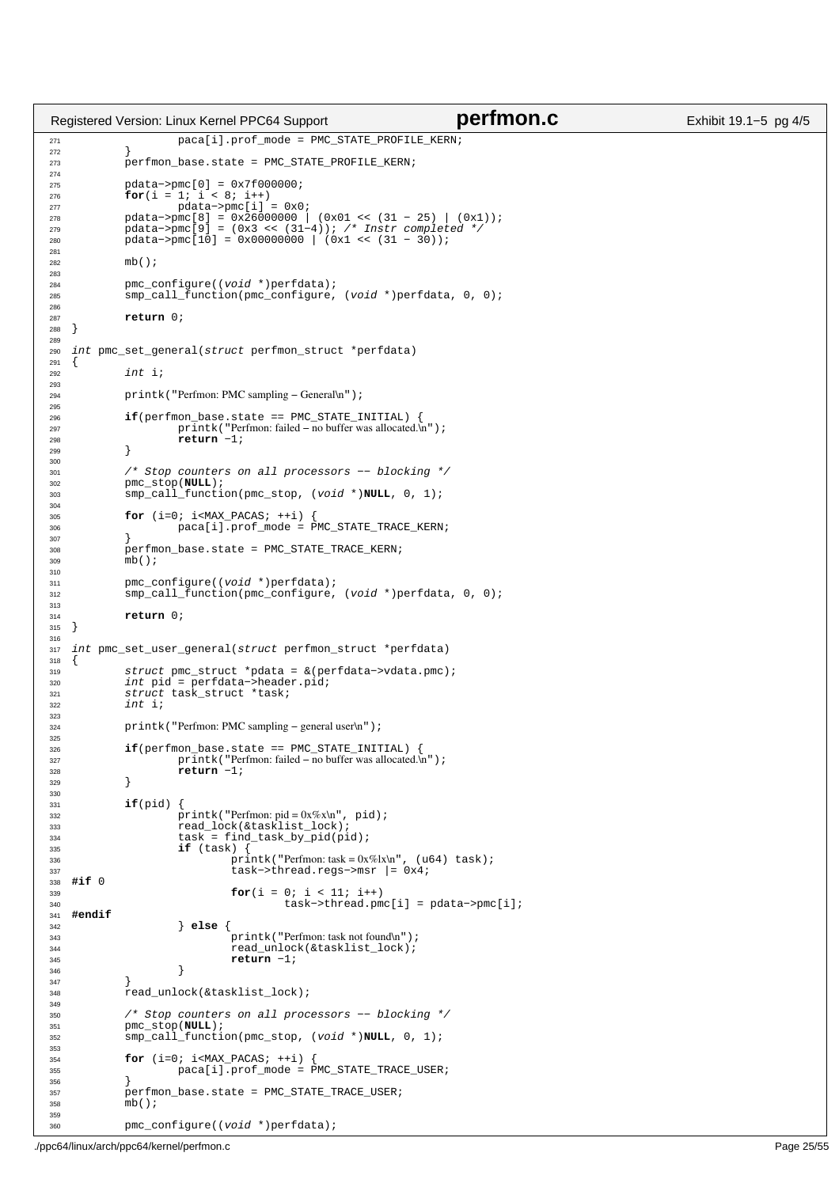```c
		paca[i].prof_mode = PMC_STATE_PROFILE_KERN;
	}
	perfmon_base.state = PMC_STATE_PROFILE_KERN;

	pdata->pmc[0] = 0x7f000000;
	for(i = 1; i < 8; i++)
		pdata->pmc[i] = 0x0;
	pdata->pmc[8] = 0x26000000 | (0x01 << (31 - 25) | (0x1));
	pdata->pmc[9] = (0x3 << (31-4)); /* Instr completed */
	pdata->pmc[10] = 0x00000000 | (0x1 << (31 - 30));

	mb();

	pmc_configure((void *)perfdata);
	smp_call_function(pmc_configure, (void *)perfdata, 0, 0);

	return 0;
}

int pmc_set_general(struct perfmon_struct *perfdata)
{
	int i;

	printk("Perfmon: PMC sampling - General\n");

	if(perfmon_base.state == PMC_STATE_INITIAL) {
		printk("Perfmon: failed - no buffer was allocated.\n");
		return -1;
	}

	/* Stop counters on all processors -- blocking */
	pmc_stop(NULL);
	smp_call_function(pmc_stop, (void *)NULL, 0, 1);

	for (i=0; i<MAX_PACAS; ++i) {
		paca[i].prof_mode = PMC_STATE_TRACE_KERN;
	}
	perfmon_base.state = PMC_STATE_TRACE_KERN;
	mb();

	pmc_configure((void *)perfdata);
	smp_call_function(pmc_configure, (void *)perfdata, 0, 0);

	return 0;
}

int pmc_set_user_general(struct perfmon_struct *perfdata)
{
	struct pmc_struct *pdata = &(perfdata->vdata.pmc);
	int pid = perfdata->header.pid;
	struct task_struct *task;
	int i;

	printk("Perfmon: PMC sampling - general user\n");

	if(perfmon_base.state == PMC_STATE_INITIAL) {
		printk("Perfmon: failed - no buffer was allocated.\n");
		return -1;
	}

	if(pid) {
		printk("Perfmon: pid = 0x%x\n", pid);
		read_lock(&tasklist_lock);
		task = find_task_by_pid(pid);
		if (task) {
			printk("Perfmon: task = 0x%lx\n", (u64) task);
			task->thread.regs->msr |= 0x4;
#if 0
			for(i = 0; i < 11; i++)
				task->thread.pmc[i] = pdata->pmc[i];
#endif
		} else {
			printk("Perfmon: task not found\n");
			read_unlock(&tasklist_lock);
			return -1;
		}
	}
	read_unlock(&tasklist_lock);

	/* Stop counters on all processors -- blocking */
	pmc_stop(NULL);
	smp_call_function(pmc_stop, (void *)NULL, 0, 1);

	for (i=0; i<MAX_PACAS; ++i) {
		paca[i].prof_mode = PMC_STATE_TRACE_USER;
	}
	perfmon_base.state = PMC_STATE_TRACE_USER;
	mb();

	pmc_configure((void *)perfdata);
```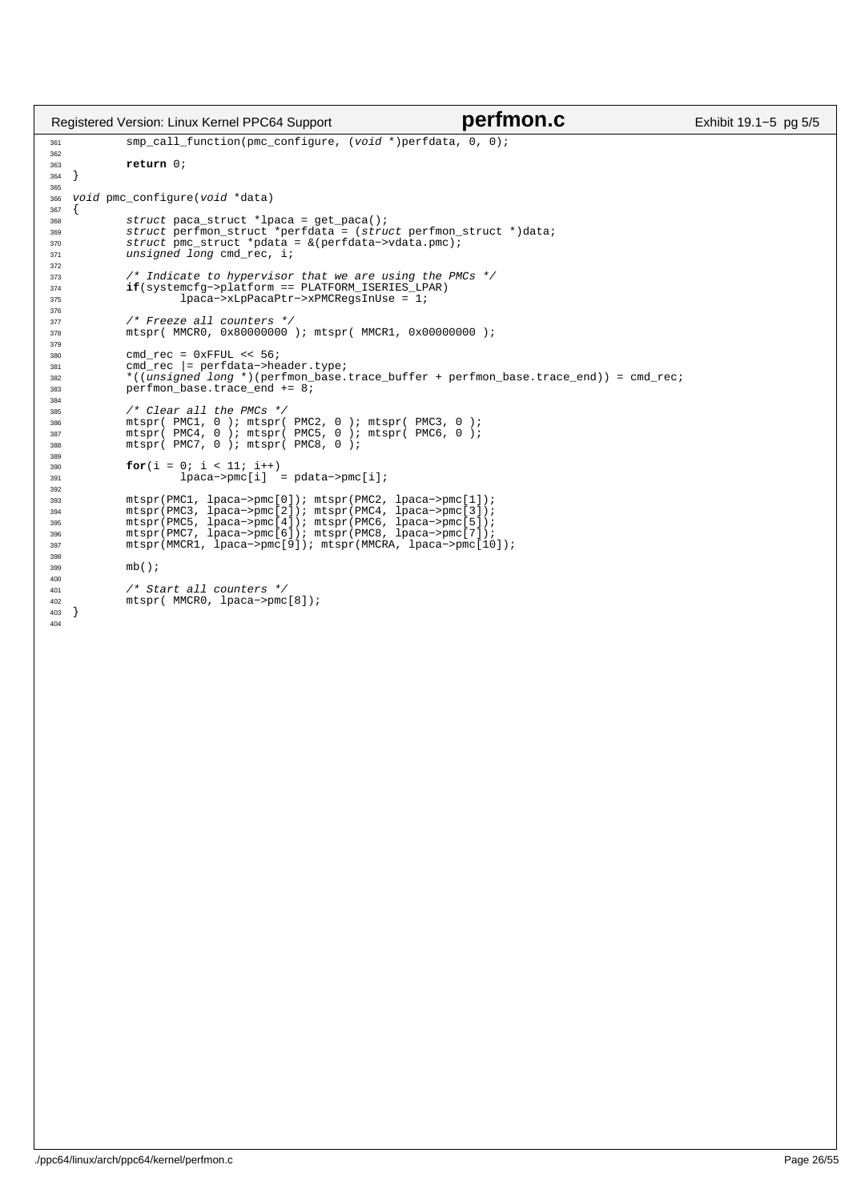```c
        smp_call_function(pmc_configure, (void *)perfdata, 0, 0);

        return 0;
}

void pmc_configure(void *data)
{
        struct paca_struct *lpaca = get_paca();
        struct perfmon_struct *perfdata = (struct perfmon_struct *)data;
        struct pmc_struct *pdata = &(perfdata->vdata.pmc);
        unsigned long cmd_rec, i;

        /* Indicate to hypervisor that we are using the PMCs */
        if(systemcfg->platform == PLATFORM_ISERIES_LPAR)
                lpaca->xLpPacaPtr->xPMCRegsInUse = 1;

        /* Freeze all counters */
        mtspr( MMCR0, 0x80000000 ); mtspr( MMCR1, 0x00000000 );

        cmd_rec = 0xFFUL << 56;
        cmd_rec |= perfdata->header.type;
        *((unsigned long *)(perfmon_base.trace_buffer + perfmon_base.trace_end)) = cmd_rec;
        perfmon_base.trace_end += 8;

        /* Clear all the PMCs */
        mtspr( PMC1, 0 ); mtspr( PMC2, 0 ); mtspr( PMC3, 0 );
        mtspr( PMC4, 0 ); mtspr( PMC5, 0 ); mtspr( PMC6, 0 );
        mtspr( PMC7, 0 ); mtspr( PMC8, 0 );

        for(i = 0; i < 11; i++)
                lpaca->pmc[i]  = pdata->pmc[i];

        mtspr(PMC1, lpaca->pmc[0]); mtspr(PMC2, lpaca->pmc[1]);
        mtspr(PMC3, lpaca->pmc[2]); mtspr(PMC4, lpaca->pmc[3]);
        mtspr(PMC5, lpaca->pmc[4]); mtspr(PMC6, lpaca->pmc[5]);
        mtspr(PMC7, lpaca->pmc[6]); mtspr(PMC8, lpaca->pmc[7]);
        mtspr(MMCR1, lpaca->pmc[9]); mtspr(MMCRA, lpaca->pmc[10]);

        mb();

        /* Start all counters */
        mtspr( MMCR0, lpaca->pmc[8]);
}
```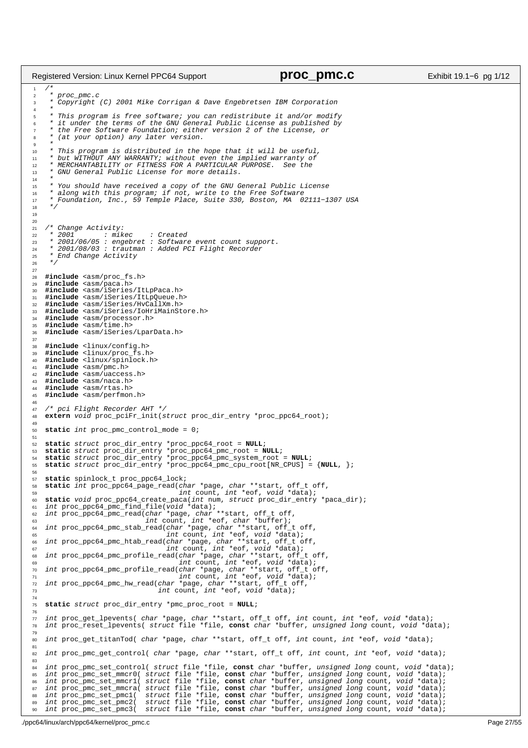```c
/*
 * proc_pmc.c
 * Copyright (C) 2001 Mike Corrigan & Dave Engebretsen IBM Corporation
 *
 * This program is free software; you can redistribute it and/or modify
 * it under the terms of the GNU General Public License as published by
 * the Free Software Foundation; either version 2 of the License, or
 * (at your option) any later version.
 *
 * This program is distributed in the hope that it will be useful,
 * but WITHOUT ANY WARRANTY; without even the implied warranty of
 * MERCHANTABILITY or FITNESS FOR A PARTICULAR PURPOSE.  See the
 * GNU General Public License for more details.
 *
 * You should have received a copy of the GNU General Public License
 * along with this program; if not, write to the Free Software
 * Foundation, Inc., 59 Temple Place, Suite 330, Boston, MA  02111-1307 USA
 */


/* Change Activity:
 * 2001       : mikec    : Created
 * 2001/06/05 : engebret : Software event count support.
 * 2001/08/03 : trautman : Added PCI Flight Recorder
 * End Change Activity
 */

#include <asm/proc_fs.h>
#include <asm/paca.h>
#include <asm/iSeries/ItLpPaca.h>
#include <asm/iSeries/ItLpQueue.h>
#include <asm/iSeries/HvCallXm.h>
#include <asm/iSeries/IoHriMainStore.h>
#include <asm/processor.h>
#include <asm/time.h>
#include <asm/iSeries/LparData.h>

#include <linux/config.h>
#include <linux/proc_fs.h>
#include <linux/spinlock.h>
#include <asm/pmc.h>
#include <asm/uaccess.h>
#include <asm/naca.h>
#include <asm/rtas.h>
#include <asm/perfmon.h>

/* pci Flight Recorder AHT */
extern void proc_pciFr_init(struct proc_dir_entry *proc_ppc64_root);

static int proc_pmc_control_mode = 0;

static struct proc_dir_entry *proc_ppc64_root = NULL;
static struct proc_dir_entry *proc_ppc64_pmc_root = NULL;
static struct proc_dir_entry *proc_ppc64_pmc_system_root = NULL;
static struct proc_dir_entry *proc_ppc64_pmc_cpu_root[NR_CPUS] = {NULL, };

static spinlock_t proc_ppc64_lock;
static int proc_ppc64_page_read(char *page, char **start, off_t off,
                                int count, int *eof, void *data);
static void proc_ppc64_create_paca(int num, struct proc_dir_entry *paca_dir);
int proc_ppc64_pmc_find_file(void *data);
int proc_ppc64_pmc_read(char *page, char **start, off_t off,
                        int count, int *eof, char *buffer);
int proc_ppc64_pmc_stab_read(char *page, char **start, off_t off,
                             int count, int *eof, void *data);
int proc_ppc64_pmc_htab_read(char *page, char **start, off_t off,
                             int count, int *eof, void *data);
int proc_ppc64_pmc_profile_read(char *page, char **start, off_t off,
                                int count, int *eof, void *data);
int proc_ppc64_pmc_profile_read(char *page, char **start, off_t off,
                                int count, int *eof, void *data);
int proc_ppc64_pmc_hw_read(char *page, char **start, off_t off,
                           int count, int *eof, void *data);

static struct proc_dir_entry *pmc_proc_root = NULL;

int proc_get_lpevents( char *page, char **start, off_t off, int count, int *eof, void *data);
int proc_reset_lpevents( struct file *file, const char *buffer, unsigned long count, void *data);

int proc_get_titanTod( char *page, char **start, off_t off, int count, int *eof, void *data);

int proc_pmc_get_control( char *page, char **start, off_t off, int count, int *eof, void *data);

int proc_pmc_set_control( struct file *file, const char *buffer, unsigned long count, void *data);
int proc_pmc_set_mmcr0( struct file *file, const char *buffer, unsigned long count, void *data);
int proc_pmc_set_mmcr1( struct file *file, const char *buffer, unsigned long count, void *data);
int proc_pmc_set_mmcra( struct file *file, const char *buffer, unsigned long count, void *data);
int proc_pmc_set_pmc1(  struct file *file, const char *buffer, unsigned long count, void *data);
int proc_pmc_set_pmc2(  struct file *file, const char *buffer, unsigned long count, void *data);
int proc_pmc_set_pmc3(  struct file *file, const char *buffer, unsigned long count, void *data);
```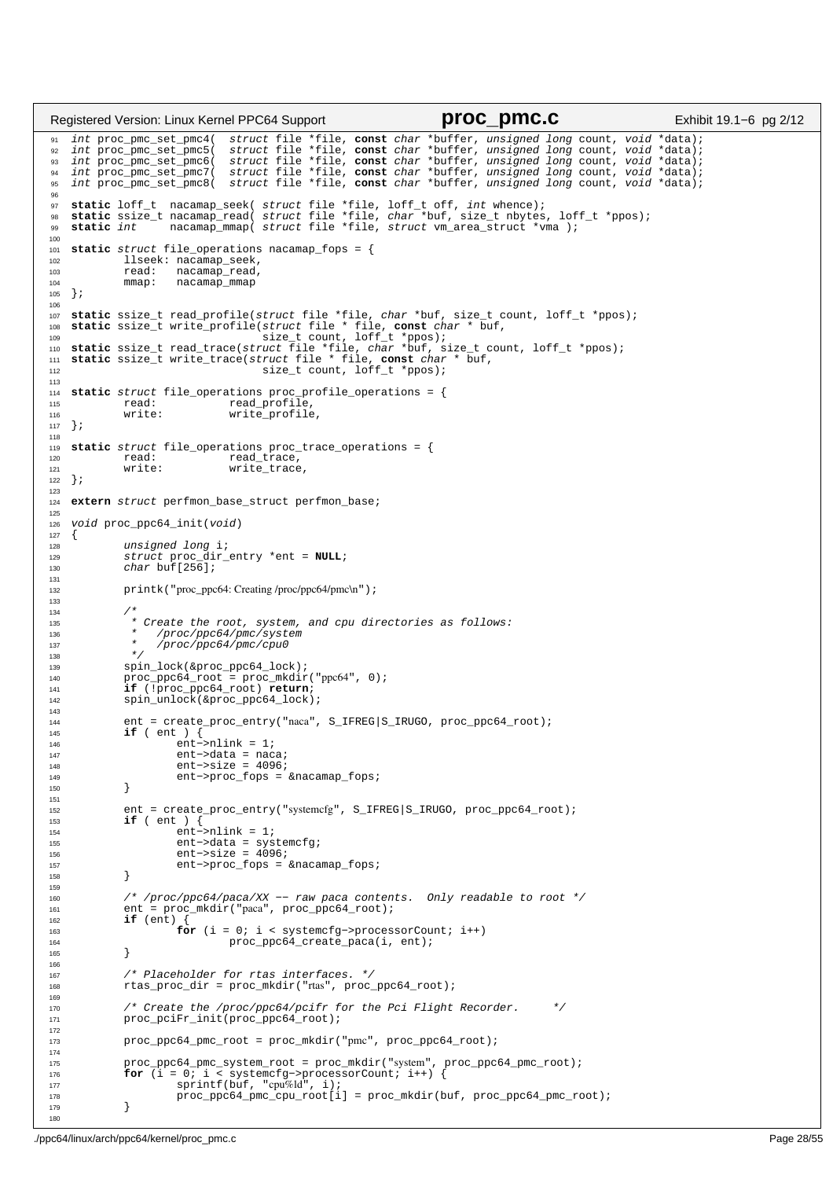```c
int proc_pmc_set_pmc4(  struct file *file, const char *buffer, unsigned long count, void *data);
int proc_pmc_set_pmc5(  struct file *file, const char *buffer, unsigned long count, void *data);
int proc_pmc_set_pmc6(  struct file *file, const char *buffer, unsigned long count, void *data);
int proc_pmc_set_pmc7(  struct file *file, const char *buffer, unsigned long count, void *data);
int proc_pmc_set_pmc8(  struct file *file, const char *buffer, unsigned long count, void *data);

static loff_t  nacamap_seek( struct file *file, loff_t off, int whence);
static ssize_t nacamap_read( struct file *file, char *buf, size_t nbytes, loff_t *ppos);
static int     nacamap_mmap( struct file *file, struct vm_area_struct *vma );

static struct file_operations nacamap_fops = {
        llseek: nacamap_seek,
        read:   nacamap_read,
        mmap:   nacamap_mmap
};

static ssize_t read_profile(struct file *file, char *buf, size_t count, loff_t *ppos);
static ssize_t write_profile(struct file * file, const char * buf,
                             size_t count, loff_t *ppos);
static ssize_t read_trace(struct file *file, char *buf, size_t count, loff_t *ppos);
static ssize_t write_trace(struct file * file, const char * buf,
                             size_t count, loff_t *ppos);

static struct file_operations proc_profile_operations = {
        read:           read_profile,
        write:          write_profile,
};

static struct file_operations proc_trace_operations = {
        read:           read_trace,
        write:          write_trace,
};

extern struct perfmon_base_struct perfmon_base;

void proc_ppc64_init(void)
{
        unsigned long i;
        struct proc_dir_entry *ent = NULL;
        char buf[256];

        printk("proc_ppc64: Creating /proc/ppc64/pmc\n");

        /*
         * Create the root, system, and cpu directories as follows:
         *   /proc/ppc64/pmc/system
         *   /proc/ppc64/pmc/cpu0
         */
        spin_lock(&proc_ppc64_lock);
        proc_ppc64_root = proc_mkdir("ppc64", 0);
        if (!proc_ppc64_root) return;
        spin_unlock(&proc_ppc64_lock);

        ent = create_proc_entry("naca", S_IFREG|S_IRUGO, proc_ppc64_root);
        if ( ent ) {
                ent->nlink = 1;
                ent->data = naca;
                ent->size = 4096;
                ent->proc_fops = &nacamap_fops;
        }

        ent = create_proc_entry("systemcfg", S_IFREG|S_IRUGO, proc_ppc64_root);
        if ( ent ) {
                ent->nlink = 1;
                ent->data = systemcfg;
                ent->size = 4096;
                ent->proc_fops = &nacamap_fops;
        }

        /* /proc/ppc64/paca/XX -- raw paca contents.  Only readable to root */
        ent = proc_mkdir("paca", proc_ppc64_root);
        if (ent) {
                for (i = 0; i < systemcfg->processorCount; i++)
                        proc_ppc64_create_paca(i, ent);
        }

        /* Placeholder for rtas interfaces. */
        rtas_proc_dir = proc_mkdir("rtas", proc_ppc64_root);

        /* Create the /proc/ppc64/pcifr for the Pci Flight Recorder.     */
        proc_pciFr_init(proc_ppc64_root);

        proc_ppc64_pmc_root = proc_mkdir("pmc", proc_ppc64_root);

        proc_ppc64_pmc_system_root = proc_mkdir("system", proc_ppc64_pmc_root);
        for (i = 0; i < systemcfg->processorCount; i++) {
                sprintf(buf, "cpu%ld", i);
                proc_ppc64_pmc_cpu_root[i] = proc_mkdir(buf, proc_ppc64_pmc_root);
        }

```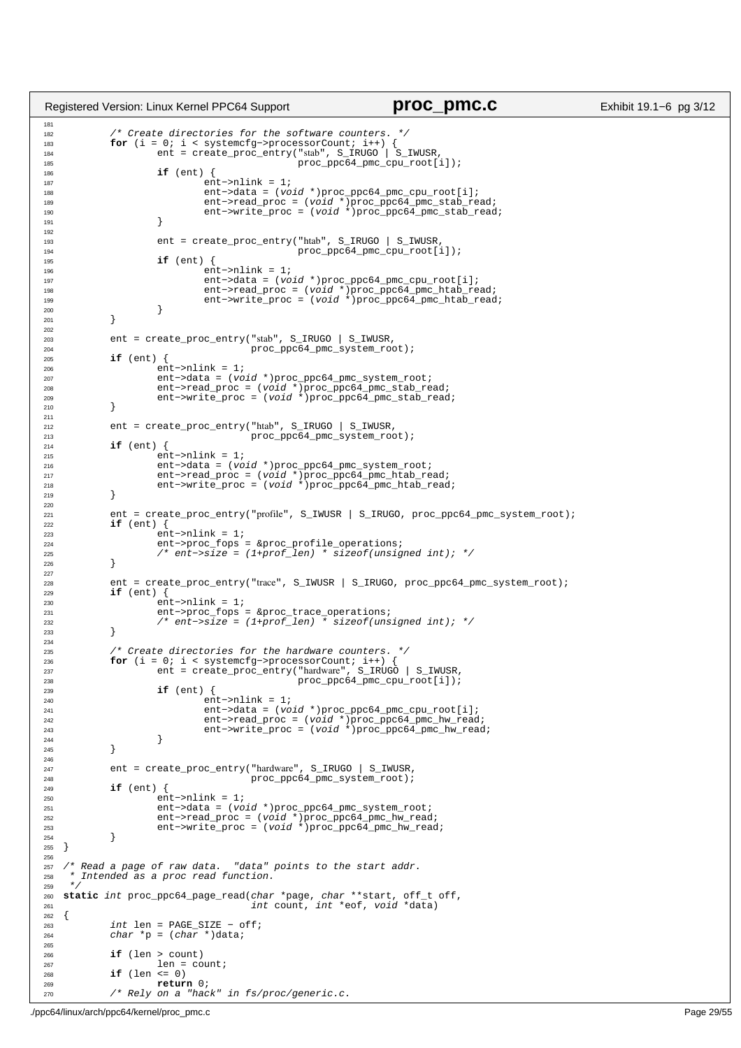```c
	/* Create directories for the software counters. */
	for (i = 0; i < systemcfg->processorCount; i++) {
		ent = create_proc_entry("stab", S_IRUGO | S_IWUSR,
					proc_ppc64_pmc_cpu_root[i]);
		if (ent) {
			ent->nlink = 1;
			ent->data = (void *)proc_ppc64_pmc_cpu_root[i];
			ent->read_proc = (void *)proc_ppc64_pmc_stab_read;
			ent->write_proc = (void *)proc_ppc64_pmc_stab_read;
		}

		ent = create_proc_entry("htab", S_IRUGO | S_IWUSR,
					proc_ppc64_pmc_cpu_root[i]);
		if (ent) {
			ent->nlink = 1;
			ent->data = (void *)proc_ppc64_pmc_cpu_root[i];
			ent->read_proc = (void *)proc_ppc64_pmc_htab_read;
			ent->write_proc = (void *)proc_ppc64_pmc_htab_read;
		}
	}

	ent = create_proc_entry("stab", S_IRUGO | S_IWUSR,
				proc_ppc64_pmc_system_root);
	if (ent) {
		ent->nlink = 1;
		ent->data = (void *)proc_ppc64_pmc_system_root;
		ent->read_proc = (void *)proc_ppc64_pmc_stab_read;
		ent->write_proc = (void *)proc_ppc64_pmc_stab_read;
	}

	ent = create_proc_entry("htab", S_IRUGO | S_IWUSR,
				proc_ppc64_pmc_system_root);
	if (ent) {
		ent->nlink = 1;
		ent->data = (void *)proc_ppc64_pmc_system_root;
		ent->read_proc = (void *)proc_ppc64_pmc_htab_read;
		ent->write_proc = (void *)proc_ppc64_pmc_htab_read;
	}

	ent = create_proc_entry("profile", S_IWUSR | S_IRUGO, proc_ppc64_pmc_system_root);
	if (ent) {
		ent->nlink = 1;
		ent->proc_fops = &proc_profile_operations;
		/* ent->size = (1+prof_len) * sizeof(unsigned int); */
	}

	ent = create_proc_entry("trace", S_IWUSR | S_IRUGO, proc_ppc64_pmc_system_root);
	if (ent) {
		ent->nlink = 1;
		ent->proc_fops = &proc_trace_operations;
		/* ent->size = (1+prof_len) * sizeof(unsigned int); */
	}

	/* Create directories for the hardware counters. */
	for (i = 0; i < systemcfg->processorCount; i++) {
		ent = create_proc_entry("hardware", S_IRUGO | S_IWUSR,
					proc_ppc64_pmc_cpu_root[i]);
		if (ent) {
			ent->nlink = 1;
			ent->data = (void *)proc_ppc64_pmc_cpu_root[i];
			ent->read_proc = (void *)proc_ppc64_pmc_hw_read;
			ent->write_proc = (void *)proc_ppc64_pmc_hw_read;
		}
	}

	ent = create_proc_entry("hardware", S_IRUGO | S_IWUSR,
				proc_ppc64_pmc_system_root);
	if (ent) {
		ent->nlink = 1;
		ent->data = (void *)proc_ppc64_pmc_system_root;
		ent->read_proc = (void *)proc_ppc64_pmc_hw_read;
		ent->write_proc = (void *)proc_ppc64_pmc_hw_read;
	}
}

/* Read a page of raw data.  "data" points to the start addr.
 * Intended as a proc read function.
 */
static int proc_ppc64_page_read(char *page, char **start, off_t off,
				int count, int *eof, void *data)
{
	int len = PAGE_SIZE - off;
	char *p = (char *)data;

	if (len > count)
		len = count;
	if (len <= 0)
		return 0;
	/* Rely on a "hack" in fs/proc/generic.c.
```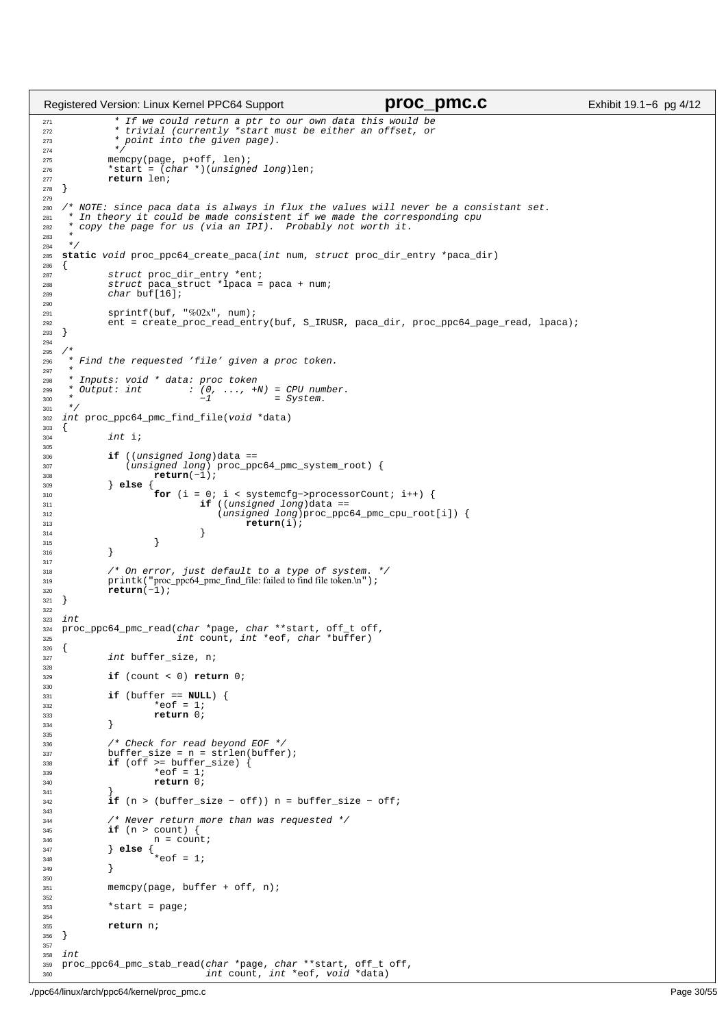```c
         * If we could return a ptr to our own data this would be
         * trivial (currently *start must be either an offset, or
         * point into the given page).
         */
        memcpy(page, p+off, len);
        *start = (char *)(unsigned long)len;
        return len;
}

/* NOTE: since paca data is always in flux the values will never be a consistant set.
 * In theory it could be made consistent if we made the corresponding cpu
 * copy the page for us (via an IPI).  Probably not worth it.
 *
 */
static void proc_ppc64_create_paca(int num, struct proc_dir_entry *paca_dir)
{
        struct proc_dir_entry *ent;
        struct paca_struct *lpaca = paca + num;
        char buf[16];

        sprintf(buf, "%02x", num);
        ent = create_proc_read_entry(buf, S_IRUSR, paca_dir, proc_ppc64_page_read, lpaca);
}

/*
 * Find the requested 'file' given a proc token.
 *
 * Inputs: void * data: proc token
 * Output: int        : (0, ..., +N) = CPU number.
 *                      -1          = System.
 */
int proc_ppc64_pmc_find_file(void *data)
{
        int i;

        if ((unsigned long)data ==
            (unsigned long) proc_ppc64_pmc_system_root) {
                return(-1);
        } else {
                for (i = 0; i < systemcfg->processorCount; i++) {
                        if ((unsigned long)data ==
                            (unsigned long)proc_ppc64_pmc_cpu_root[i]) {
                                return(i);
                        }
                }
        }

        /* On error, just default to a type of system. */
        printk("proc_ppc64_pmc_find_file: failed to find file token.\n");
        return(-1);
}

int
proc_ppc64_pmc_read(char *page, char **start, off_t off,
                    int count, int *eof, char *buffer)
{
        int buffer_size, n;

        if (count < 0) return 0;

        if (buffer == NULL) {
                *eof = 1;
                return 0;
        }

        /* Check for read beyond EOF */
        buffer_size = n = strlen(buffer);
        if (off >= buffer_size) {
                *eof = 1;
                return 0;
        }
        if (n > (buffer_size - off)) n = buffer_size - off;

        /* Never return more than was requested */
        if (n > count) {
                n = count;
        } else {
                *eof = 1;
        }

        memcpy(page, buffer + off, n);

        *start = page;

        return n;
}

int
proc_ppc64_pmc_stab_read(char *page, char **start, off_t off,
                         int count, int *eof, void *data)
```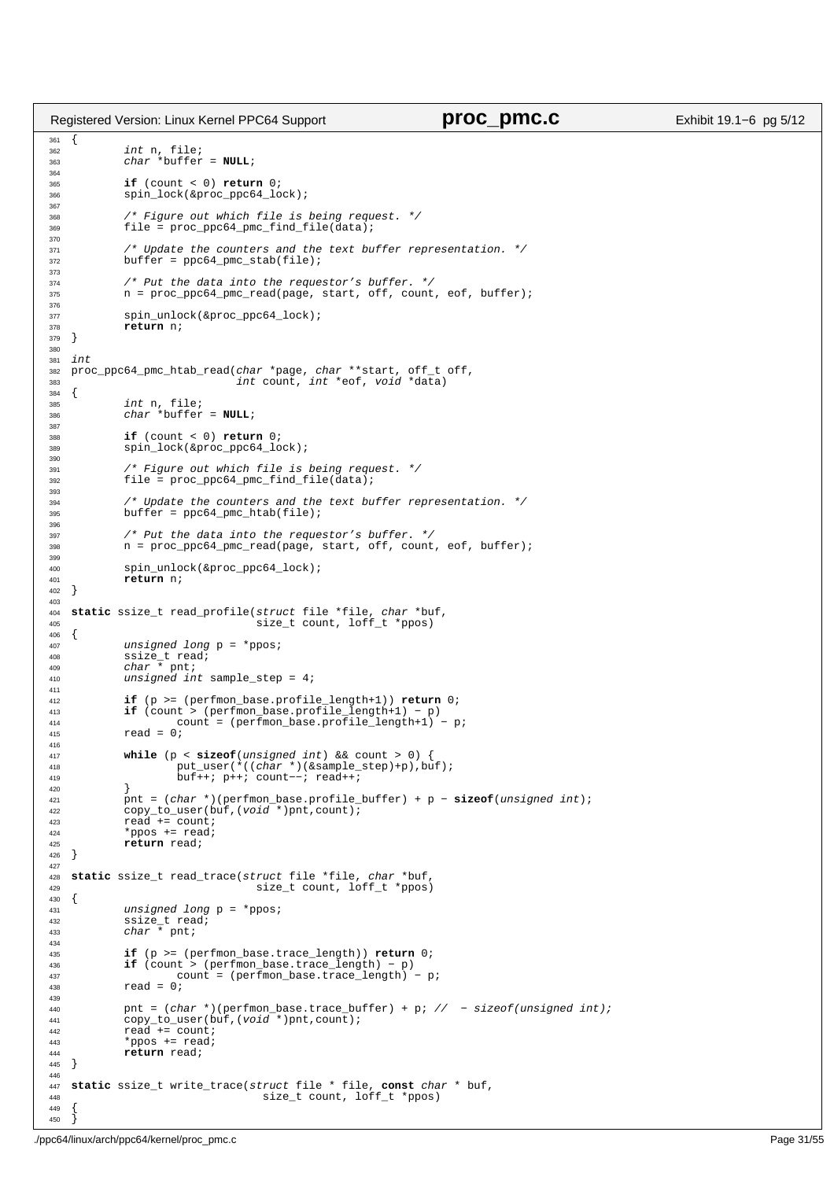```c
{
        int n, file;
        char *buffer = NULL;

        if (count < 0) return 0;
        spin_lock(&proc_ppc64_lock);

        /* Figure out which file is being request. */
        file = proc_ppc64_pmc_find_file(data);

        /* Update the counters and the text buffer representation. */
        buffer = ppc64_pmc_stab(file);

        /* Put the data into the requestor's buffer. */
        n = proc_ppc64_pmc_read(page, start, off, count, eof, buffer);

        spin_unlock(&proc_ppc64_lock);
        return n;
}

int
proc_ppc64_pmc_htab_read(char *page, char **start, off_t off,
                          int count, int *eof, void *data)
{
        int n, file;
        char *buffer = NULL;

        if (count < 0) return 0;
        spin_lock(&proc_ppc64_lock);

        /* Figure out which file is being request. */
        file = proc_ppc64_pmc_find_file(data);

        /* Update the counters and the text buffer representation. */
        buffer = ppc64_pmc_htab(file);

        /* Put the data into the requestor's buffer. */
        n = proc_ppc64_pmc_read(page, start, off, count, eof, buffer);

        spin_unlock(&proc_ppc64_lock);
        return n;
}

static ssize_t read_profile(struct file *file, char *buf,
                            size_t count, loff_t *ppos)
{
        unsigned long p = *ppos;
        ssize_t read;
        char * pnt;
        unsigned int sample_step = 4;

        if (p >= (perfmon_base.profile_length+1)) return 0;
        if (count > (perfmon_base.profile_length+1) - p)
                count = (perfmon_base.profile_length+1) - p;
        read = 0;

        while (p < sizeof(unsigned int) && count > 0) {
                put_user(*((char *)(&sample_step)+p),buf);
                buf++; p++; count--; read++;
        }
        pnt = (char *)(perfmon_base.profile_buffer) + p - sizeof(unsigned int);
        copy_to_user(buf,(void *)pnt,count);
        read += count;
        *ppos += read;
        return read;
}

static ssize_t read_trace(struct file *file, char *buf,
                          size_t count, loff_t *ppos)
{
        unsigned long p = *ppos;
        ssize_t read;
        char * pnt;

        if (p >= (perfmon_base.trace_length)) return 0;
        if (count > (perfmon_base.trace_length) - p)
                count = (perfmon_base.trace_length) - p;
        read = 0;

        pnt = (char *)(perfmon_base.trace_buffer) + p; //  - sizeof(unsigned int);
        copy_to_user(buf,(void *)pnt,count);
        read += count;
        *ppos += read;
        return read;
}

static ssize_t write_trace(struct file * file, const char * buf,
                           size_t count, loff_t *ppos)
{
}
```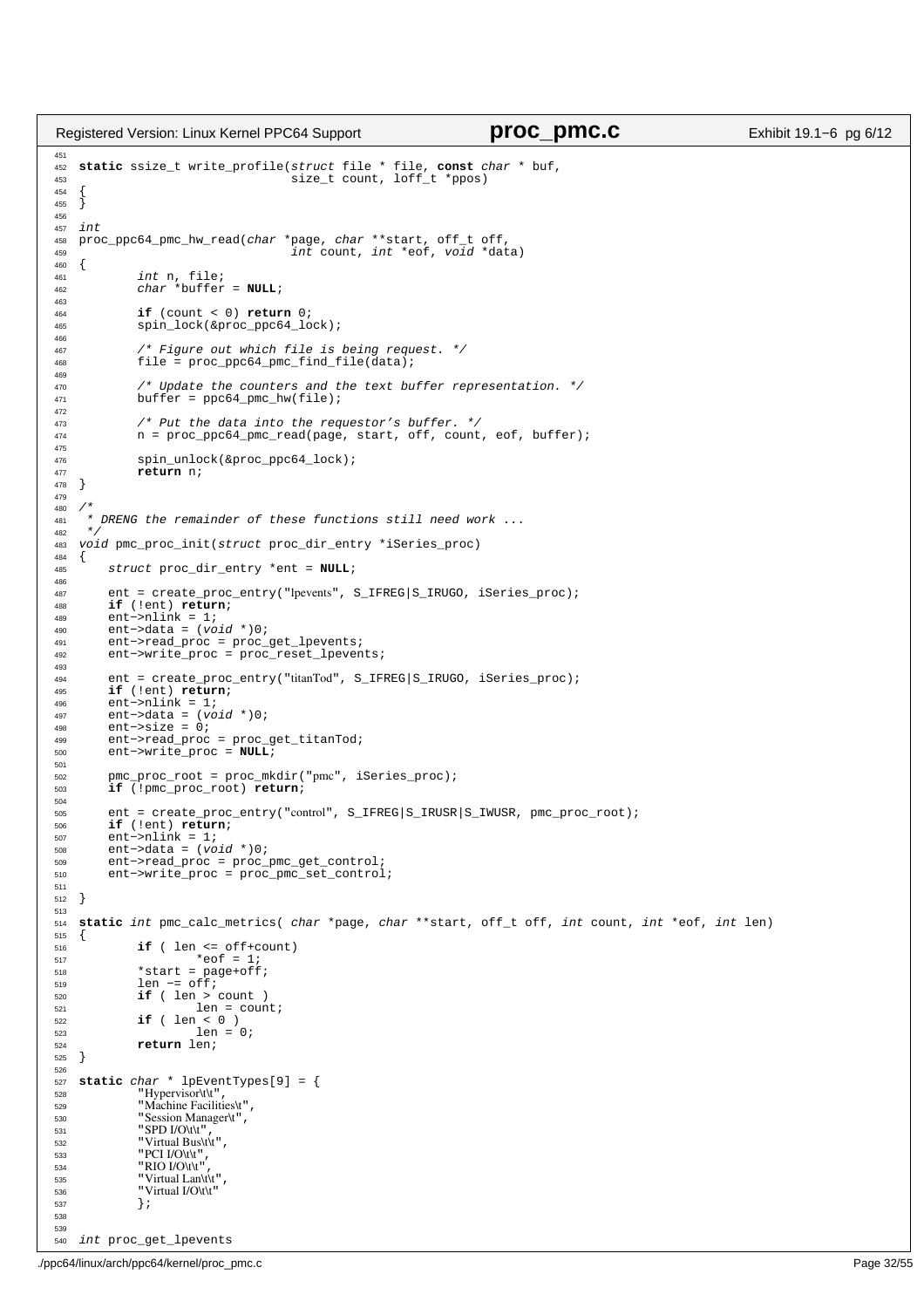```c
static ssize_t write_profile(struct file * file, const char * buf,
                             size_t count, loff_t *ppos)
{
}

int
proc_ppc64_pmc_hw_read(char *page, char **start, off_t off,
                       int count, int *eof, void *data)
{
        int n, file;
        char *buffer = NULL;

        if (count < 0) return 0;
        spin_lock(&proc_ppc64_lock);

        /* Figure out which file is being request. */
        file = proc_ppc64_pmc_find_file(data);

        /* Update the counters and the text buffer representation. */
        buffer = ppc64_pmc_hw(file);

        /* Put the data into the requestor's buffer. */
        n = proc_ppc64_pmc_read(page, start, off, count, eof, buffer);

        spin_unlock(&proc_ppc64_lock);
        return n;
}

/*
 * DRENG the remainder of these functions still need work ...
 */
void pmc_proc_init(struct proc_dir_entry *iSeries_proc)
{
    struct proc_dir_entry *ent = NULL;

    ent = create_proc_entry("lpevents", S_IFREG|S_IRUGO, iSeries_proc);
    if (!ent) return;
    ent->nlink = 1;
    ent->data = (void *)0;
    ent->read_proc = proc_get_lpevents;
    ent->write_proc = proc_reset_lpevents;

    ent = create_proc_entry("titanTod", S_IFREG|S_IRUGO, iSeries_proc);
    if (!ent) return;
    ent->nlink = 1;
    ent->data = (void *)0;
    ent->size = 0;
    ent->read_proc = proc_get_titanTod;
    ent->write_proc = NULL;

    pmc_proc_root = proc_mkdir("pmc", iSeries_proc);
    if (!pmc_proc_root) return;

    ent = create_proc_entry("control", S_IFREG|S_IRUSR|S_IWUSR, pmc_proc_root);
    if (!ent) return;
    ent->nlink = 1;
    ent->data = (void *)0;
    ent->read_proc = proc_pmc_get_control;
    ent->write_proc = proc_pmc_set_control;

}

static int pmc_calc_metrics( char *page, char **start, off_t off, int count, int *eof, int len)
{
        if ( len <= off+count)
                *eof = 1;
        *start = page+off;
        len -= off;
        if ( len > count )
                len = count;
        if ( len < 0 )
                len = 0;
        return len;
}

static char * lpEventTypes[9] = {
        "Hypervisor\t\t",
        "Machine Facilities\t",
        "Session Manager\t",
        "SPD I/O\t\t",
        "Virtual Bus\t\t",
        "PCI I/O\t\t",
        "RIO I/O\t\t",
        "Virtual Lan\t\t",
        "Virtual I/O\t\t"
        };


int proc_get_lpevents
```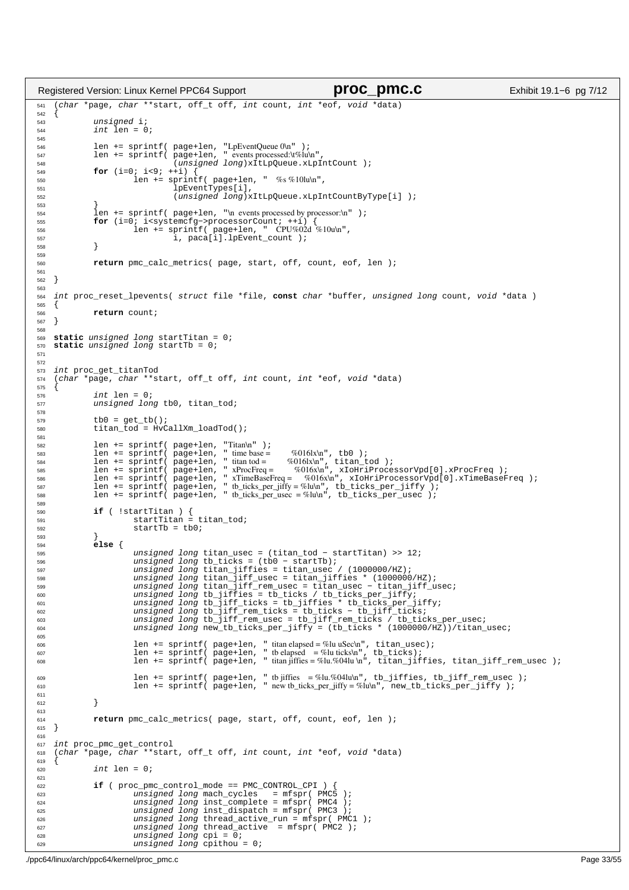```c
(char *page, char **start, off_t off, int count, int *eof, void *data)
{
        unsigned i;
        int len = 0;

        len += sprintf( page+len, "LpEventQueue 0\n" );
        len += sprintf( page+len, "  events processed:\t%lu\n",
                        (unsigned long)xItLpQueue.xLpIntCount );
        for (i=0; i<9; ++i) {
                len += sprintf( page+len, "    %s %10lu\n",
                        lpEventTypes[i],
                        (unsigned long)xItLpQueue.xLpIntCountByType[i] );
        }
        len += sprintf( page+len, "\n  events processed by processor:\n" );
        for (i=0; i<systemcfg->processorCount; ++i) {
                len += sprintf( page+len, "    CPU%02d  %10u\n",
                        i, paca[i].lpEvent_count );
        }

        return pmc_calc_metrics( page, start, off, count, eof, len );

}

int proc_reset_lpevents( struct file *file, const char *buffer, unsigned long count, void *data )
{
        return count;
}

static unsigned long startTitan = 0;
static unsigned long startTb = 0;


int proc_get_titanTod
(char *page, char **start, off_t off, int count, int *eof, void *data)
{
        int len = 0;
        unsigned long tb0, titan_tod;

        tb0 = get_tb();
        titan_tod = HvCallXm_loadTod();

        len += sprintf( page+len, "Titan\n" );
        len += sprintf( page+len, "  time base =          %016lx\n", tb0 );
        len += sprintf( page+len, "  titan tod =          %016lx\n", titan_tod );
        len += sprintf( page+len, "  xProcFreq =          %016x\n", xIoHriProcessorVpd[0].xProcFreq );
        len += sprintf( page+len, "  xTimeBaseFreq =      %016x\n", xIoHriProcessorVpd[0].xTimeBaseFreq );
        len += sprintf( page+len, "  tb_ticks_per_jiffy = %lu\n", tb_ticks_per_jiffy );
        len += sprintf( page+len, "  tb_ticks_per_usec  = %lu\n", tb_ticks_per_usec );

        if ( !startTitan ) {
                startTitan = titan_tod;
                startTb = tb0;
        }
        else {
                unsigned long titan_usec = (titan_tod - startTitan) >> 12;
                unsigned long tb_ticks = (tb0 - startTb);
                unsigned long titan_jiffies = titan_usec / (1000000/HZ);
                unsigned long titan_jiff_usec = titan_jiffies * (1000000/HZ);
                unsigned long titan_jiff_rem_usec = titan_usec - titan_jiff_usec;
                unsigned long tb_jiffies = tb_ticks / tb_ticks_per_jiffy;
                unsigned long tb_jiff_ticks = tb_jiffies * tb_ticks_per_jiffy;
                unsigned long tb_jiff_rem_ticks = tb_ticks - tb_jiff_ticks;
                unsigned long tb_jiff_rem_usec = tb_jiff_rem_ticks / tb_ticks_per_usec;
                unsigned long new_tb_ticks_per_jiffy = (tb_ticks * (1000000/HZ))/titan_usec;

                len += sprintf( page+len, "  titan elapsed = %lu uSec\n", titan_usec);
                len += sprintf( page+len, "  tb elapsed    = %lu ticks\n", tb_ticks);
                len += sprintf( page+len, "  titan jiffies = %lu.%04lu \n", titan_jiffies, titan_jiff_rem_usec );
                len += sprintf( page+len, "  tb jiffies    = %lu.%04lu\n", tb_jiffies, tb_jiff_rem_usec );
                len += sprintf( page+len, "  new tb_ticks_per_jiffy = %lu\n", new_tb_ticks_per_jiffy );

        }

        return pmc_calc_metrics( page, start, off, count, eof, len );
}

int proc_pmc_get_control
(char *page, char **start, off_t off, int count, int *eof, void *data)
{
        int len = 0;

        if ( proc_pmc_control_mode == PMC_CONTROL_CPI ) {
                unsigned long mach_cycles   = mfspr( PMC5 );
                unsigned long inst_complete = mfspr( PMC4 );
                unsigned long inst_dispatch = mfspr( PMC3 );
                unsigned long thread_active_run = mfspr( PMC1 );
                unsigned long thread_active  = mfspr( PMC2 );
                unsigned long cpi = 0;
                unsigned long cpithou = 0;
```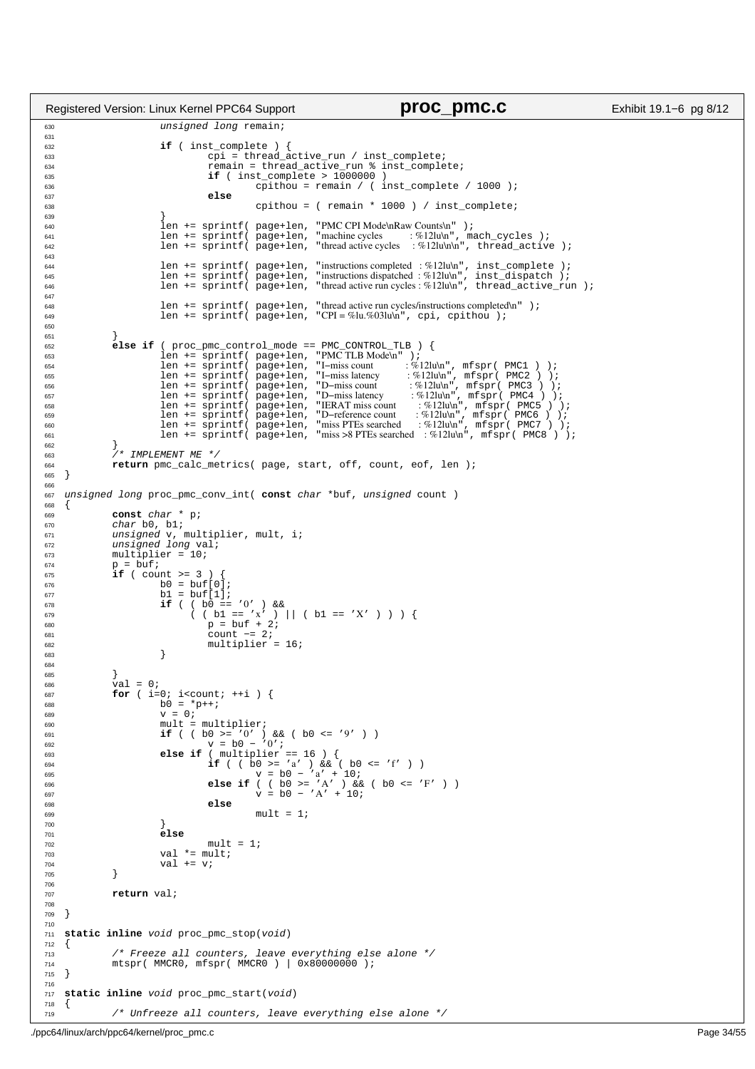```c
                unsigned long remain;

                if ( inst_complete ) {
                        cpi = thread_active_run / inst_complete;
                        remain = thread_active_run % inst_complete;
                        if ( inst_complete > 1000000 )
                                cpithou = remain / ( inst_complete / 1000 );
                        else
                                cpithou = ( remain * 1000 ) / inst_complete;
                }
                len += sprintf( page+len, "PMC CPI Mode\nRaw Counts\n" );
                len += sprintf( page+len, "machine cycles        : %12lu\n", mach_cycles );
                len += sprintf( page+len, "thread active cycles    : %12lu\n\n", thread_active );

                len += sprintf( page+len, "instructions completed   : %12lu\n", inst_complete );
                len += sprintf( page+len, "instructions dispatched : %12lu\n", inst_dispatch );
                len += sprintf( page+len, "thread active run cycles : %12lu\n", thread_active_run );

                len += sprintf( page+len, "thread active run cycles/instructions completed\n" );
                len += sprintf( page+len, "CPI = %lu.%03lu\n", cpi, cpithou );

        }
        else if ( proc_pmc_control_mode == PMC_CONTROL_TLB ) {
                len += sprintf( page+len, "PMC TLB Mode\n" );
                len += sprintf( page+len, "I-miss count         : %12lu\n", mfspr( PMC1 ) );
                len += sprintf( page+len, "I-miss latency        : %12lu\n", mfspr( PMC2 ) );
                len += sprintf( page+len, "D-miss count          : %12lu\n", mfspr( PMC3 ) );
                len += sprintf( page+len, "D-miss latency        : %12lu\n", mfspr( PMC4 ) );
                len += sprintf( page+len, "IERAT miss count       : %12lu\n", mfspr( PMC5 ) );
                len += sprintf( page+len, "D-reference count      : %12lu\n", mfspr( PMC6 ) );
                len += sprintf( page+len, "miss PTEs searched     : %12lu\n", mfspr( PMC7 ) );
                len += sprintf( page+len, "miss >8 PTEs searched   : %12lu\n", mfspr( PMC8 ) );
        }
        /* IMPLEMENT ME */
        return pmc_calc_metrics( page, start, off, count, eof, len );
}

unsigned long proc_pmc_conv_int( const char *buf, unsigned count )
{
        const char * p;
        char b0, b1;
        unsigned v, multiplier, mult, i;
        unsigned long val;
        multiplier = 10;
        p = buf;
        if ( count >= 3 ) {
                b0 = buf[0];
                b1 = buf[1];
                if ( ( b0 == '0' ) &&
                     ( ( b1 == 'x' ) || ( b1 == 'X' ) ) ) {
                        p = buf + 2;
                        count -= 2;
                        multiplier = 16;
                }

        }
        val = 0;
        for ( i=0; i<count; ++i ) {
                b0 = *p++;
                v = 0;
                mult = multiplier;
                if ( ( b0 >= '0' ) && ( b0 <= '9' ) )
                        v = b0 - '0';
                else if ( multiplier == 16 ) {
                        if ( ( b0 >= 'a' ) && ( b0 <= 'f' ) )
                                v = b0 - 'a' + 10;
                        else if ( ( b0 >= 'A' ) && ( b0 <= 'F' ) )
                                v = b0 - 'A' + 10;
                        else
                                mult = 1;
                }
                else
                        mult = 1;
                val *= mult;
                val += v;
        }

        return val;

}

static inline void proc_pmc_stop(void)
{
        /* Freeze all counters, leave everything else alone */
        mtspr( MMCR0, mfspr( MMCR0 ) | 0x80000000 );
}

static inline void proc_pmc_start(void)
{
        /* Unfreeze all counters, leave everything else alone */
```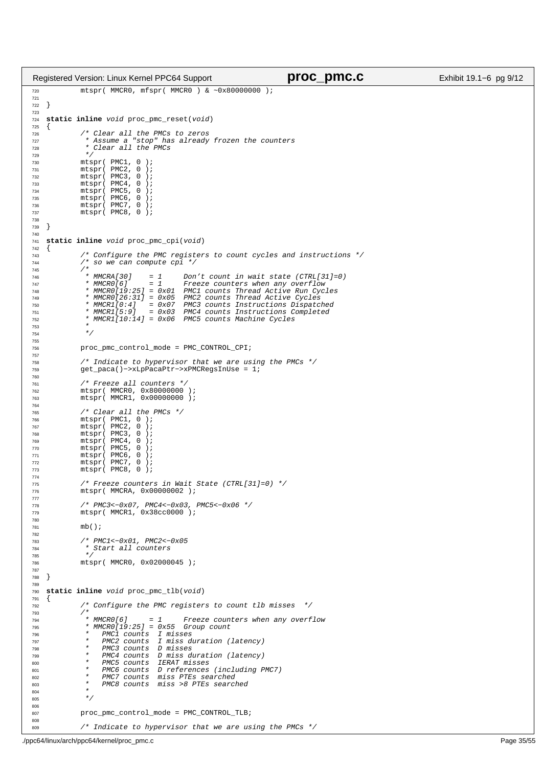```c
	mtspr( MMCR0, mfspr( MMCR0 ) & ~0x80000000 );

}

static inline void proc_pmc_reset(void)
{
	/* Clear all the PMCs to zeros
	 * Assume a "stop" has already frozen the counters
	 * Clear all the PMCs
	 */
	mtspr( PMC1, 0 );
	mtspr( PMC2, 0 );
	mtspr( PMC3, 0 );
	mtspr( PMC4, 0 );
	mtspr( PMC5, 0 );
	mtspr( PMC6, 0 );
	mtspr( PMC7, 0 );
	mtspr( PMC8, 0 );

}

static inline void proc_pmc_cpi(void)
{
	/* Configure the PMC registers to count cycles and instructions */
	/* so we can compute cpi */
	/*
	 * MMCRA[30]    = 1     Don't count in wait state (CTRL[31]=0)
	 * MMCR0[6]     = 1     Freeze counters when any overflow
	 * MMCR0[19:25] = 0x01  PMC1 counts Thread Active Run Cycles
	 * MMCR0[26:31] = 0x05  PMC2 counts Thread Active Cycles
	 * MMCR1[0:4]   = 0x07  PMC3 counts Instructions Dispatched
	 * MMCR1[5:9]   = 0x03  PMC4 counts Instructions Completed
	 * MMCR1[10:14] = 0x06  PMC5 counts Machine Cycles
	 *
	 */

	proc_pmc_control_mode = PMC_CONTROL_CPI;

	/* Indicate to hypervisor that we are using the PMCs */
	get_paca()->xLpPacaPtr->xPMCRegsInUse = 1;

	/* Freeze all counters */
	mtspr( MMCR0, 0x80000000 );
	mtspr( MMCR1, 0x00000000 );

	/* Clear all the PMCs */
	mtspr( PMC1, 0 );
	mtspr( PMC2, 0 );
	mtspr( PMC3, 0 );
	mtspr( PMC4, 0 );
	mtspr( PMC5, 0 );
	mtspr( PMC6, 0 );
	mtspr( PMC7, 0 );
	mtspr( PMC8, 0 );

	/* Freeze counters in Wait State (CTRL[31]=0) */
	mtspr( MMCRA, 0x00000002 );

	/* PMC3<-0x07, PMC4<-0x03, PMC5<-0x06 */
	mtspr( MMCR1, 0x38cc0000 );

	mb();

	/* PMC1<-0x01, PMC2<-0x05
	 * Start all counters
	 */
	mtspr( MMCR0, 0x02000045 );

}

static inline void proc_pmc_tlb(void)
{
	/* Configure the PMC registers to count tlb misses  */
	/*
	 * MMCR0[6]     = 1     Freeze counters when any overflow
	 * MMCR0[19:25] = 0x55  Group count
	 *   PMC1 counts  I misses
	 *   PMC2 counts  I miss duration (latency)
	 *   PMC3 counts  D misses
	 *   PMC4 counts  D miss duration (latency)
	 *   PMC5 counts  IERAT misses
	 *   PMC6 counts  D references (including PMC7)
	 *   PMC7 counts  miss PTEs searched
	 *   PMC8 counts  miss >8 PTEs searched
	 *
	 */

	proc_pmc_control_mode = PMC_CONTROL_TLB;

	/* Indicate to hypervisor that we are using the PMCs */
```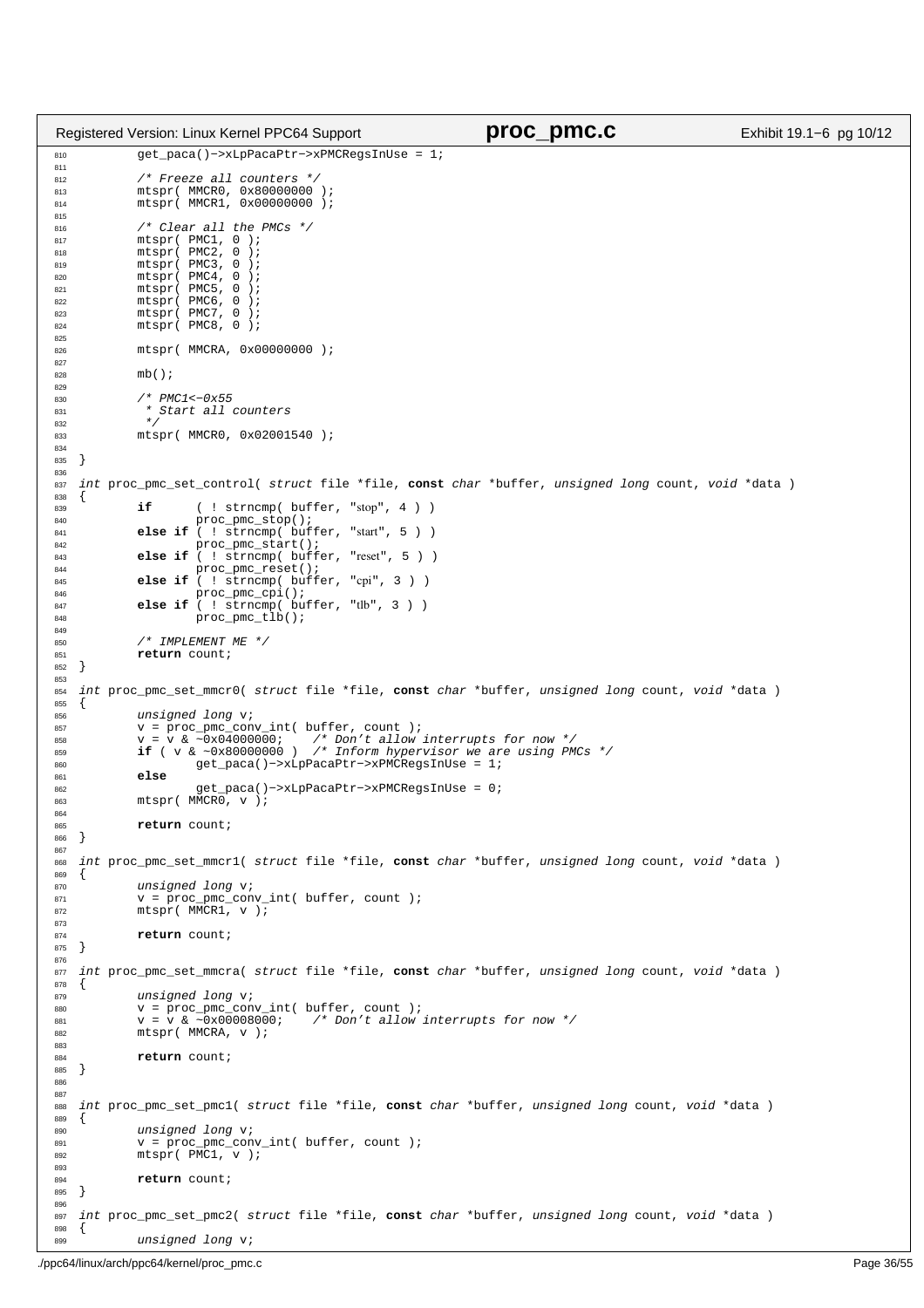```c
        get_paca()->xLpPacaPtr->xPMCRegsInUse = 1;

        /* Freeze all counters */
        mtspr( MMCR0, 0x80000000 );
        mtspr( MMCR1, 0x00000000 );

        /* Clear all the PMCs */
        mtspr( PMC1, 0 );
        mtspr( PMC2, 0 );
        mtspr( PMC3, 0 );
        mtspr( PMC4, 0 );
        mtspr( PMC5, 0 );
        mtspr( PMC6, 0 );
        mtspr( PMC7, 0 );
        mtspr( PMC8, 0 );

        mtspr( MMCRA, 0x00000000 );

        mb();

        /* PMC1<-0x55
         * Start all counters
         */
        mtspr( MMCR0, 0x02001540 );

}

int proc_pmc_set_control( struct file *file, const char *buffer, unsigned long count, void *data )
{
        if      ( ! strncmp( buffer, "stop", 4 ) )
                proc_pmc_stop();
        else if ( ! strncmp( buffer, "start", 5 ) )
                proc_pmc_start();
        else if ( ! strncmp( buffer, "reset", 5 ) )
                proc_pmc_reset();
        else if ( ! strncmp( buffer, "cpi", 3 ) )
                proc_pmc_cpi();
        else if ( ! strncmp( buffer, "tlb", 3 ) )
                proc_pmc_tlb();

        /* IMPLEMENT ME */
        return count;
}

int proc_pmc_set_mmcr0( struct file *file, const char *buffer, unsigned long count, void *data )
{
        unsigned long v;
        v = proc_pmc_conv_int( buffer, count );
        v = v & ~0x04000000;    /* Don't allow interrupts for now */
        if ( v & ~0x80000000 )  /* Inform hypervisor we are using PMCs */
                get_paca()->xLpPacaPtr->xPMCRegsInUse = 1;
        else
                get_paca()->xLpPacaPtr->xPMCRegsInUse = 0;
        mtspr( MMCR0, v );

        return count;
}

int proc_pmc_set_mmcr1( struct file *file, const char *buffer, unsigned long count, void *data )
{
        unsigned long v;
        v = proc_pmc_conv_int( buffer, count );
        mtspr( MMCR1, v );

        return count;
}

int proc_pmc_set_mmcra( struct file *file, const char *buffer, unsigned long count, void *data )
{
        unsigned long v;
        v = proc_pmc_conv_int( buffer, count );
        v = v & ~0x00008000;    /* Don't allow interrupts for now */
        mtspr( MMCRA, v );

        return count;
}


int proc_pmc_set_pmc1( struct file *file, const char *buffer, unsigned long count, void *data )
{
        unsigned long v;
        v = proc_pmc_conv_int( buffer, count );
        mtspr( PMC1, v );

        return count;
}

int proc_pmc_set_pmc2( struct file *file, const char *buffer, unsigned long count, void *data )
{
        unsigned long v;
```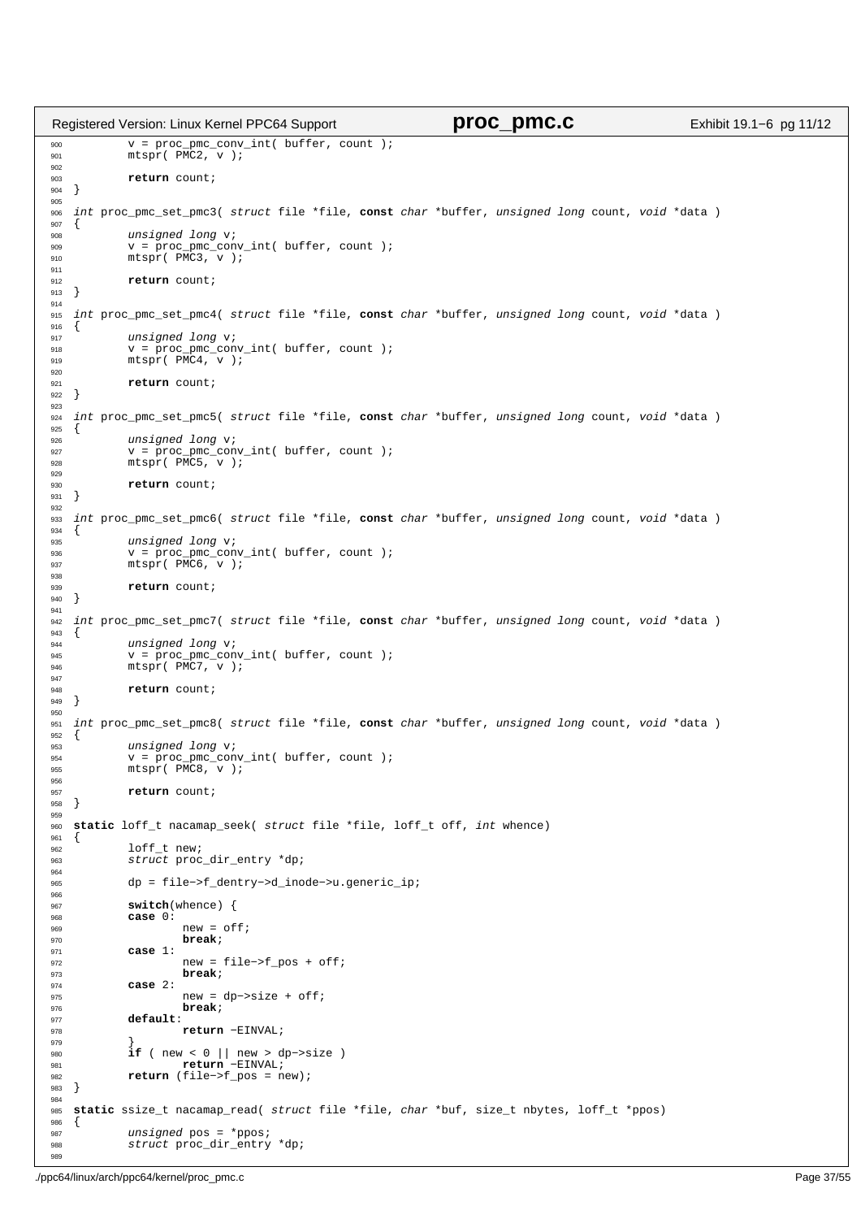```c
        v = proc_pmc_conv_int( buffer, count );
        mtspr( PMC2, v );

        return count;
}

int proc_pmc_set_pmc3( struct file *file, const char *buffer, unsigned long count, void *data )
{
        unsigned long v;
        v = proc_pmc_conv_int( buffer, count );
        mtspr( PMC3, v );

        return count;
}

int proc_pmc_set_pmc4( struct file *file, const char *buffer, unsigned long count, void *data )
{
        unsigned long v;
        v = proc_pmc_conv_int( buffer, count );
        mtspr( PMC4, v );

        return count;
}

int proc_pmc_set_pmc5( struct file *file, const char *buffer, unsigned long count, void *data )
{
        unsigned long v;
        v = proc_pmc_conv_int( buffer, count );
        mtspr( PMC5, v );

        return count;
}

int proc_pmc_set_pmc6( struct file *file, const char *buffer, unsigned long count, void *data )
{
        unsigned long v;
        v = proc_pmc_conv_int( buffer, count );
        mtspr( PMC6, v );

        return count;
}

int proc_pmc_set_pmc7( struct file *file, const char *buffer, unsigned long count, void *data )
{
        unsigned long v;
        v = proc_pmc_conv_int( buffer, count );
        mtspr( PMC7, v );

        return count;
}

int proc_pmc_set_pmc8( struct file *file, const char *buffer, unsigned long count, void *data )
{
        unsigned long v;
        v = proc_pmc_conv_int( buffer, count );
        mtspr( PMC8, v );

        return count;
}

static loff_t nacamap_seek( struct file *file, loff_t off, int whence)
{
        loff_t new;
        struct proc_dir_entry *dp;

        dp = file->f_dentry->d_inode->u.generic_ip;

        switch(whence) {
        case 0:
                new = off;
                break;
        case 1:
                new = file->f_pos + off;
                break;
        case 2:
                new = dp->size + off;
                break;
        default:
                return -EINVAL;
        }
        if ( new < 0 || new > dp->size )
                return -EINVAL;
        return (file->f_pos = new);
}

static ssize_t nacamap_read( struct file *file, char *buf, size_t nbytes, loff_t *ppos)
{
        unsigned pos = *ppos;
        struct proc_dir_entry *dp;

```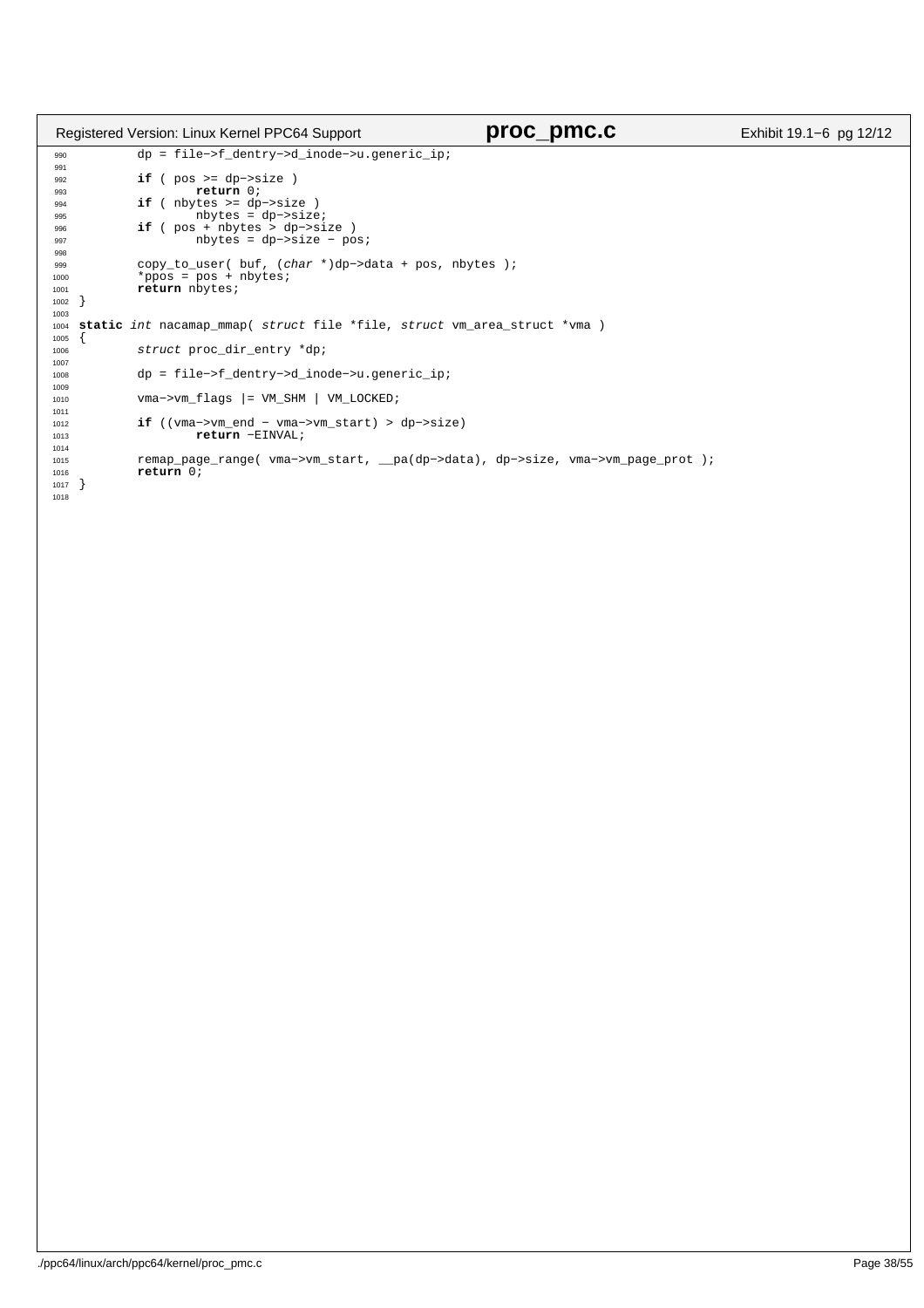```
990         dp = file->f_dentry->d_inode->u.generic_ip;
991
992         if ( pos >= dp->size )
993                 return 0;
994         if ( nbytes >= dp->size )
995                 nbytes = dp->size;
996         if ( pos + nbytes > dp->size )
997                 nbytes = dp->size - pos;
998
999         copy_to_user( buf, (char *)dp->data + pos, nbytes );
1000        *ppos = pos + nbytes;
1001        return nbytes;
1002 }
1003
1004 static int nacamap_mmap( struct file *file, struct vm_area_struct *vma )
1005 {
1006         struct proc_dir_entry *dp;
1007
1008         dp = file->f_dentry->d_inode->u.generic_ip;
1009
1010         vma->vm_flags |= VM_SHM | VM_LOCKED;
1011
1012         if ((vma->vm_end - vma->vm_start) > dp->size)
1013                 return -EINVAL;
1014
1015         remap_page_range( vma->vm_start, __pa(dp->data), dp->size, vma->vm_page_prot );
1016         return 0;
1017 }
1018
```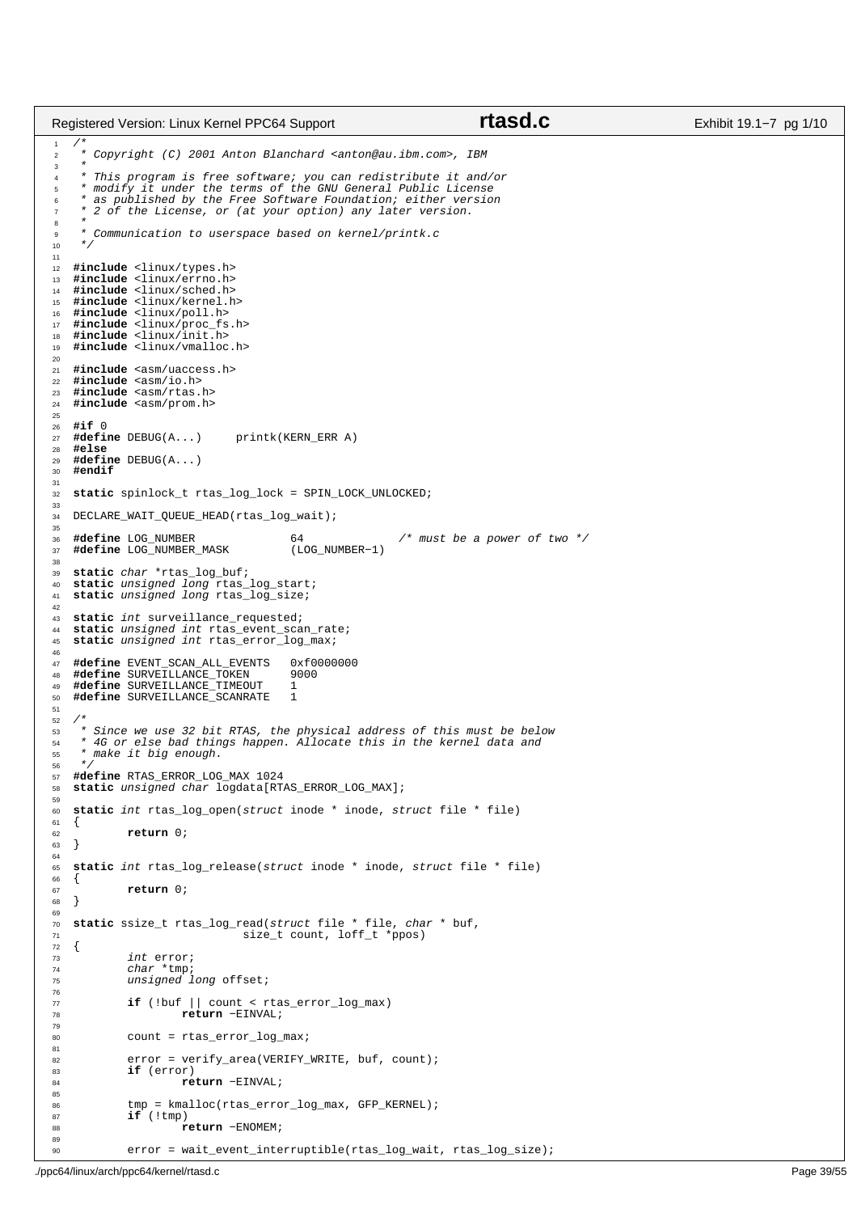```c
/*
 * Copyright (C) 2001 Anton Blanchard <anton@au.ibm.com>, IBM
 *
 * This program is free software; you can redistribute it and/or
 * modify it under the terms of the GNU General Public License
 * as published by the Free Software Foundation; either version
 * 2 of the License, or (at your option) any later version.
 *
 * Communication to userspace based on kernel/printk.c
 */

#include <linux/types.h>
#include <linux/errno.h>
#include <linux/sched.h>
#include <linux/kernel.h>
#include <linux/poll.h>
#include <linux/proc_fs.h>
#include <linux/init.h>
#include <linux/vmalloc.h>

#include <asm/uaccess.h>
#include <asm/io.h>
#include <asm/rtas.h>
#include <asm/prom.h>

#if 0
#define DEBUG(A...)     printk(KERN_ERR A)
#else
#define DEBUG(A...)
#endif

static spinlock_t rtas_log_lock = SPIN_LOCK_UNLOCKED;

DECLARE_WAIT_QUEUE_HEAD(rtas_log_wait);

#define LOG_NUMBER              64              /* must be a power of two */
#define LOG_NUMBER_MASK         (LOG_NUMBER-1)

static char *rtas_log_buf;
static unsigned long rtas_log_start;
static unsigned long rtas_log_size;

static int surveillance_requested;
static unsigned int rtas_event_scan_rate;
static unsigned int rtas_error_log_max;

#define EVENT_SCAN_ALL_EVENTS   0xf0000000
#define SURVEILLANCE_TOKEN      9000
#define SURVEILLANCE_TIMEOUT    1
#define SURVEILLANCE_SCANRATE   1

/*
 * Since we use 32 bit RTAS, the physical address of this must be below
 * 4G or else bad things happen. Allocate this in the kernel data and
 * make it big enough.
 */
#define RTAS_ERROR_LOG_MAX 1024
static unsigned char logdata[RTAS_ERROR_LOG_MAX];

static int rtas_log_open(struct inode * inode, struct file * file)
{
        return 0;
}

static int rtas_log_release(struct inode * inode, struct file * file)
{
        return 0;
}

static ssize_t rtas_log_read(struct file * file, char * buf,
                         size_t count, loff_t *ppos)
{
        int error;
        char *tmp;
        unsigned long offset;

        if (!buf || count < rtas_error_log_max)
                return -EINVAL;

        count = rtas_error_log_max;

        error = verify_area(VERIFY_WRITE, buf, count);
        if (error)
                return -EINVAL;

        tmp = kmalloc(rtas_error_log_max, GFP_KERNEL);
        if (!tmp)
                return -ENOMEM;

        error = wait_event_interruptible(rtas_log_wait, rtas_log_size);
```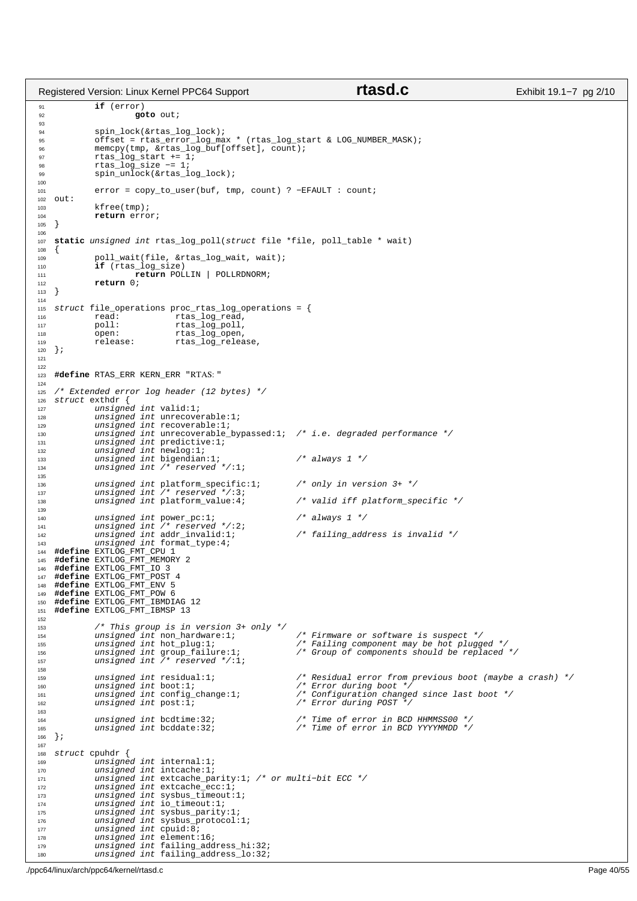```c
	if (error)
		goto out;

	spin_lock(&rtas_log_lock);
	offset = rtas_error_log_max * (rtas_log_start & LOG_NUMBER_MASK);
	memcpy(tmp, &rtas_log_buf[offset], count);
	rtas_log_start += 1;
	rtas_log_size -= 1;
	spin_unlock(&rtas_log_lock);

	error = copy_to_user(buf, tmp, count) ? -EFAULT : count;
out:
	kfree(tmp);
	return error;
}

static unsigned int rtas_log_poll(struct file *file, poll_table * wait)
{
	poll_wait(file, &rtas_log_wait, wait);
	if (rtas_log_size)
		return POLLIN | POLLRDNORM;
	return 0;
}

struct file_operations proc_rtas_log_operations = {
	read:		rtas_log_read,
	poll:		rtas_log_poll,
	open:		rtas_log_open,
	release:	rtas_log_release,
};


#define RTAS_ERR KERN_ERR "RTAS: "

/* Extended error log header (12 bytes) */
struct exthdr {
	unsigned int valid:1;
	unsigned int unrecoverable:1;
	unsigned int recoverable:1;
	unsigned int unrecoverable_bypassed:1;	/* i.e. degraded performance */
	unsigned int predictive:1;
	unsigned int newlog:1;
	unsigned int bigendian:1;		/* always 1 */
	unsigned int /* reserved */:1;

	unsigned int platform_specific:1;	/* only in version 3+ */
	unsigned int /* reserved */:3;
	unsigned int platform_value:4;		/* valid iff platform_specific */

	unsigned int power_pc:1;		/* always 1 */
	unsigned int /* reserved */:2;
	unsigned int addr_invalid:1;		/* failing_address is invalid */
	unsigned int format_type:4;
#define EXTLOG_FMT_CPU 1
#define EXTLOG_FMT_MEMORY 2
#define EXTLOG_FMT_IO 3
#define EXTLOG_FMT_POST 4
#define EXTLOG_FMT_ENV 5
#define EXTLOG_FMT_POW 6
#define EXTLOG_FMT_IBMDIAG 12
#define EXTLOG_FMT_IBMSP 13

	/* This group is in version 3+ only */
	unsigned int non_hardware:1;		/* Firmware or software is suspect */
	unsigned int hot_plug:1;		/* Failing component may be hot plugged */
	unsigned int group_failure:1;		/* Group of components should be replaced */
	unsigned int /* reserved */:1;

	unsigned int residual:1;		/* Residual error from previous boot (maybe a crash) */
	unsigned int boot:1;			/* Error during boot */
	unsigned int config_change:1;		/* Configuration changed since last boot */
	unsigned int post:1;			/* Error during POST */

	unsigned int bcdtime:32;		/* Time of error in BCD HHMMSS00 */
	unsigned int bcddate:32;		/* Time of error in BCD YYYYMMDD */
};

struct cpuhdr {
	unsigned int internal:1;
	unsigned int intcache:1;
	unsigned int extcache_parity:1;	/* or multi-bit ECC */
	unsigned int extcache_ecc:1;
	unsigned int sysbus_timeout:1;
	unsigned int io_timeout:1;
	unsigned int sysbus_parity:1;
	unsigned int sysbus_protocol:1;
	unsigned int cpuid:8;
	unsigned int element:16;
	unsigned int failing_address_hi:32;
	unsigned int failing_address_lo:32;
```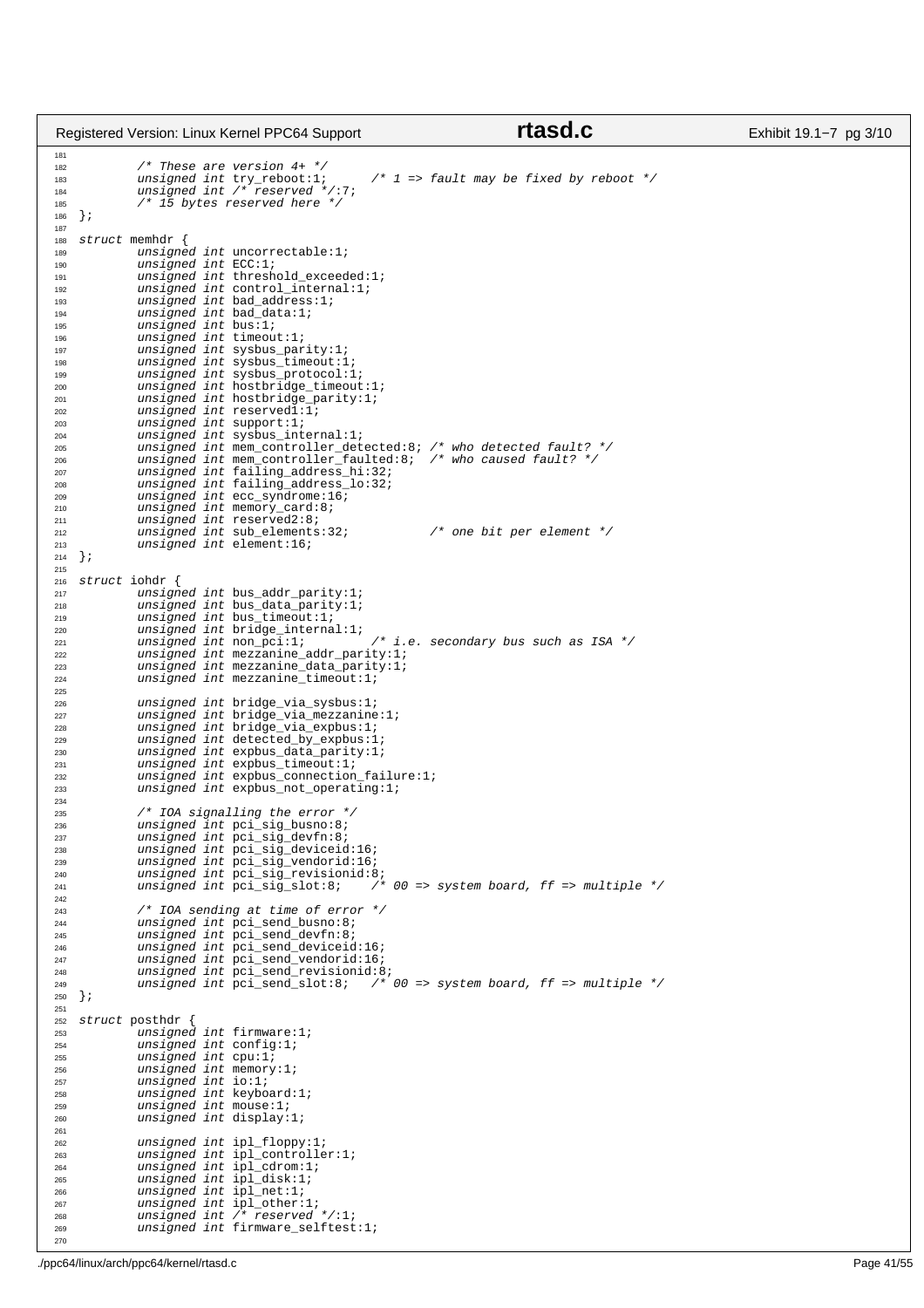```c
        /* These are version 4+ */
        unsigned int try_reboot:1;      /* 1 => fault may be fixed by reboot */
        unsigned int /* reserved */:7;
        /* 15 bytes reserved here */
};

struct memhdr {
        unsigned int uncorrectable:1;
        unsigned int ECC:1;
        unsigned int threshold_exceeded:1;
        unsigned int control_internal:1;
        unsigned int bad_address:1;
        unsigned int bad_data:1;
        unsigned int bus:1;
        unsigned int timeout:1;
        unsigned int sysbus_parity:1;
        unsigned int sysbus_timeout:1;
        unsigned int sysbus_protocol:1;
        unsigned int hostbridge_timeout:1;
        unsigned int hostbridge_parity:1;
        unsigned int reserved1:1;
        unsigned int support:1;
        unsigned int sysbus_internal:1;
        unsigned int mem_controller_detected:8; /* who detected fault? */
        unsigned int mem_controller_faulted:8;  /* who caused fault? */
        unsigned int failing_address_hi:32;
        unsigned int failing_address_lo:32;
        unsigned int ecc_syndrome:16;
        unsigned int memory_card:8;
        unsigned int reserved2:8;
        unsigned int sub_elements:32;           /* one bit per element */
        unsigned int element:16;
};

struct iohdr {
        unsigned int bus_addr_parity:1;
        unsigned int bus_data_parity:1;
        unsigned int bus_timeout:1;
        unsigned int bridge_internal:1;
        unsigned int non_pci:1;         /* i.e. secondary bus such as ISA */
        unsigned int mezzanine_addr_parity:1;
        unsigned int mezzanine_data_parity:1;
        unsigned int mezzanine_timeout:1;

        unsigned int bridge_via_sysbus:1;
        unsigned int bridge_via_mezzanine:1;
        unsigned int bridge_via_expbus:1;
        unsigned int detected_by_expbus:1;
        unsigned int expbus_data_parity:1;
        unsigned int expbus_timeout:1;
        unsigned int expbus_connection_failure:1;
        unsigned int expbus_not_operating:1;

        /* IOA signalling the error */
        unsigned int pci_sig_busno:8;
        unsigned int pci_sig_devfn:8;
        unsigned int pci_sig_deviceid:16;
        unsigned int pci_sig_vendorid:16;
        unsigned int pci_sig_revisionid:8;
        unsigned int pci_sig_slot:8;    /* 00 => system board, ff => multiple */

        /* IOA sending at time of error */
        unsigned int pci_send_busno:8;
        unsigned int pci_send_devfn:8;
        unsigned int pci_send_deviceid:16;
        unsigned int pci_send_vendorid:16;
        unsigned int pci_send_revisionid:8;
        unsigned int pci_send_slot:8;   /* 00 => system board, ff => multiple */
};

struct posthdr {
        unsigned int firmware:1;
        unsigned int config:1;
        unsigned int cpu:1;
        unsigned int memory:1;
        unsigned int io:1;
        unsigned int keyboard:1;
        unsigned int mouse:1;
        unsigned int display:1;

        unsigned int ipl_floppy:1;
        unsigned int ipl_controller:1;
        unsigned int ipl_cdrom:1;
        unsigned int ipl_disk:1;
        unsigned int ipl_net:1;
        unsigned int ipl_other:1;
        unsigned int /* reserved */:1;
        unsigned int firmware_selftest:1;

```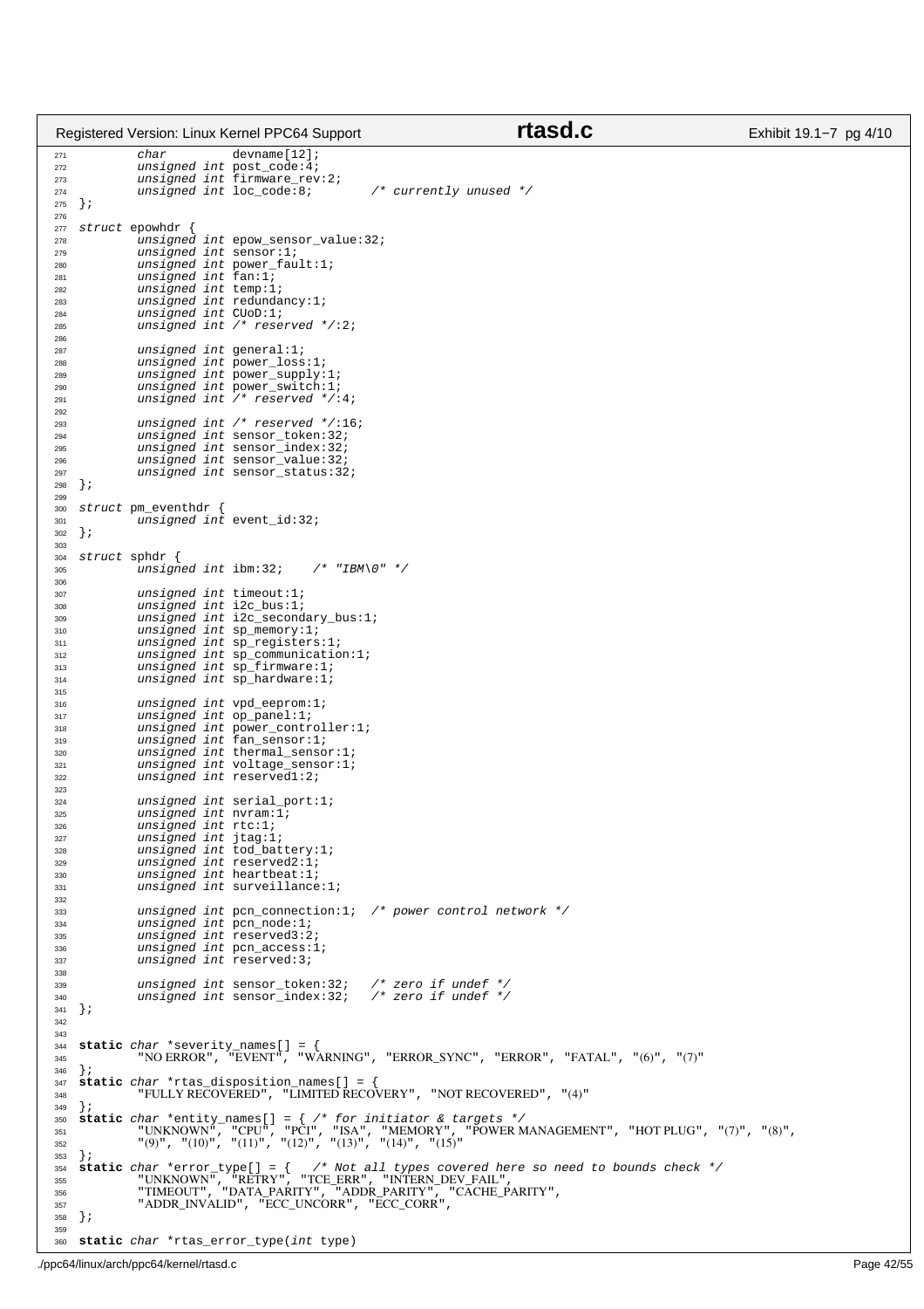```c
	char		devname[12];
	unsigned int post_code:4;
	unsigned int firmware_rev:2;
	unsigned int loc_code:8;	/* currently unused */
};

struct epowhdr {
	unsigned int epow_sensor_value:32;
	unsigned int sensor:1;
	unsigned int power_fault:1;
	unsigned int fan:1;
	unsigned int temp:1;
	unsigned int redundancy:1;
	unsigned int CUoD:1;
	unsigned int /* reserved */:2;

	unsigned int general:1;
	unsigned int power_loss:1;
	unsigned int power_supply:1;
	unsigned int power_switch:1;
	unsigned int /* reserved */:4;

	unsigned int /* reserved */:16;
	unsigned int sensor_token:32;
	unsigned int sensor_index:32;
	unsigned int sensor_value:32;
	unsigned int sensor_status:32;
};

struct pm_eventhdr {
	unsigned int event_id:32;
};

struct sphdr {
	unsigned int ibm:32;	/* "IBM\0" */

	unsigned int timeout:1;
	unsigned int i2c_bus:1;
	unsigned int i2c_secondary_bus:1;
	unsigned int sp_memory:1;
	unsigned int sp_registers:1;
	unsigned int sp_communication:1;
	unsigned int sp_firmware:1;
	unsigned int sp_hardware:1;

	unsigned int vpd_eeprom:1;
	unsigned int op_panel:1;
	unsigned int power_controller:1;
	unsigned int fan_sensor:1;
	unsigned int thermal_sensor:1;
	unsigned int voltage_sensor:1;
	unsigned int reserved1:2;

	unsigned int serial_port:1;
	unsigned int nvram:1;
	unsigned int rtc:1;
	unsigned int jtag:1;
	unsigned int tod_battery:1;
	unsigned int reserved2:1;
	unsigned int heartbeat:1;
	unsigned int surveillance:1;

	unsigned int pcn_connection:1;	/* power control network */
	unsigned int pcn_node:1;
	unsigned int reserved3:2;
	unsigned int pcn_access:1;
	unsigned int reserved:3;

	unsigned int sensor_token:32;	/* zero if undef */
	unsigned int sensor_index:32;	/* zero if undef */
};


static char *severity_names[] = {
	"NO ERROR", "EVENT", "WARNING", "ERROR_SYNC", "ERROR", "FATAL", "(6)", "(7)"
};
static char *rtas_disposition_names[] = {
	"FULLY RECOVERED", "LIMITED RECOVERY", "NOT RECOVERED", "(4)"
};
static char *entity_names[] = { /* for initiator & targets */
	"UNKNOWN", "CPU", "PCI", "ISA", "MEMORY", "POWER MANAGEMENT", "HOT PLUG", "(7)", "(8)",
	"(9)", "(10)", "(11)", "(12)", "(13)", "(14)", "(15)"
};
static char *error_type[] = {	/* Not all types covered here so need to bounds check */
	"UNKNOWN", "RETRY", "TCE_ERR", "INTERN_DEV_FAIL",
	"TIMEOUT", "DATA_PARITY", "ADDR_PARITY", "CACHE_PARITY",
	"ADDR_INVALID", "ECC_UNCORR", "ECC_CORR",
};

static char *rtas_error_type(int type)
```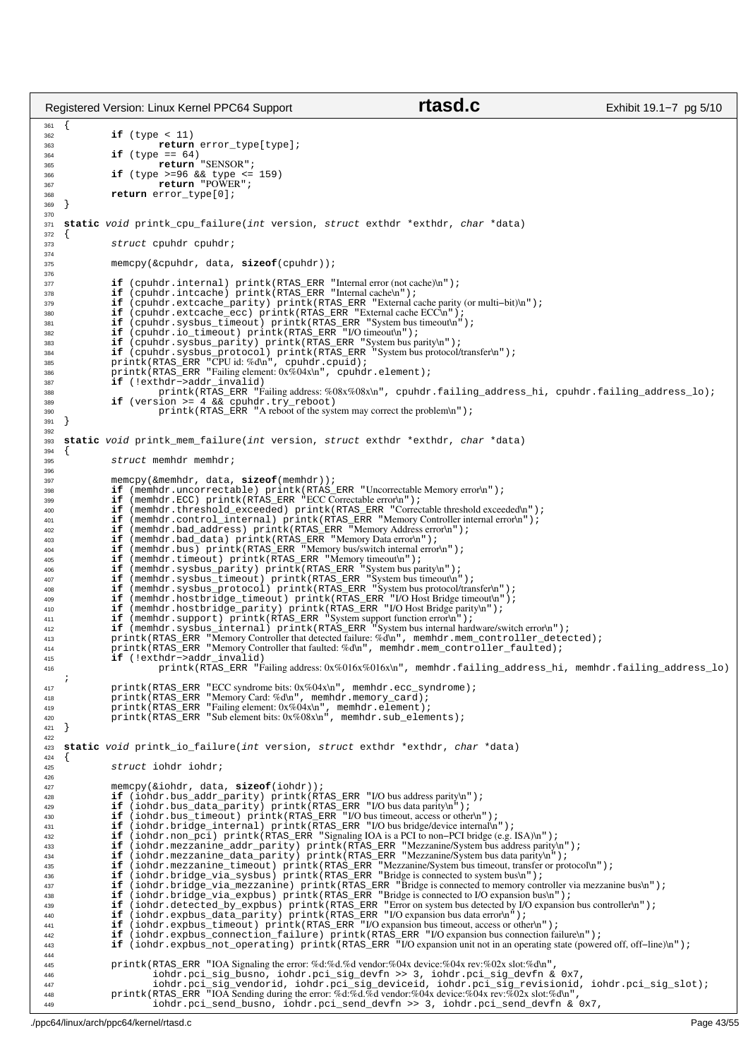```c
{
        if (type < 11)
                return error_type[type];
        if (type == 64)
                return "SENSOR";
        if (type >=96 && type <= 159)
                return "POWER";
        return error_type[0];
}

static void printk_cpu_failure(int version, struct exthdr *exthdr, char *data)
{
        struct cpuhdr cpuhdr;

        memcpy(&cpuhdr, data, sizeof(cpuhdr));

        if (cpuhdr.internal) printk(RTAS_ERR "Internal error (not cache)\n");
        if (cpuhdr.intcache) printk(RTAS_ERR "Internal cache\n");
        if (cpuhdr.extcache_parity) printk(RTAS_ERR "External cache parity (or multi-bit)\n");
        if (cpuhdr.extcache_ecc) printk(RTAS_ERR "External cache ECC\n");
        if (cpuhdr.sysbus_timeout) printk(RTAS_ERR "System bus timeout\n");
        if (cpuhdr.io_timeout) printk(RTAS_ERR "I/O timeout\n");
        if (cpuhdr.sysbus_parity) printk(RTAS_ERR "System bus parity\n");
        if (cpuhdr.sysbus_protocol) printk(RTAS_ERR "System bus protocol/transfer\n");
        printk(RTAS_ERR "CPU id: %d\n", cpuhdr.cpuid);
        printk(RTAS_ERR "Failing element: 0x%04x\n", cpuhdr.element);
        if (!exthdr->addr_invalid)
                printk(RTAS_ERR "Failing address: %08x%08x\n", cpuhdr.failing_address_hi, cpuhdr.failing_address_lo);
        if (version >= 4 && cpuhdr.try_reboot)
                printk(RTAS_ERR "A reboot of the system may correct the problem\n");
}

static void printk_mem_failure(int version, struct exthdr *exthdr, char *data)
{
        struct memhdr memhdr;

        memcpy(&memhdr, data, sizeof(memhdr));
        if (memhdr.uncorrectable) printk(RTAS_ERR "Uncorrectable Memory error\n");
        if (memhdr.ECC) printk(RTAS_ERR "ECC Correctable error\n");
        if (memhdr.threshold_exceeded) printk(RTAS_ERR "Correctable threshold exceeded\n");
        if (memhdr.control_internal) printk(RTAS_ERR "Memory Controller internal error\n");
        if (memhdr.bad_address) printk(RTAS_ERR "Memory Address error\n");
        if (memhdr.bad_data) printk(RTAS_ERR "Memory Data error\n");
        if (memhdr.bus) printk(RTAS_ERR "Memory bus/switch internal error\n");
        if (memhdr.timeout) printk(RTAS_ERR "Memory timeout\n");
        if (memhdr.sysbus_parity) printk(RTAS_ERR "System bus parity\n");
        if (memhdr.sysbus_timeout) printk(RTAS_ERR "System bus timeout\n");
        if (memhdr.sysbus_protocol) printk(RTAS_ERR "System bus protocol/transfer\n");
        if (memhdr.hostbridge_timeout) printk(RTAS_ERR "I/O Host Bridge timeout\n");
        if (memhdr.hostbridge_parity) printk(RTAS_ERR "I/O Host Bridge parity\n");
        if (memhdr.support) printk(RTAS_ERR "System support function error\n");
        if (memhdr.sysbus_internal) printk(RTAS_ERR "System bus internal hardware/switch error\n");
        printk(RTAS_ERR "Memory Controller that detected failure: %d\n", memhdr.mem_controller_detected);
        printk(RTAS_ERR "Memory Controller that faulted: %d\n", memhdr.mem_controller_faulted);
        if (!exthdr->addr_invalid)
                printk(RTAS_ERR "Failing address: 0x%016x%016x\n", memhdr.failing_address_hi, memhdr.failing_address_lo)
;
        printk(RTAS_ERR "ECC syndrome bits: 0x%04x\n", memhdr.ecc_syndrome);
        printk(RTAS_ERR "Memory Card: %d\n", memhdr.memory_card);
        printk(RTAS_ERR "Failing element: 0x%04x\n", memhdr.element);
        printk(RTAS_ERR "Sub element bits: 0x%08x\n", memhdr.sub_elements);
}

static void printk_io_failure(int version, struct exthdr *exthdr, char *data)
{
        struct iohdr iohdr;

        memcpy(&iohdr, data, sizeof(iohdr));
        if (iohdr.bus_addr_parity) printk(RTAS_ERR "I/O bus address parity\n");
        if (iohdr.bus_data_parity) printk(RTAS_ERR "I/O bus data parity\n");
        if (iohdr.bus_timeout) printk(RTAS_ERR "I/O bus timeout, access or other\n");
        if (iohdr.bridge_internal) printk(RTAS_ERR "I/O bus bridge/device internal\n");
        if (iohdr.non_pci) printk(RTAS_ERR "Signaling IOA is a PCI to non-PCI bridge (e.g. ISA)\n");
        if (iohdr.mezzanine_addr_parity) printk(RTAS_ERR "Mezzanine/System bus address parity\n");
        if (iohdr.mezzanine_data_parity) printk(RTAS_ERR "Mezzanine/System bus data parity\n");
        if (iohdr.mezzanine_timeout) printk(RTAS_ERR "Mezzanine/System bus timeout, transfer or protocol\n");
        if (iohdr.bridge_via_sysbus) printk(RTAS_ERR "Bridge is connected to system bus\n");
        if (iohdr.bridge_via_mezzanine) printk(RTAS_ERR "Bridge is connected to memory controller via mezzanine bus\n");
        if (iohdr.bridge_via_expbus) printk(RTAS_ERR "Bridge is connected to I/O expansion bus\n");
        if (iohdr.detected_by_expbus) printk(RTAS_ERR "Error on system bus detected by I/O expansion bus controller\n");
        if (iohdr.expbus_data_parity) printk(RTAS_ERR "I/O expansion bus data error\n");
        if (iohdr.expbus_timeout) printk(RTAS_ERR "I/O expansion bus timeout, access or other\n");
        if (iohdr.expbus_connection_failure) printk(RTAS_ERR "I/O expansion bus connection failure\n");
        if (iohdr.expbus_not_operating) printk(RTAS_ERR "I/O expansion unit not in an operating state (powered off, off-line)\n");

        printk(RTAS_ERR "IOA Signaling the error: %d:%d.%d vendor:%04x device:%04x rev:%02x slot:%d\n",
               iohdr.pci_sig_busno, iohdr.pci_sig_devfn >> 3, iohdr.pci_sig_devfn & 0x7,
               iohdr.pci_sig_vendorid, iohdr.pci_sig_deviceid, iohdr.pci_sig_revisionid, iohdr.pci_sig_slot);
        printk(RTAS_ERR "IOA Sending during the error: %d:%d.%d vendor:%04x device:%04x rev:%02x slot:%d\n",
               iohdr.pci_send_busno, iohdr.pci_send_devfn >> 3, iohdr.pci_send_devfn & 0x7,
```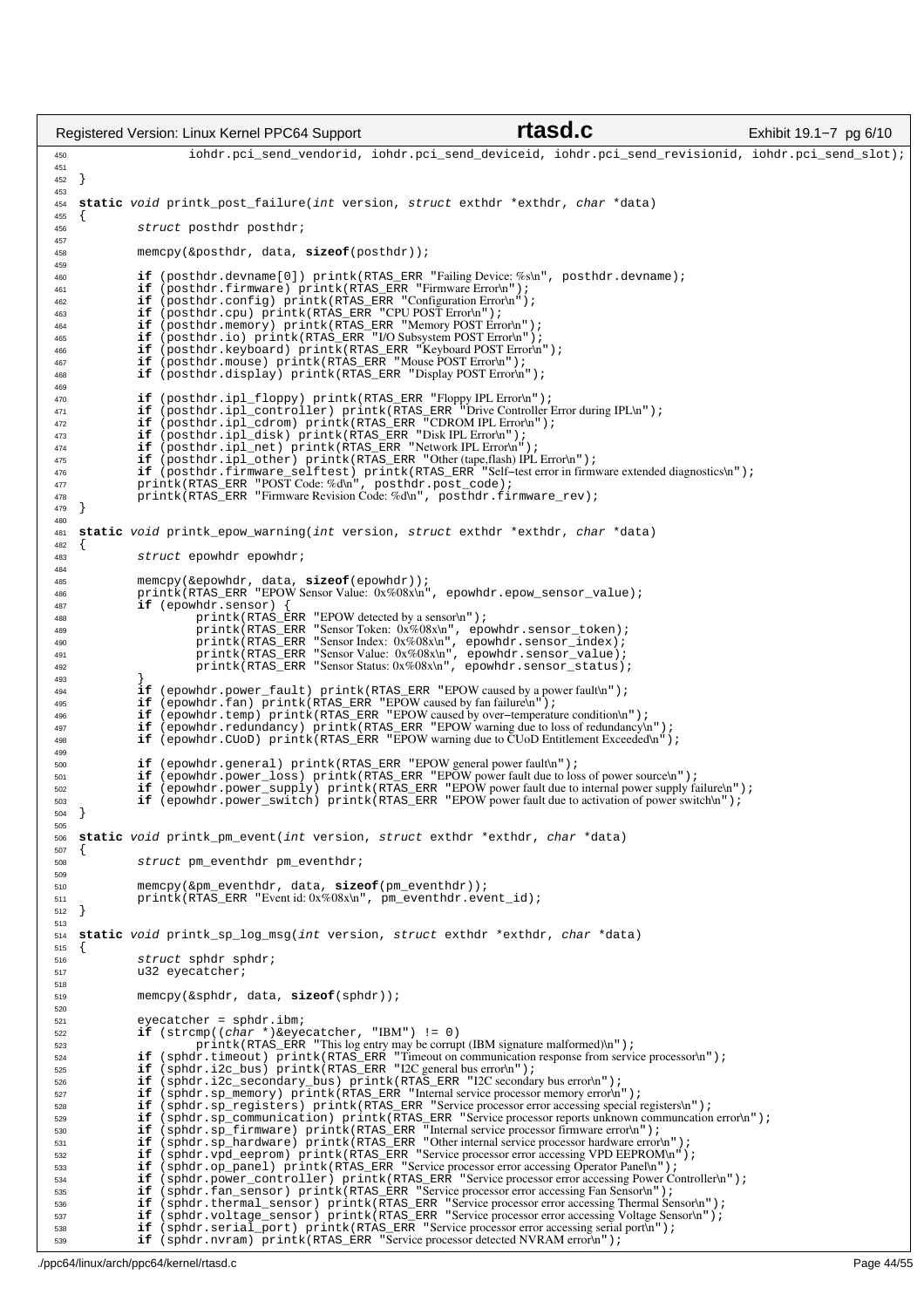```c
		iohdr.pci_send_vendorid, iohdr.pci_send_deviceid, iohdr.pci_send_revisionid, iohdr.pci_send_slot);

}

static void printk_post_failure(int version, struct exthdr *exthdr, char *data)
{
	struct posthdr posthdr;

	memcpy(&posthdr, data, sizeof(posthdr));

	if (posthdr.devname[0]) printk(RTAS_ERR "Failing Device: %s\n", posthdr.devname);
	if (posthdr.firmware) printk(RTAS_ERR "Firmware Error\n");
	if (posthdr.config) printk(RTAS_ERR "Configuration Error\n");
	if (posthdr.cpu) printk(RTAS_ERR "CPU POST Error\n");
	if (posthdr.memory) printk(RTAS_ERR "Memory POST Error\n");
	if (posthdr.io) printk(RTAS_ERR "I/O Subsystem POST Error\n");
	if (posthdr.keyboard) printk(RTAS_ERR "Keyboard POST Error\n");
	if (posthdr.mouse) printk(RTAS_ERR "Mouse POST Error\n");
	if (posthdr.display) printk(RTAS_ERR "Display POST Error\n");

	if (posthdr.ipl_floppy) printk(RTAS_ERR "Floppy IPL Error\n");
	if (posthdr.ipl_controller) printk(RTAS_ERR "Drive Controller Error during IPL\n");
	if (posthdr.ipl_cdrom) printk(RTAS_ERR "CDROM IPL Error\n");
	if (posthdr.ipl_disk) printk(RTAS_ERR "Disk IPL Error\n");
	if (posthdr.ipl_net) printk(RTAS_ERR "Network IPL Error\n");
	if (posthdr.ipl_other) printk(RTAS_ERR "Other (tape,flash) IPL Error\n");
	if (posthdr.firmware_selftest) printk(RTAS_ERR "Self-test error in firmware extended diagnostics\n");
	printk(RTAS_ERR "POST Code: %d\n", posthdr.post_code);
	printk(RTAS_ERR "Firmware Revision Code: %d\n", posthdr.firmware_rev);
}

static void printk_epow_warning(int version, struct exthdr *exthdr, char *data)
{
	struct epowhdr epowhdr;

	memcpy(&epowhdr, data, sizeof(epowhdr));
	printk(RTAS_ERR "EPOW Sensor Value:  0x%08x\n", epowhdr.epow_sensor_value);
	if (epowhdr.sensor) {
		printk(RTAS_ERR "EPOW detected by a sensor\n");
		printk(RTAS_ERR "Sensor Token:  0x%08x\n", epowhdr.sensor_token);
		printk(RTAS_ERR "Sensor Index:  0x%08x\n", epowhdr.sensor_index);
		printk(RTAS_ERR "Sensor Value:  0x%08x\n", epowhdr.sensor_value);
		printk(RTAS_ERR "Sensor Status: 0x%08x\n", epowhdr.sensor_status);
	}
	if (epowhdr.power_fault) printk(RTAS_ERR "EPOW caused by a power fault\n");
	if (epowhdr.fan) printk(RTAS_ERR "EPOW caused by fan failure\n");
	if (epowhdr.temp) printk(RTAS_ERR "EPOW caused by over-temperature condition\n");
	if (epowhdr.redundancy) printk(RTAS_ERR "EPOW warning due to loss of redundancy\n");
	if (epowhdr.CUoD) printk(RTAS_ERR "EPOW warning due to CUoD Entitlement Exceeded\n");

	if (epowhdr.general) printk(RTAS_ERR "EPOW general power fault\n");
	if (epowhdr.power_loss) printk(RTAS_ERR "EPOW power fault due to loss of power source\n");
	if (epowhdr.power_supply) printk(RTAS_ERR "EPOW power fault due to internal power supply failure\n");
	if (epowhdr.power_switch) printk(RTAS_ERR "EPOW power fault due to activation of power switch\n");
}

static void printk_pm_event(int version, struct exthdr *exthdr, char *data)
{
	struct pm_eventhdr pm_eventhdr;

	memcpy(&pm_eventhdr, data, sizeof(pm_eventhdr));
	printk(RTAS_ERR "Event id: 0x%08x\n", pm_eventhdr.event_id);
}

static void printk_sp_log_msg(int version, struct exthdr *exthdr, char *data)
{
	struct sphdr sphdr;
	u32 eyecatcher;

	memcpy(&sphdr, data, sizeof(sphdr));

	eyecatcher = sphdr.ibm;
	if (strcmp((char *)&eyecatcher, "IBM") != 0)
		printk(RTAS_ERR "This log entry may be corrupt (IBM signature malformed)\n");
	if (sphdr.timeout) printk(RTAS_ERR "Timeout on communication response from service processor\n");
	if (sphdr.i2c_bus) printk(RTAS_ERR "I2C general bus error\n");
	if (sphdr.i2c_secondary_bus) printk(RTAS_ERR "I2C secondary bus error\n");
	if (sphdr.sp_memory) printk(RTAS_ERR "Internal service processor memory error\n");
	if (sphdr.sp_registers) printk(RTAS_ERR "Service processor error accessing special registers\n");
	if (sphdr.sp_communication) printk(RTAS_ERR "Service processor reports unknown communcation error\n");
	if (sphdr.sp_firmware) printk(RTAS_ERR "Internal service processor firmware error\n");
	if (sphdr.sp_hardware) printk(RTAS_ERR "Other internal service processor hardware error\n");
	if (sphdr.vpd_eeprom) printk(RTAS_ERR "Service processor error accessing VPD EEPROM\n");
	if (sphdr.op_panel) printk(RTAS_ERR "Service processor error accessing Operator Panel\n");
	if (sphdr.power_controller) printk(RTAS_ERR "Service processor error accessing Power Controller\n");
	if (sphdr.fan_sensor) printk(RTAS_ERR "Service processor error accessing Fan Sensor\n");
	if (sphdr.thermal_sensor) printk(RTAS_ERR "Service processor error accessing Thermal Sensor\n");
	if (sphdr.voltage_sensor) printk(RTAS_ERR "Service processor error accessing Voltage Sensor\n");
	if (sphdr.serial_port) printk(RTAS_ERR "Service processor error accessing serial port\n");
	if (sphdr.nvram) printk(RTAS_ERR "Service processor detected NVRAM error\n");
```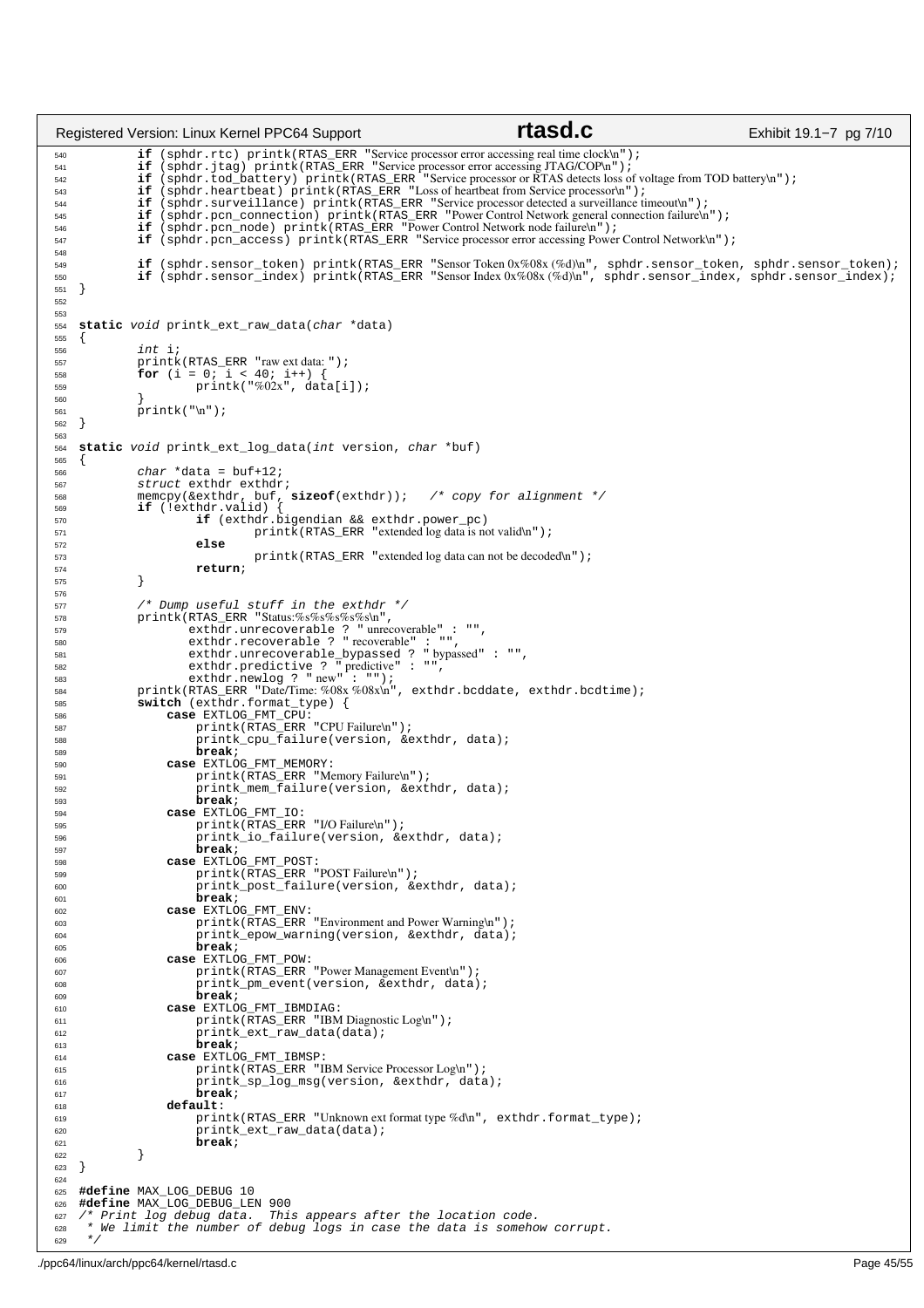```c
        if (sphdr.rtc) printk(RTAS_ERR "Service processor error accessing real time clock\n");
        if (sphdr.jtag) printk(RTAS_ERR "Service processor error accessing JTAG/COP\n");
        if (sphdr.tod_battery) printk(RTAS_ERR "Service processor or RTAS detects loss of voltage from TOD battery\n");
        if (sphdr.heartbeat) printk(RTAS_ERR "Loss of heartbeat from Service processor\n");
        if (sphdr.surveillance) printk(RTAS_ERR "Service processor detected a surveillance timeout\n");
        if (sphdr.pcn_connection) printk(RTAS_ERR "Power Control Network general connection failure\n");
        if (sphdr.pcn_node) printk(RTAS_ERR "Power Control Network node failure\n");
        if (sphdr.pcn_access) printk(RTAS_ERR "Service processor error accessing Power Control Network\n");

        if (sphdr.sensor_token) printk(RTAS_ERR "Sensor Token 0x%08x (%d)\n", sphdr.sensor_token, sphdr.sensor_token);
        if (sphdr.sensor_index) printk(RTAS_ERR "Sensor Index 0x%08x (%d)\n", sphdr.sensor_index, sphdr.sensor_index);
}


static void printk_ext_raw_data(char *data)
{
        int i;
        printk(RTAS_ERR "raw ext data: ");
        for (i = 0; i < 40; i++) {
                printk("%02x", data[i]);
        }
        printk("\n");
}

static void printk_ext_log_data(int version, char *buf)
{
        char *data = buf+12;
        struct exthdr exthdr;
        memcpy(&exthdr, buf, sizeof(exthdr));   /* copy for alignment */
        if (!exthdr.valid) {
                if (exthdr.bigendian && exthdr.power_pc)
                        printk(RTAS_ERR "extended log data is not valid\n");
                else
                        printk(RTAS_ERR "extended log data can not be decoded\n");
                return;
        }

        /* Dump useful stuff in the exthdr */
        printk(RTAS_ERR "Status:%s%s%s%s%s\n",
               exthdr.unrecoverable ? " unrecoverable" : "",
               exthdr.recoverable ? " recoverable" : "",
               exthdr.unrecoverable_bypassed ? " bypassed" : "",
               exthdr.predictive ? " predictive" : "",
               exthdr.newlog ? " new" : "");
        printk(RTAS_ERR "Date/Time: %08x %08x\n", exthdr.bcddate, exthdr.bcdtime);
        switch (exthdr.format_type) {
            case EXTLOG_FMT_CPU:
                printk(RTAS_ERR "CPU Failure\n");
                printk_cpu_failure(version, &exthdr, data);
                break;
            case EXTLOG_FMT_MEMORY:
                printk(RTAS_ERR "Memory Failure\n");
                printk_mem_failure(version, &exthdr, data);
                break;
            case EXTLOG_FMT_IO:
                printk(RTAS_ERR "I/O Failure\n");
                printk_io_failure(version, &exthdr, data);
                break;
            case EXTLOG_FMT_POST:
                printk(RTAS_ERR "POST Failure\n");
                printk_post_failure(version, &exthdr, data);
                break;
            case EXTLOG_FMT_ENV:
                printk(RTAS_ERR "Environment and Power Warning\n");
                printk_epow_warning(version, &exthdr, data);
                break;
            case EXTLOG_FMT_POW:
                printk(RTAS_ERR "Power Management Event\n");
                printk_pm_event(version, &exthdr, data);
                break;
            case EXTLOG_FMT_IBMDIAG:
                printk(RTAS_ERR "IBM Diagnostic Log\n");
                printk_ext_raw_data(data);
                break;
            case EXTLOG_FMT_IBMSP:
                printk(RTAS_ERR "IBM Service Processor Log\n");
                printk_sp_log_msg(version, &exthdr, data);
                break;
            default:
                printk(RTAS_ERR "Unknown ext format type %d\n", exthdr.format_type);
                printk_ext_raw_data(data);
                break;
        }
}

#define MAX_LOG_DEBUG 10
#define MAX_LOG_DEBUG_LEN 900
/* Print log debug data.  This appears after the location code.
 * We limit the number of debug logs in case the data is somehow corrupt.
 */
```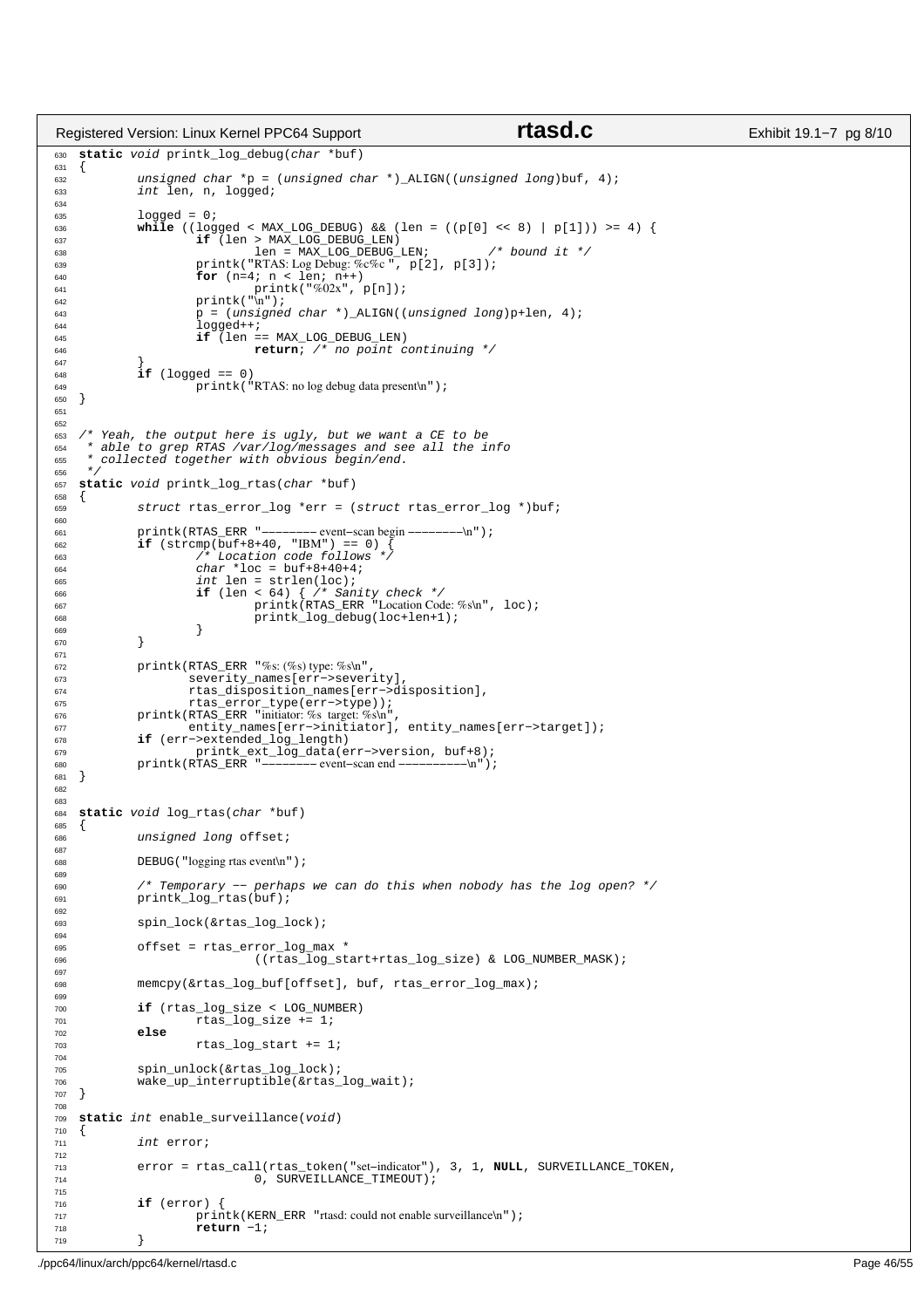```c
static void printk_log_debug(char *buf)
{
        unsigned char *p = (unsigned char *)_ALIGN((unsigned long)buf, 4);
        int len, n, logged;

        logged = 0;
        while ((logged < MAX_LOG_DEBUG) && (len = ((p[0] << 8) | p[1])) >= 4) {
                if (len > MAX_LOG_DEBUG_LEN)
                        len = MAX_LOG_DEBUG_LEN;        /* bound it */
                printk("RTAS: Log Debug: %c%c ", p[2], p[3]);
                for (n=4; n < len; n++)
                        printk("%02x", p[n]);
                printk("\n");
                p = (unsigned char *)_ALIGN((unsigned long)p+len, 4);
                logged++;
                if (len == MAX_LOG_DEBUG_LEN)
                        return; /* no point continuing */
        }
        if (logged == 0)
                printk("RTAS: no log debug data present\n");
}


/* Yeah, the output here is ugly, but we want a CE to be
 * able to grep RTAS /var/log/messages and see all the info
 * collected together with obvious begin/end.
 */
static void printk_log_rtas(char *buf)
{
        struct rtas_error_log *err = (struct rtas_error_log *)buf;

        printk(RTAS_ERR "-------- event-scan begin --------\n");
        if (strcmp(buf+8+40, "IBM") == 0) {
                /* Location code follows */
                char *loc = buf+8+40+4;
                int len = strlen(loc);
                if (len < 64) { /* Sanity check */
                        printk(RTAS_ERR "Location Code: %s\n", loc);
                        printk_log_debug(loc+len+1);
                }
        }

        printk(RTAS_ERR "%s: (%s) type: %s\n",
               severity_names[err->severity],
               rtas_disposition_names[err->disposition],
               rtas_error_type(err->type));
        printk(RTAS_ERR "initiator: %s  target: %s\n",
               entity_names[err->initiator], entity_names[err->target]);
        if (err->extended_log_length)
               printk_ext_log_data(err->version, buf+8);
        printk(RTAS_ERR "-------- event-scan end ----------\n");
}


static void log_rtas(char *buf)
{
        unsigned long offset;

        DEBUG("logging rtas event\n");

        /* Temporary -- perhaps we can do this when nobody has the log open? */
        printk_log_rtas(buf);

        spin_lock(&rtas_log_lock);

        offset = rtas_error_log_max *
                        ((rtas_log_start+rtas_log_size) & LOG_NUMBER_MASK);

        memcpy(&rtas_log_buf[offset], buf, rtas_error_log_max);

        if (rtas_log_size < LOG_NUMBER)
                rtas_log_size += 1;
        else
                rtas_log_start += 1;

        spin_unlock(&rtas_log_lock);
        wake_up_interruptible(&rtas_log_wait);
}

static int enable_surveillance(void)
{
        int error;

        error = rtas_call(rtas_token("set-indicator"), 3, 1, NULL, SURVEILLANCE_TOKEN,
                        0, SURVEILLANCE_TIMEOUT);

        if (error) {
                printk(KERN_ERR "rtasd: could not enable surveillance\n");
                return -1;
        }
```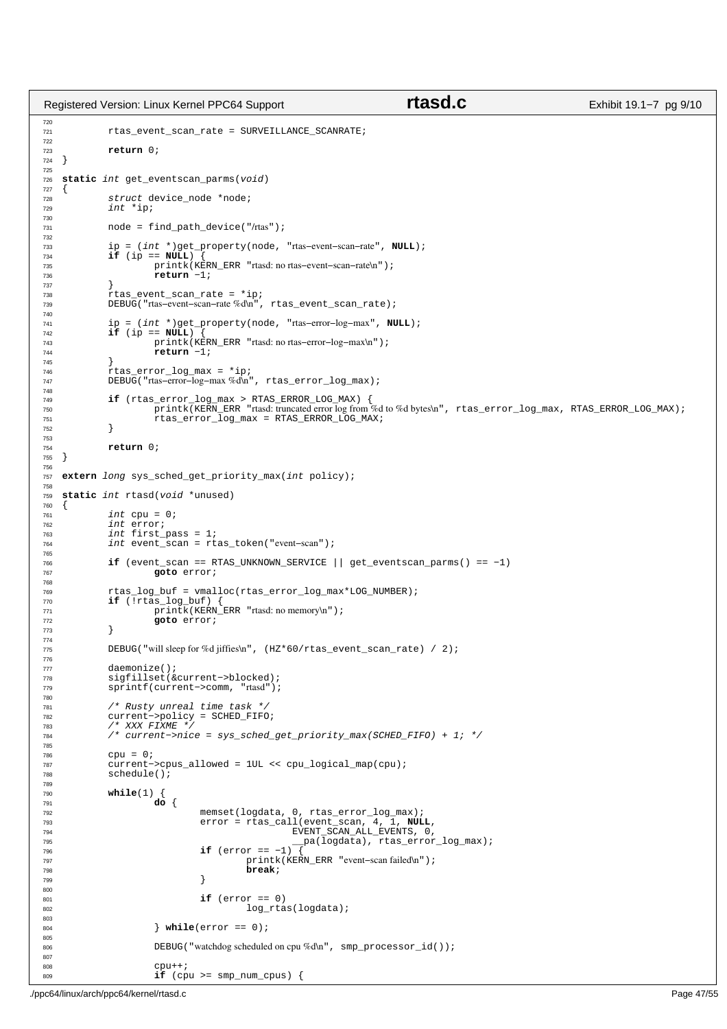```c
        rtas_event_scan_rate = SURVEILLANCE_SCANRATE;

        return 0;
}

static int get_eventscan_parms(void)
{
        struct device_node *node;
        int *ip;

        node = find_path_device("/rtas");

        ip = (int *)get_property(node, "rtas-event-scan-rate", NULL);
        if (ip == NULL) {
                printk(KERN_ERR "rtasd: no rtas-event-scan-rate\n");
                return -1;
        }
        rtas_event_scan_rate = *ip;
        DEBUG("rtas-event-scan-rate %d\n", rtas_event_scan_rate);

        ip = (int *)get_property(node, "rtas-error-log-max", NULL);
        if (ip == NULL) {
                printk(KERN_ERR "rtasd: no rtas-error-log-max\n");
                return -1;
        }
        rtas_error_log_max = *ip;
        DEBUG("rtas-error-log-max %d\n", rtas_error_log_max);

        if (rtas_error_log_max > RTAS_ERROR_LOG_MAX) {
                printk(KERN_ERR "rtasd: truncated error log from %d to %d bytes\n", rtas_error_log_max, RTAS_ERROR_LOG_MAX);
                rtas_error_log_max = RTAS_ERROR_LOG_MAX;
        }

        return 0;
}

extern long sys_sched_get_priority_max(int policy);

static int rtasd(void *unused)
{
        int cpu = 0;
        int error;
        int first_pass = 1;
        int event_scan = rtas_token("event-scan");

        if (event_scan == RTAS_UNKNOWN_SERVICE || get_eventscan_parms() == -1)
                goto error;

        rtas_log_buf = vmalloc(rtas_error_log_max*LOG_NUMBER);
        if (!rtas_log_buf) {
                printk(KERN_ERR "rtasd: no memory\n");
                goto error;
        }

        DEBUG("will sleep for %d jiffies\n", (HZ*60/rtas_event_scan_rate) / 2);

        daemonize();
        sigfillset(&current->blocked);
        sprintf(current->comm, "rtasd");

        /* Rusty unreal time task */
        current->policy = SCHED_FIFO;
        /* XXX FIXME */
        /* current->nice = sys_sched_get_priority_max(SCHED_FIFO) + 1; */

        cpu = 0;
        current->cpus_allowed = 1UL << cpu_logical_map(cpu);
        schedule();

        while(1) {
                do {
                        memset(logdata, 0, rtas_error_log_max);
                        error = rtas_call(event_scan, 4, 1, NULL,
                                        EVENT_SCAN_ALL_EVENTS, 0,
                                        __pa(logdata), rtas_error_log_max);
                        if (error == -1) {
                                printk(KERN_ERR "event-scan failed\n");
                                break;
                        }

                        if (error == 0)
                                log_rtas(logdata);

                } while(error == 0);

                DEBUG("watchdog scheduled on cpu %d\n", smp_processor_id());

                cpu++;
                if (cpu >= smp_num_cpus) {
```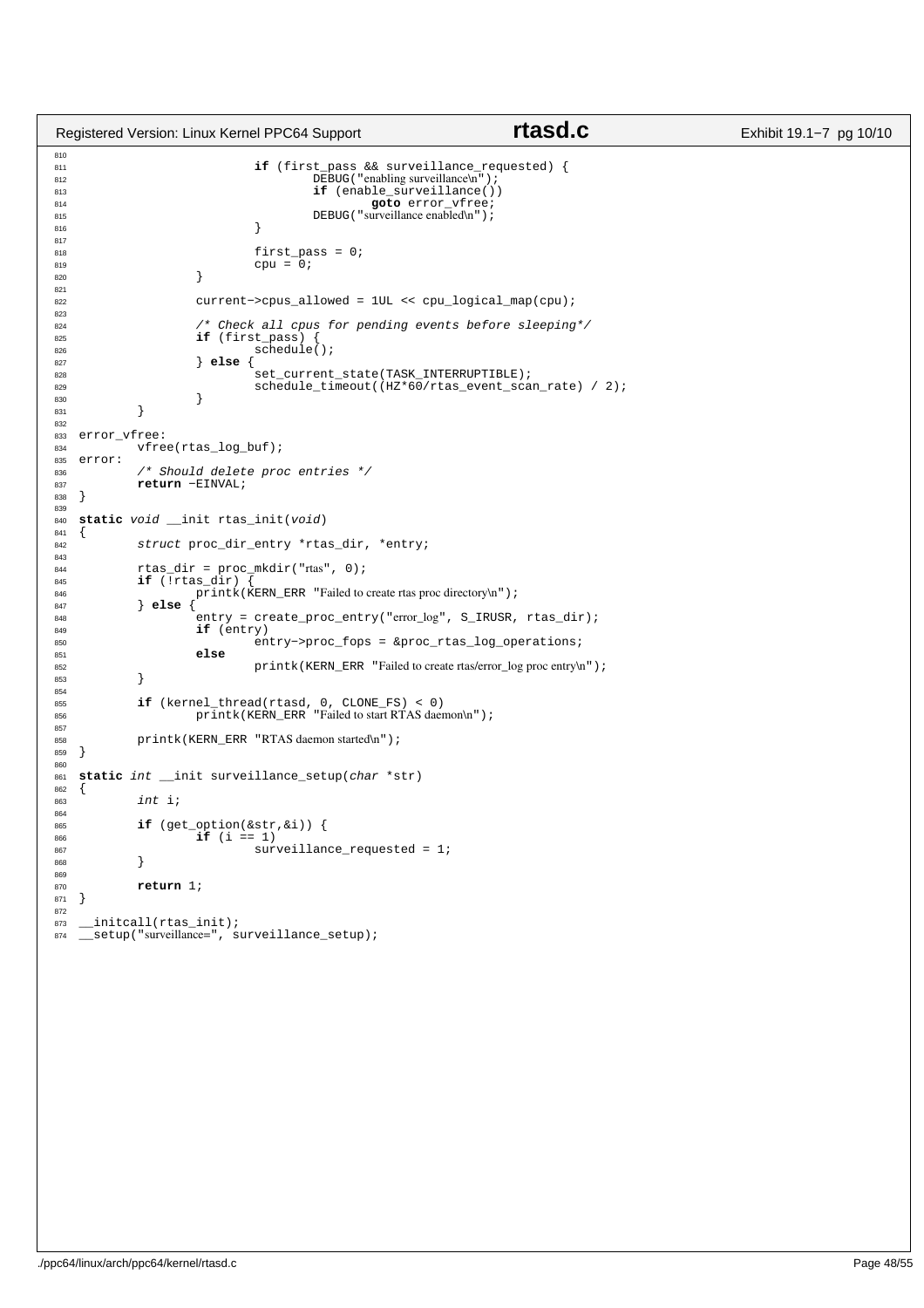```c
                        if (first_pass && surveillance_requested) {
                                DEBUG("enabling surveillance\n");
                                if (enable_surveillance())
                                        goto error_vfree;
                                DEBUG("surveillance enabled\n");
                        }

                        first_pass = 0;
                        cpu = 0;
                }

                current->cpus_allowed = 1UL << cpu_logical_map(cpu);

                /* Check all cpus for pending events before sleeping*/
                if (first_pass) {
                        schedule();
                } else {
                        set_current_state(TASK_INTERRUPTIBLE);
                        schedule_timeout((HZ*60/rtas_event_scan_rate) / 2);
                }
        }

error_vfree:
        vfree(rtas_log_buf);
error:
        /* Should delete proc entries */
        return -EINVAL;
}

static void __init rtas_init(void)
{
        struct proc_dir_entry *rtas_dir, *entry;

        rtas_dir = proc_mkdir("rtas", 0);
        if (!rtas_dir) {
                printk(KERN_ERR "Failed to create rtas proc directory\n");
        } else {
                entry = create_proc_entry("error_log", S_IRUSR, rtas_dir);
                if (entry)
                        entry->proc_fops = &proc_rtas_log_operations;
                else
                        printk(KERN_ERR "Failed to create rtas/error_log proc entry\n");
        }

        if (kernel_thread(rtasd, 0, CLONE_FS) < 0)
                printk(KERN_ERR "Failed to start RTAS daemon\n");

        printk(KERN_ERR "RTAS daemon started\n");
}

static int __init surveillance_setup(char *str)
{
        int i;

        if (get_option(&str,&i)) {
                if (i == 1)
                        surveillance_requested = 1;
        }

        return 1;
}

__initcall(rtas_init);
__setup("surveillance=", surveillance_setup);
```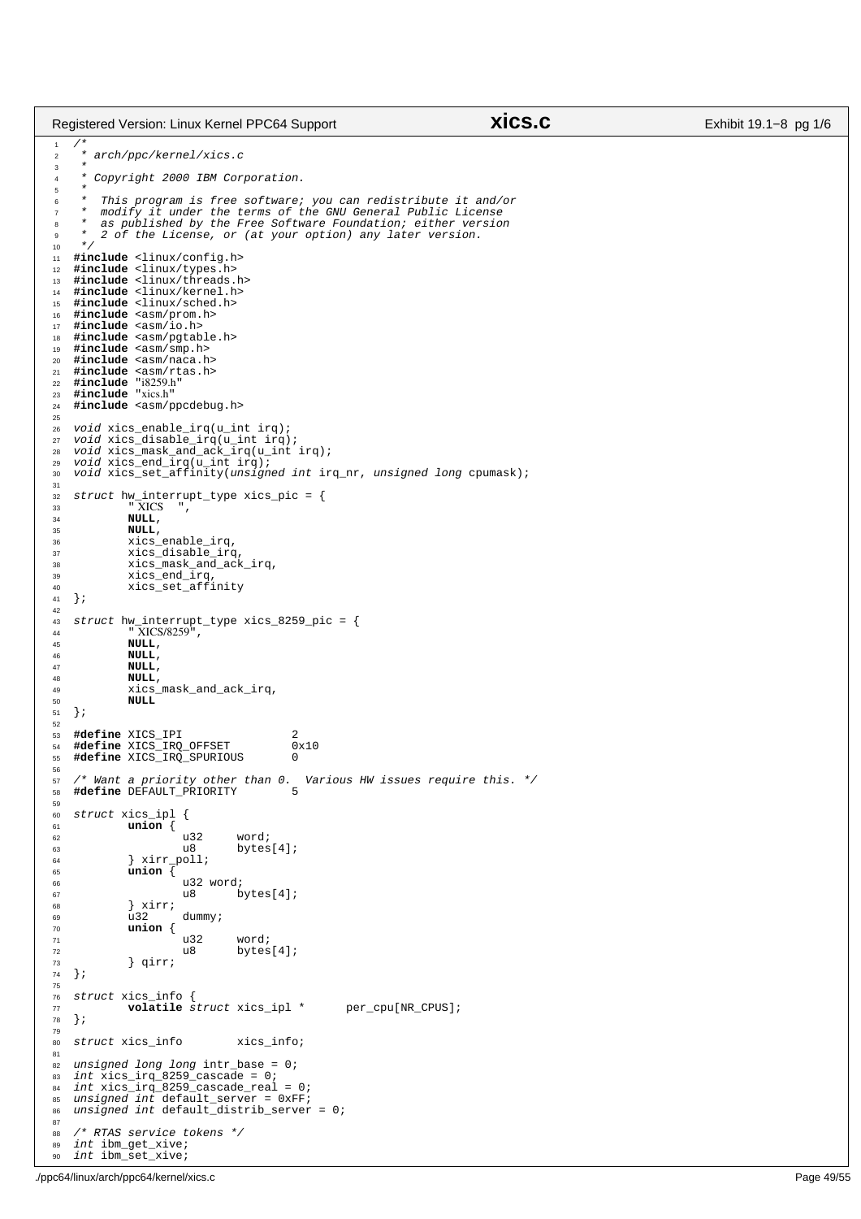```c
/*
 * arch/ppc/kernel/xics.c
 *
 * Copyright 2000 IBM Corporation.
 *
 *  This program is free software; you can redistribute it and/or
 *  modify it under the terms of the GNU General Public License
 *  as published by the Free Software Foundation; either version
 *  2 of the License, or (at your option) any later version.
 */
#include <linux/config.h>
#include <linux/types.h>
#include <linux/threads.h>
#include <linux/kernel.h>
#include <linux/sched.h>
#include <asm/prom.h>
#include <asm/io.h>
#include <asm/pgtable.h>
#include <asm/smp.h>
#include <asm/naca.h>
#include <asm/rtas.h>
#include "i8259.h"
#include "xics.h"
#include <asm/ppcdebug.h>

void xics_enable_irq(u_int irq);
void xics_disable_irq(u_int irq);
void xics_mask_and_ack_irq(u_int irq);
void xics_end_irq(u_int irq);
void xics_set_affinity(unsigned int irq_nr, unsigned long cpumask);

struct hw_interrupt_type xics_pic = {
        " XICS  ",
        NULL,
        NULL,
        xics_enable_irq,
        xics_disable_irq,
        xics_mask_and_ack_irq,
        xics_end_irq,
        xics_set_affinity
};

struct hw_interrupt_type xics_8259_pic = {
        " XICS/8259",
        NULL,
        NULL,
        NULL,
        NULL,
        xics_mask_and_ack_irq,
        NULL
};

#define XICS_IPI                2
#define XICS_IRQ_OFFSET         0x10
#define XICS_IRQ_SPURIOUS       0

/* Want a priority other than 0.  Various HW issues require this. */
#define DEFAULT_PRIORITY        5

struct xics_ipl {
        union {
                u32     word;
                u8      bytes[4];
        } xirr_poll;
        union {
                u32 word;
                u8      bytes[4];
        } xirr;
        u32     dummy;
        union {
                u32     word;
                u8      bytes[4];
        } qirr;
};

struct xics_info {
        volatile struct xics_ipl *      per_cpu[NR_CPUS];
};

struct xics_info        xics_info;

unsigned long long intr_base = 0;
int xics_irq_8259_cascade = 0;
int xics_irq_8259_cascade_real = 0;
unsigned int default_server = 0xFF;
unsigned int default_distrib_server = 0;

/* RTAS service tokens */
int ibm_get_xive;
int ibm_set_xive;
```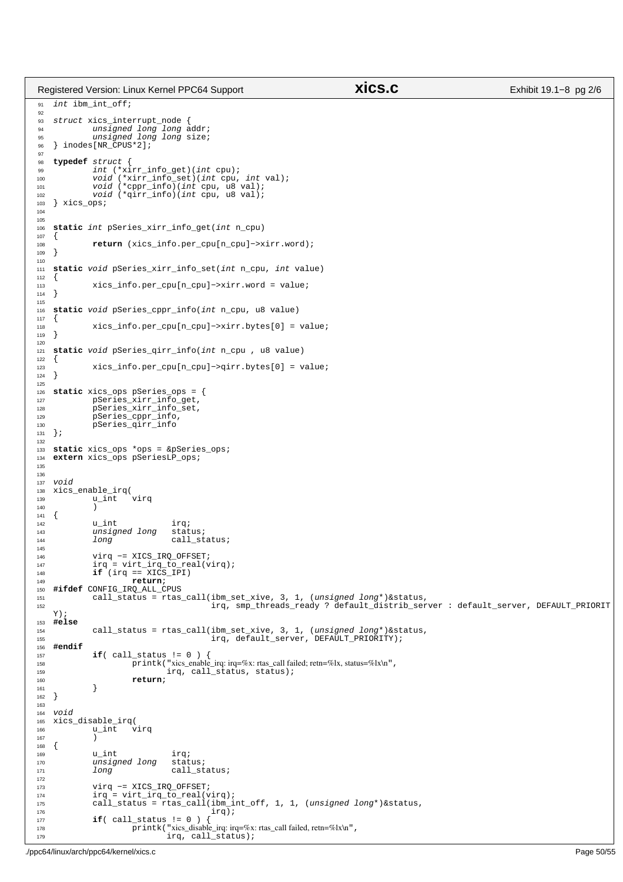```c
int ibm_int_off;

struct xics_interrupt_node {
        unsigned long long addr;
        unsigned long long size;
} inodes[NR_CPUS*2];

typedef struct {
        int (*xirr_info_get)(int cpu);
        void (*xirr_info_set)(int cpu, int val);
        void (*cppr_info)(int cpu, u8 val);
        void (*qirr_info)(int cpu, u8 val);
} xics_ops;


static int pSeries_xirr_info_get(int n_cpu)
{
        return (xics_info.per_cpu[n_cpu]->xirr.word);
}

static void pSeries_xirr_info_set(int n_cpu, int value)
{
        xics_info.per_cpu[n_cpu]->xirr.word = value;
}

static void pSeries_cppr_info(int n_cpu, u8 value)
{
        xics_info.per_cpu[n_cpu]->xirr.bytes[0] = value;
}

static void pSeries_qirr_info(int n_cpu , u8 value)
{
        xics_info.per_cpu[n_cpu]->qirr.bytes[0] = value;
}

static xics_ops pSeries_ops = {
        pSeries_xirr_info_get,
        pSeries_xirr_info_set,
        pSeries_cppr_info,
        pSeries_qirr_info
};

static xics_ops *ops = &pSeries_ops;
extern xics_ops pSeriesLP_ops;


void
xics_enable_irq(
        u_int   virq
        )
{
        u_int           irq;
        unsigned long   status;
        long            call_status;

        virq -= XICS_IRQ_OFFSET;
        irq = virt_irq_to_real(virq);
        if (irq == XICS_IPI)
                return;
#ifdef CONFIG_IRQ_ALL_CPUS
        call_status = rtas_call(ibm_set_xive, 3, 1, (unsigned long*)&status,
                                irq, smp_threads_ready ? default_distrib_server : default_server, DEFAULT_PRIORITY);
#else
        call_status = rtas_call(ibm_set_xive, 3, 1, (unsigned long*)&status,
                                irq, default_server, DEFAULT_PRIORITY);
#endif
        if( call_status != 0 ) {
                printk("xics_enable_irq: irq=%x: rtas_call failed; retn=%lx, status=%lx\n",
                       irq, call_status, status);
                return;
        }
}

void
xics_disable_irq(
        u_int   virq
        )
{
        u_int           irq;
        unsigned long   status;
        long            call_status;

        virq -= XICS_IRQ_OFFSET;
        irq = virt_irq_to_real(virq);
        call_status = rtas_call(ibm_int_off, 1, 1, (unsigned long*)&status,
                                irq);
        if( call_status != 0 ) {
                printk("xics_disable_irq: irq=%x: rtas_call failed, retn=%lx\n",
                       irq, call_status);
```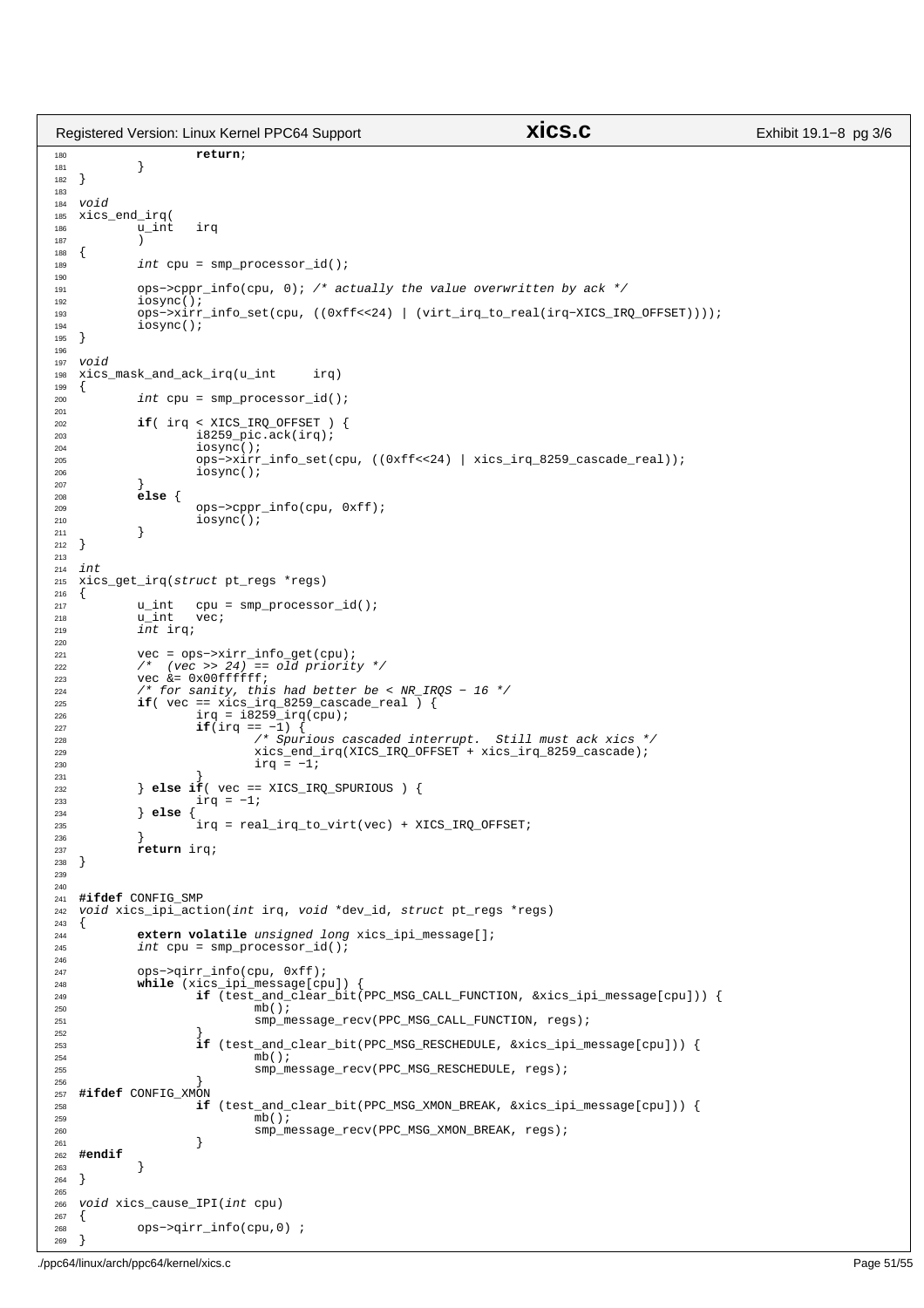```c
		return;
	}
}

void
xics_end_irq(
	u_int	irq
	)
{
	int cpu = smp_processor_id();

	ops->cppr_info(cpu, 0); /* actually the value overwritten by ack */
	iosync();
	ops->xirr_info_set(cpu, ((0xff<<24) | (virt_irq_to_real(irq-XICS_IRQ_OFFSET))));
	iosync();
}

void
xics_mask_and_ack_irq(u_int	irq)
{
	int cpu = smp_processor_id();

	if( irq < XICS_IRQ_OFFSET ) {
		i8259_pic.ack(irq);
		iosync();
		ops->xirr_info_set(cpu, ((0xff<<24) | xics_irq_8259_cascade_real));
		iosync();
	}
	else {
		ops->cppr_info(cpu, 0xff);
		iosync();
	}
}

int
xics_get_irq(struct pt_regs *regs)
{
	u_int	cpu = smp_processor_id();
	u_int	vec;
	int irq;

	vec = ops->xirr_info_get(cpu);
	/*  (vec >> 24) == old priority */
	vec &= 0x00ffffff;
	/* for sanity, this had better be < NR_IRQS - 16 */
	if( vec == xics_irq_8259_cascade_real ) {
		irq = i8259_irq(cpu);
		if(irq == -1) {
			/* Spurious cascaded interrupt.  Still must ack xics */
			xics_end_irq(XICS_IRQ_OFFSET + xics_irq_8259_cascade);
			irq = -1;
		}
	} else if( vec == XICS_IRQ_SPURIOUS ) {
		irq = -1;
	} else {
		irq = real_irq_to_virt(vec) + XICS_IRQ_OFFSET;
	}
	return irq;
}


#ifdef CONFIG_SMP
void xics_ipi_action(int irq, void *dev_id, struct pt_regs *regs)
{
	extern volatile unsigned long xics_ipi_message[];
	int cpu = smp_processor_id();

	ops->qirr_info(cpu, 0xff);
	while (xics_ipi_message[cpu]) {
		if (test_and_clear_bit(PPC_MSG_CALL_FUNCTION, &xics_ipi_message[cpu])) {
			mb();
			smp_message_recv(PPC_MSG_CALL_FUNCTION, regs);
		}
		if (test_and_clear_bit(PPC_MSG_RESCHEDULE, &xics_ipi_message[cpu])) {
			mb();
			smp_message_recv(PPC_MSG_RESCHEDULE, regs);
		}
#ifdef CONFIG_XMON
		if (test_and_clear_bit(PPC_MSG_XMON_BREAK, &xics_ipi_message[cpu])) {
			mb();
			smp_message_recv(PPC_MSG_XMON_BREAK, regs);
		}
#endif
	}
}

void xics_cause_IPI(int cpu)
{
	ops->qirr_info(cpu,0) ;
}
```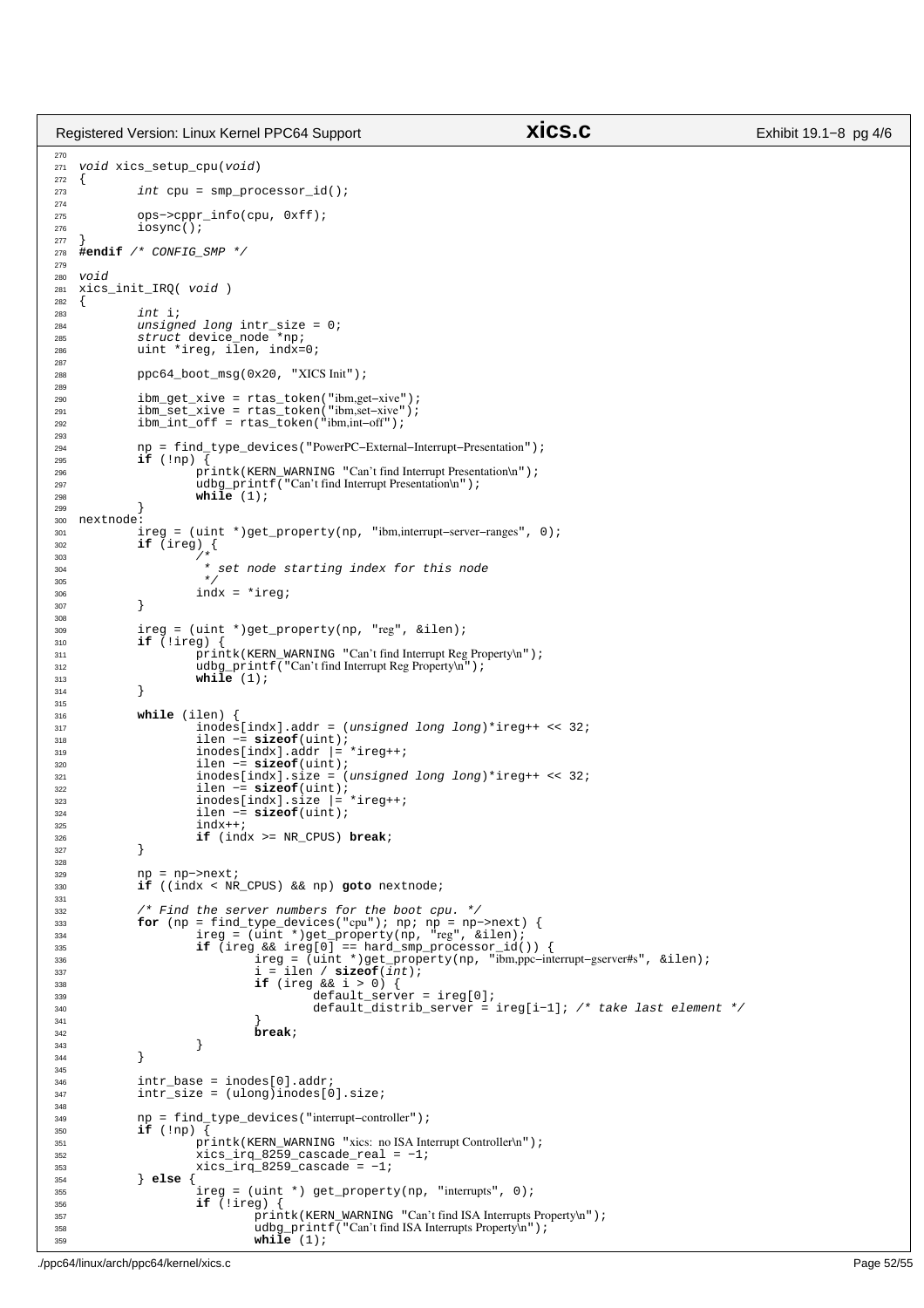```c
void xics_setup_cpu(void)
{
        int cpu = smp_processor_id();

        ops->cppr_info(cpu, 0xff);
        iosync();
}
#endif /* CONFIG_SMP */

void
xics_init_IRQ( void )
{
        int i;
        unsigned long intr_size = 0;
        struct device_node *np;
        uint *ireg, ilen, indx=0;

        ppc64_boot_msg(0x20, "XICS Init");

        ibm_get_xive = rtas_token("ibm,get-xive");
        ibm_set_xive = rtas_token("ibm,set-xive");
        ibm_int_off = rtas_token("ibm,int-off");

        np = find_type_devices("PowerPC-External-Interrupt-Presentation");
        if (!np) {
                printk(KERN_WARNING "Can't find Interrupt Presentation\n");
                udbg_printf("Can't find Interrupt Presentation\n");
                while (1);
        }
nextnode:
        ireg = (uint *)get_property(np, "ibm,interrupt-server-ranges", 0);
        if (ireg) {
                /*
                 * set node starting index for this node
                 */
                indx = *ireg;
        }

        ireg = (uint *)get_property(np, "reg", &ilen);
        if (!ireg) {
                printk(KERN_WARNING "Can't find Interrupt Reg Property\n");
                udbg_printf("Can't find Interrupt Reg Property\n");
                while (1);
        }

        while (ilen) {
                inodes[indx].addr = (unsigned long long)*ireg++ << 32;
                ilen -= sizeof(uint);
                inodes[indx].addr |= *ireg++;
                ilen -= sizeof(uint);
                inodes[indx].size = (unsigned long long)*ireg++ << 32;
                ilen -= sizeof(uint);
                inodes[indx].size |= *ireg++;
                ilen -= sizeof(uint);
                indx++;
                if (indx >= NR_CPUS) break;
        }

        np = np->next;
        if ((indx < NR_CPUS) && np) goto nextnode;

        /* Find the server numbers for the boot cpu. */
        for (np = find_type_devices("cpu"); np; np = np->next) {
                ireg = (uint *)get_property(np, "reg", &ilen);
                if (ireg && ireg[0] == hard_smp_processor_id()) {
                        ireg = (uint *)get_property(np, "ibm,ppc-interrupt-gserver#s", &ilen);
                        i = ilen / sizeof(int);
                        if (ireg && i > 0) {
                                default_server = ireg[0];
                                default_distrib_server = ireg[i-1]; /* take last element */
                        }
                        break;
                }
        }

        intr_base = inodes[0].addr;
        intr_size = (ulong)inodes[0].size;

        np = find_type_devices("interrupt-controller");
        if (!np) {
                printk(KERN_WARNING "xics:  no ISA Interrupt Controller\n");
                xics_irq_8259_cascade_real = -1;
                xics_irq_8259_cascade = -1;
        } else {
                ireg = (uint *) get_property(np, "interrupts", 0);
                if (!ireg) {
                        printk(KERN_WARNING "Can't find ISA Interrupts Property\n");
                        udbg_printf("Can't find ISA Interrupts Property\n");
                        while (1);
```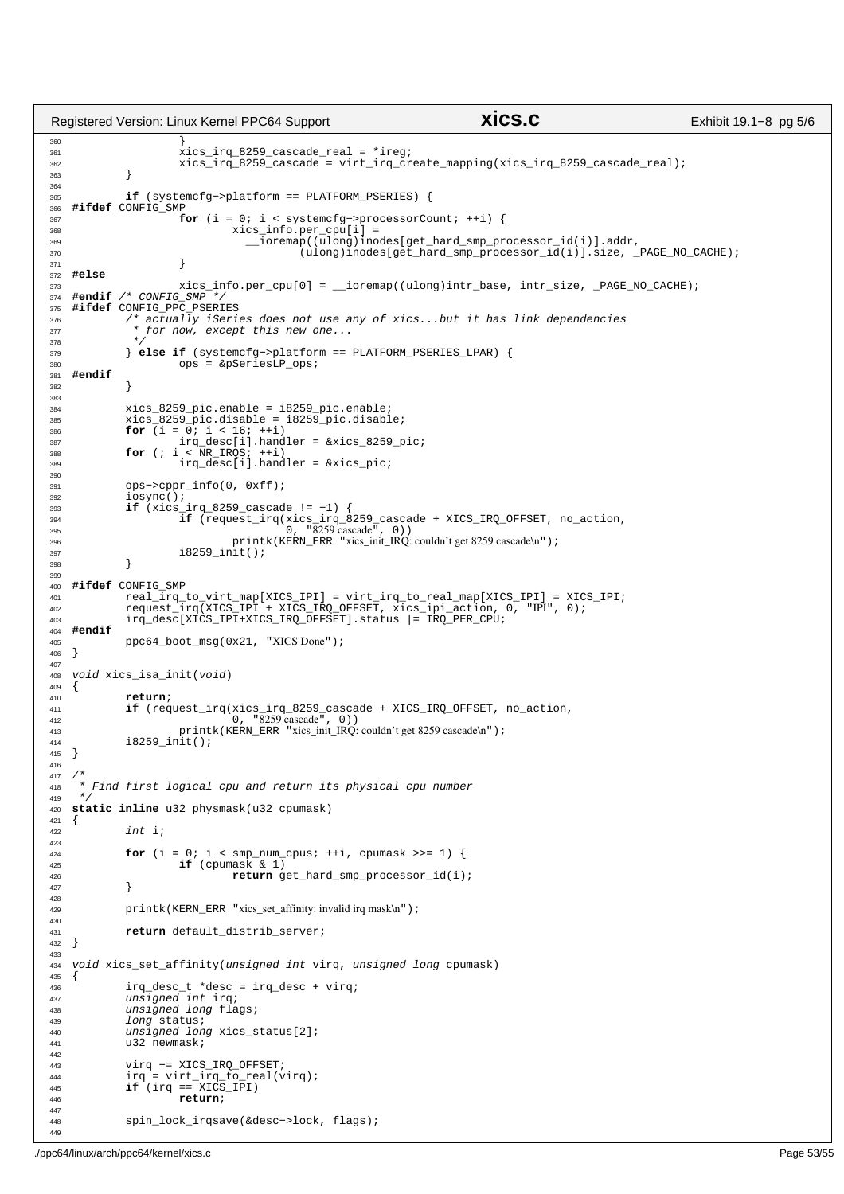```c
		}
		xics_irq_8259_cascade_real = *ireg;
		xics_irq_8259_cascade = virt_irq_create_mapping(xics_irq_8259_cascade_real);
	}

	if (systemcfg->platform == PLATFORM_PSERIES) {
#ifdef CONFIG_SMP
		for (i = 0; i < systemcfg->processorCount; ++i) {
			xics_info.per_cpu[i] =
			  __ioremap((ulong)inodes[get_hard_smp_processor_id(i)].addr,
				    (ulong)inodes[get_hard_smp_processor_id(i)].size, _PAGE_NO_CACHE);
		}
#else
		xics_info.per_cpu[0] = __ioremap((ulong)intr_base, intr_size, _PAGE_NO_CACHE);
#endif /* CONFIG_SMP */
#ifdef CONFIG_PPC_PSERIES
	/* actually iSeries does not use any of xics...but it has link dependencies
	 * for now, except this new one...
	 */
	} else if (systemcfg->platform == PLATFORM_PSERIES_LPAR) {
		ops = &pSeriesLP_ops;
#endif
	}

	xics_8259_pic.enable = i8259_pic.enable;
	xics_8259_pic.disable = i8259_pic.disable;
	for (i = 0; i < 16; ++i)
		irq_desc[i].handler = &xics_8259_pic;
	for (; i < NR_IRQS; ++i)
		irq_desc[i].handler = &xics_pic;

	ops->cppr_info(0, 0xff);
	iosync();
	if (xics_irq_8259_cascade != -1) {
		if (request_irq(xics_irq_8259_cascade + XICS_IRQ_OFFSET, no_action,
				0, "8259 cascade", 0))
			printk(KERN_ERR "xics_init_IRQ: couldn't get 8259 cascade\n");
		i8259_init();
	}

#ifdef CONFIG_SMP
	real_irq_to_virt_map[XICS_IPI] = virt_irq_to_real_map[XICS_IPI] = XICS_IPI;
	request_irq(XICS_IPI + XICS_IRQ_OFFSET, xics_ipi_action, 0, "IPI", 0);
	irq_desc[XICS_IPI+XICS_IRQ_OFFSET].status |= IRQ_PER_CPU;
#endif
	ppc64_boot_msg(0x21, "XICS Done");
}

void xics_isa_init(void)
{
	return;
	if (request_irq(xics_irq_8259_cascade + XICS_IRQ_OFFSET, no_action,
			0, "8259 cascade", 0))
		printk(KERN_ERR "xics_init_IRQ: couldn't get 8259 cascade\n");
	i8259_init();
}

/*
 * Find first logical cpu and return its physical cpu number
 */
static inline u32 physmask(u32 cpumask)
{
	int i;

	for (i = 0; i < smp_num_cpus; ++i, cpumask >>= 1) {
		if (cpumask & 1)
			return get_hard_smp_processor_id(i);
	}

	printk(KERN_ERR "xics_set_affinity: invalid irq mask\n");

	return default_distrib_server;
}

void xics_set_affinity(unsigned int virq, unsigned long cpumask)
{
	irq_desc_t *desc = irq_desc + virq;
	unsigned int irq;
	unsigned long flags;
	long status;
	unsigned long xics_status[2];
	u32 newmask;

	virq -= XICS_IRQ_OFFSET;
	irq = virt_irq_to_real(virq);
	if (irq == XICS_IPI)
		return;

	spin_lock_irqsave(&desc->lock, flags);

```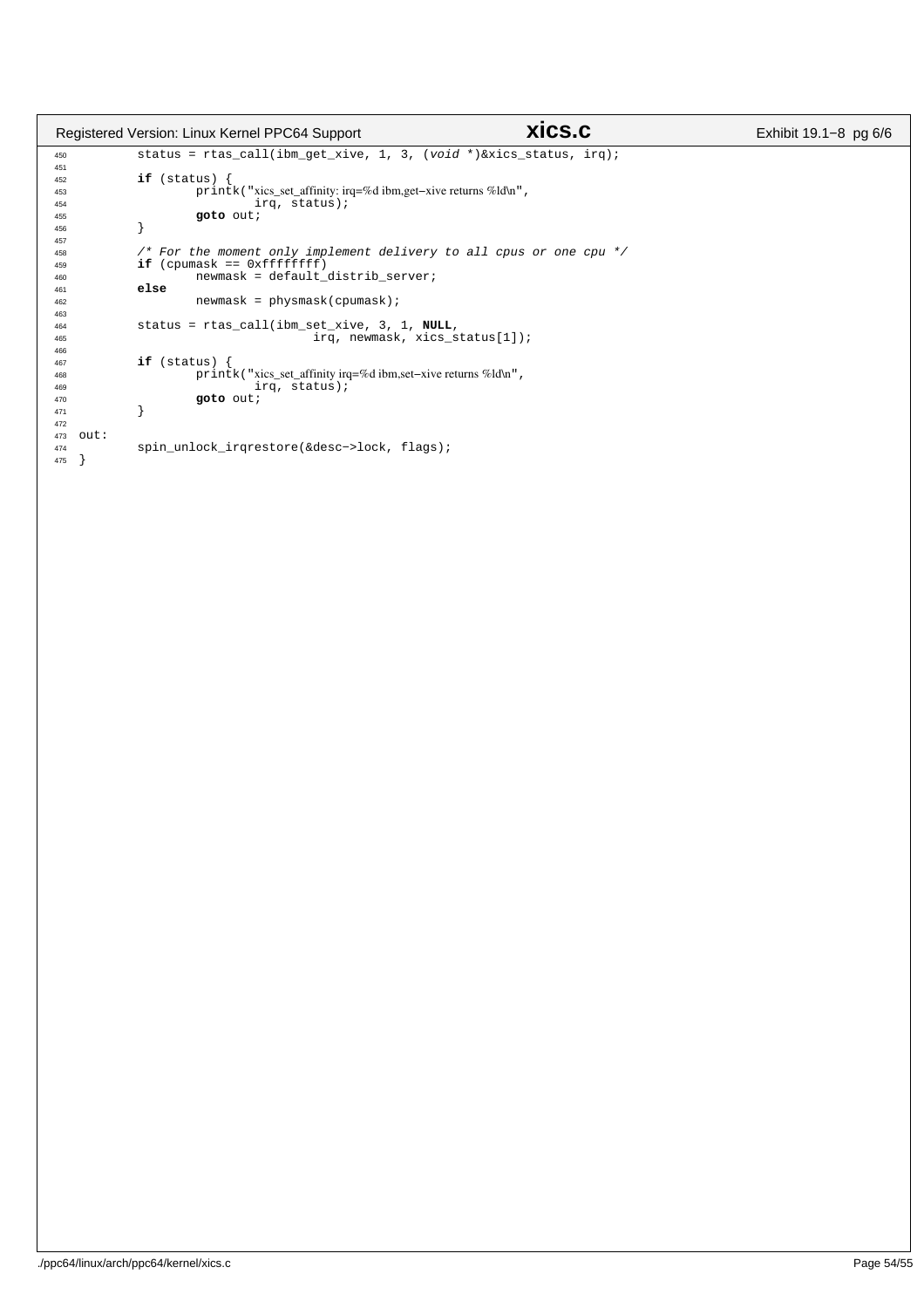```c
450         status = rtas_call(ibm_get_xive, 1, 3, (void *)&xics_status, irq);
451 
452         if (status) {
453                 printk("xics_set_affinity: irq=%d ibm,get-xive returns %ld\n",
454                         irq, status);
455                 goto out;
456         }
457 
458         /* For the moment only implement delivery to all cpus or one cpu */
459         if (cpumask == 0xffffffff)
460                 newmask = default_distrib_server;
461         else
462                 newmask = physmask(cpumask);
463 
464         status = rtas_call(ibm_set_xive, 3, 1, NULL,
465                                 irq, newmask, xics_status[1]);
466 
467         if (status) {
468                 printk("xics_set_affinity irq=%d ibm,set-xive returns %ld\n",
469                         irq, status);
470                 goto out;
471         }
472 
473 out:
474         spin_unlock_irqrestore(&desc->lock, flags);
475 }
```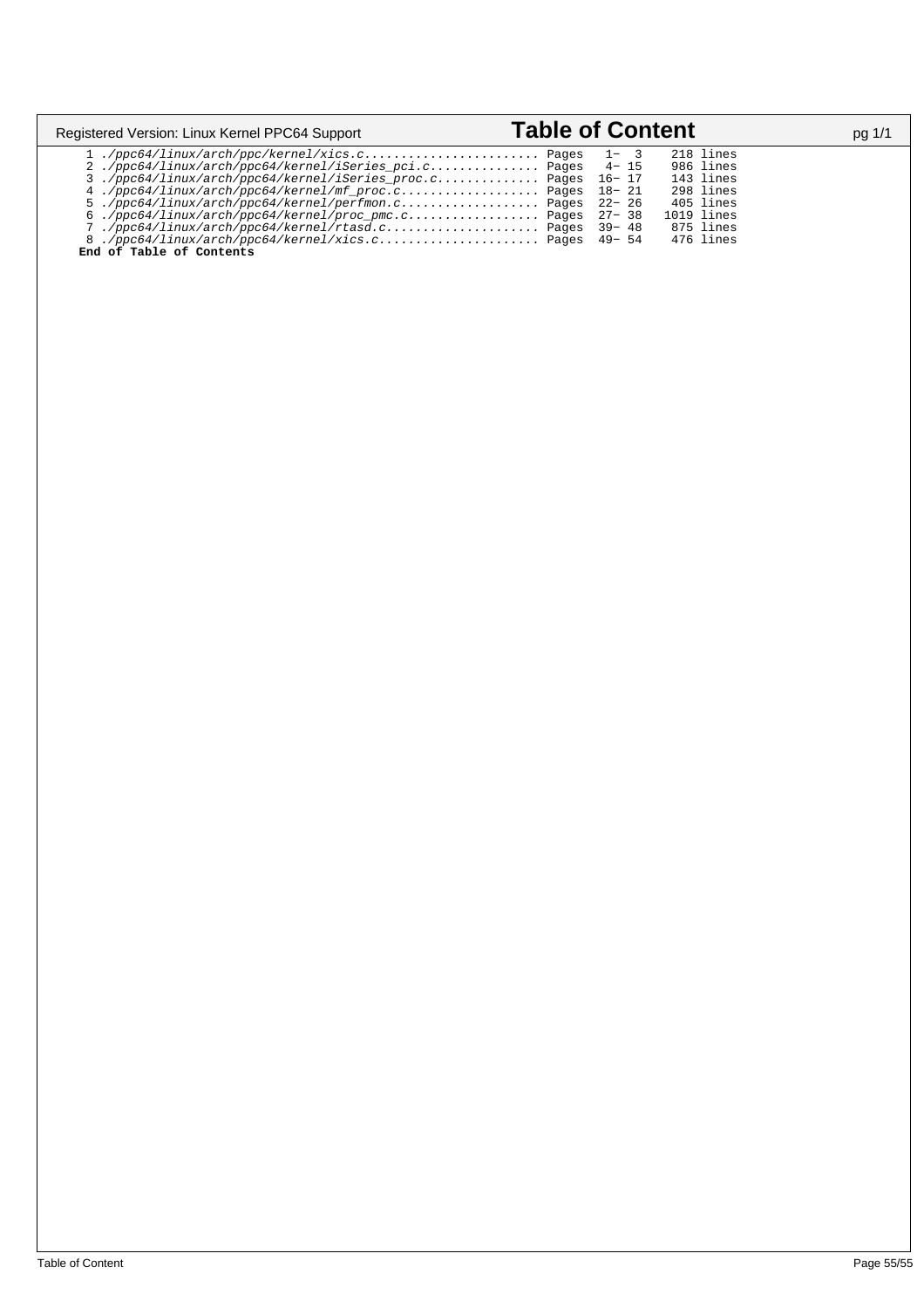# Table of Content

```
1 ./ppc64/linux/arch/ppc/kernel/xics.c........................ Pages  1- 3    218 lines
2 ./ppc64/linux/arch/ppc64/kernel/iSeries_pci.c............... Pages  4- 15   986 lines
3 ./ppc64/linux/arch/ppc64/kernel/iSeries_proc.c.............. Pages 16- 17   143 lines
4 ./ppc64/linux/arch/ppc64/kernel/mf_proc.c................... Pages 18- 21   298 lines
5 ./ppc64/linux/arch/ppc64/kernel/perfmon.c................... Pages 22- 26   405 lines
6 ./ppc64/linux/arch/ppc64/kernel/proc_pmc.c.................. Pages 27- 38  1019 lines
7 ./ppc64/linux/arch/ppc64/kernel/rtasd.c..................... Pages 39- 48   875 lines
8 ./ppc64/linux/arch/ppc64/kernel/xics.c...................... Pages 49- 54   476 lines
```

**End of Table of Contents**